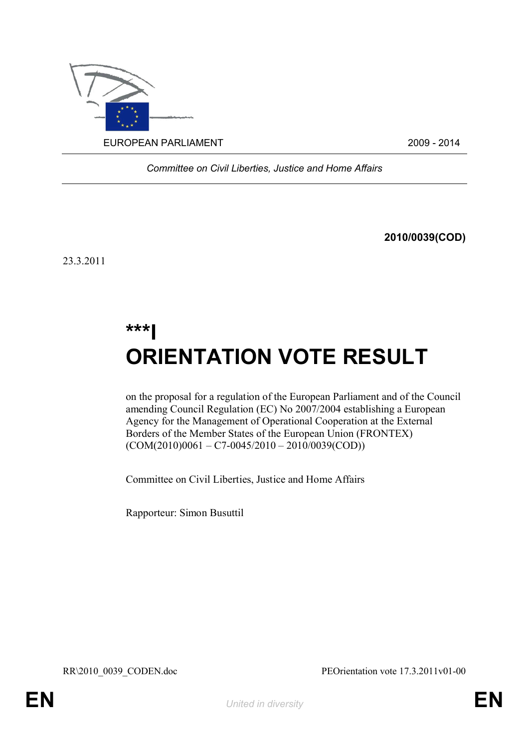EUROPEAN PARLIAMENT 2009 - 2014

*Committee on Civil Liberties, Justice and Home Affairs*

**2010/0039(COD)**

23.3.2011

# ***I
# ORIENTATION VOTE RESULT

on the proposal for a regulation of the European Parliament and of the Council amending Council Regulation (EC) No 2007/2004 establishing a European Agency for the Management of Operational Cooperation at the External Borders of the Member States of the European Union (FRONTEX) (COM(2010)0061 – C7-0045/2010 – 2010/0039(COD))

Committee on Civil Liberties, Justice and Home Affairs

Rapporteur: Simon Busuttil

RR\2010_0039_CODEN.doc PEOrientation vote 17.3.2011v01-00

EN *United in diversity* EN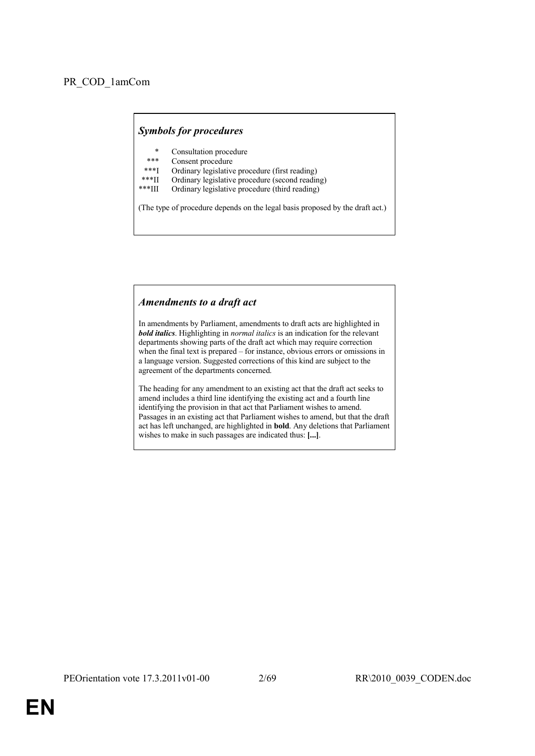PR_COD_1amCom

### *Symbols for procedures*

| | |
|---|---|
| * | Consultation procedure |
| *** | Consent procedure |
| ***I | Ordinary legislative procedure (first reading) |
| ***II | Ordinary legislative procedure (second reading) |
| ***III | Ordinary legislative procedure (third reading) |

(The type of procedure depends on the legal basis proposed by the draft act.)

### *Amendments to a draft act*

In amendments by Parliament, amendments to draft acts are highlighted in ***bold italics***. Highlighting in *normal italics* is an indication for the relevant departments showing parts of the draft act which may require correction when the final text is prepared – for instance, obvious errors or omissions in a language version. Suggested corrections of this kind are subject to the agreement of the departments concerned.

The heading for any amendment to an existing act that the draft act seeks to amend includes a third line identifying the existing act and a fourth line identifying the provision in that act that Parliament wishes to amend. Passages in an existing act that Parliament wishes to amend, but that the draft act has left unchanged, are highlighted in **bold**. Any deletions that Parliament wishes to make in such passages are indicated thus: **[...]**.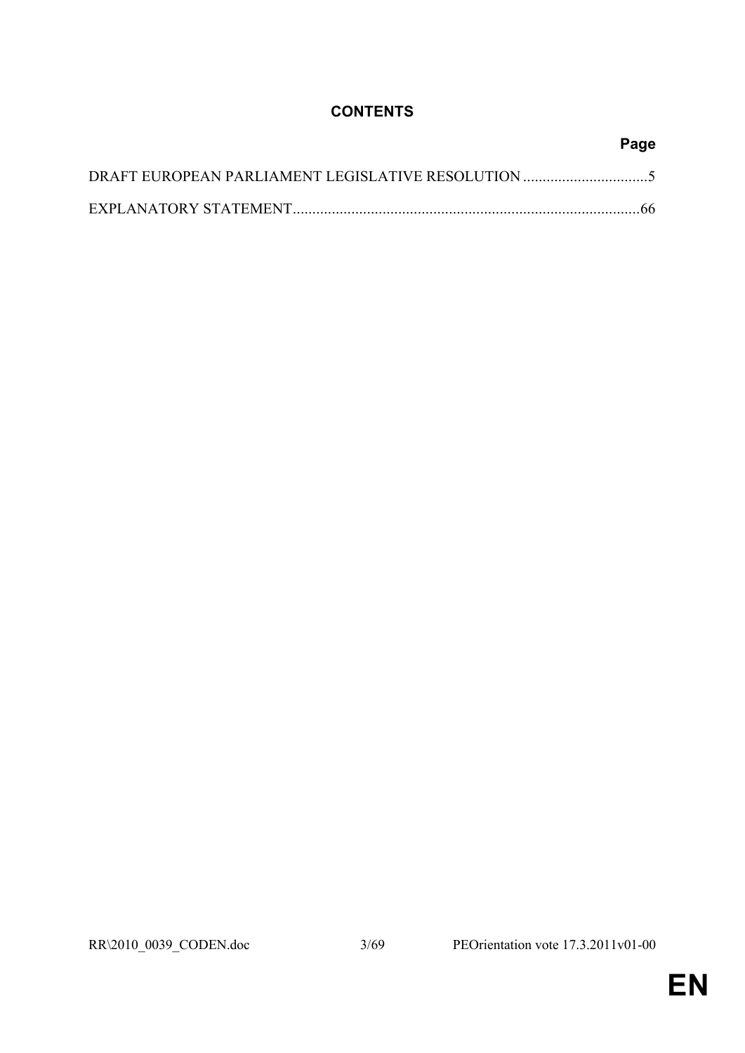## CONTENTS

| | Page |
|---|---|
| DRAFT EUROPEAN PARLIAMENT LEGISLATIVE RESOLUTION | 5 |
| EXPLANATORY STATEMENT | 66 |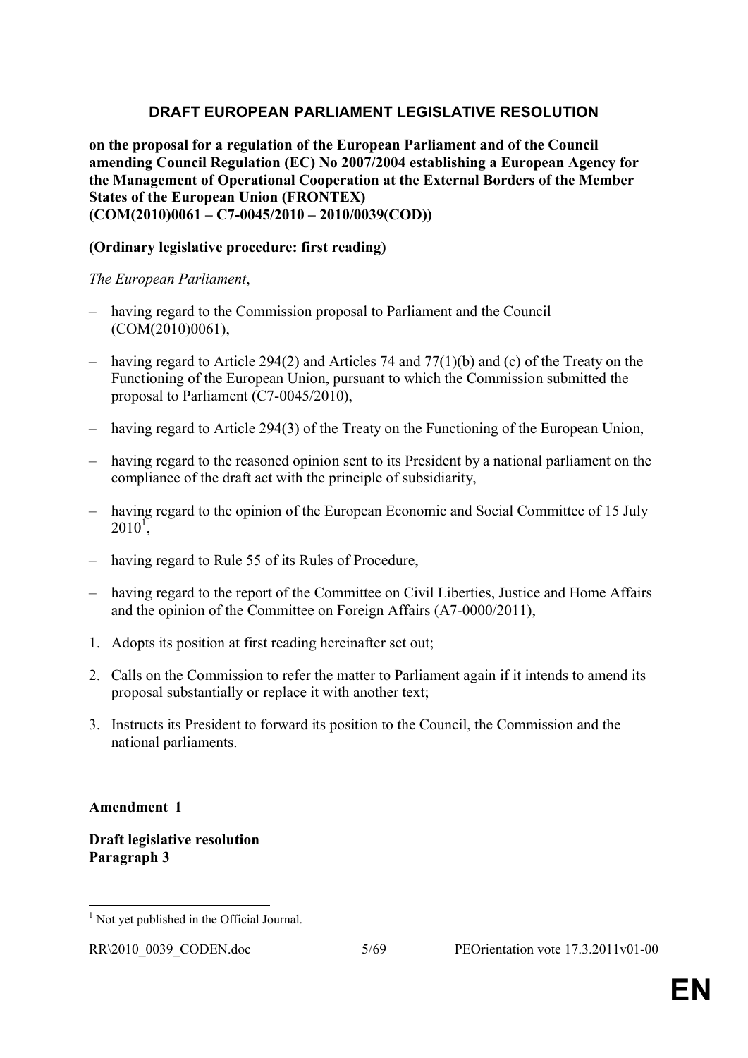## DRAFT EUROPEAN PARLIAMENT LEGISLATIVE RESOLUTION

**on the proposal for a regulation of the European Parliament and of the Council amending Council Regulation (EC) No 2007/2004 establishing a European Agency for the Management of Operational Cooperation at the External Borders of the Member States of the European Union (FRONTEX)**
**(COM(2010)0061 – C7-0045/2010 – 2010/0039(COD))**

**(Ordinary legislative procedure: first reading)**

*The European Parliament*,

– having regard to the Commission proposal to Parliament and the Council (COM(2010)0061),

– having regard to Article 294(2) and Articles 74 and 77(1)(b) and (c) of the Treaty on the Functioning of the European Union, pursuant to which the Commission submitted the proposal to Parliament (C7-0045/2010),

– having regard to Article 294(3) of the Treaty on the Functioning of the European Union,

– having regard to the reasoned opinion sent to its President by a national parliament on the compliance of the draft act with the principle of subsidiarity,

– having regard to the opinion of the European Economic and Social Committee of 15 July 2010[1],

– having regard to Rule 55 of its Rules of Procedure,

– having regard to the report of the Committee on Civil Liberties, Justice and Home Affairs and the opinion of the Committee on Foreign Affairs (A7-0000/2011),

1. Adopts its position at first reading hereinafter set out;

2. Calls on the Commission to refer the matter to Parliament again if it intends to amend its proposal substantially or replace it with another text;

3. Instructs its President to forward its position to the Council, the Commission and the national parliaments.

**Amendment 1**

**Draft legislative resolution**
**Paragraph 3**

[1] Not yet published in the Official Journal.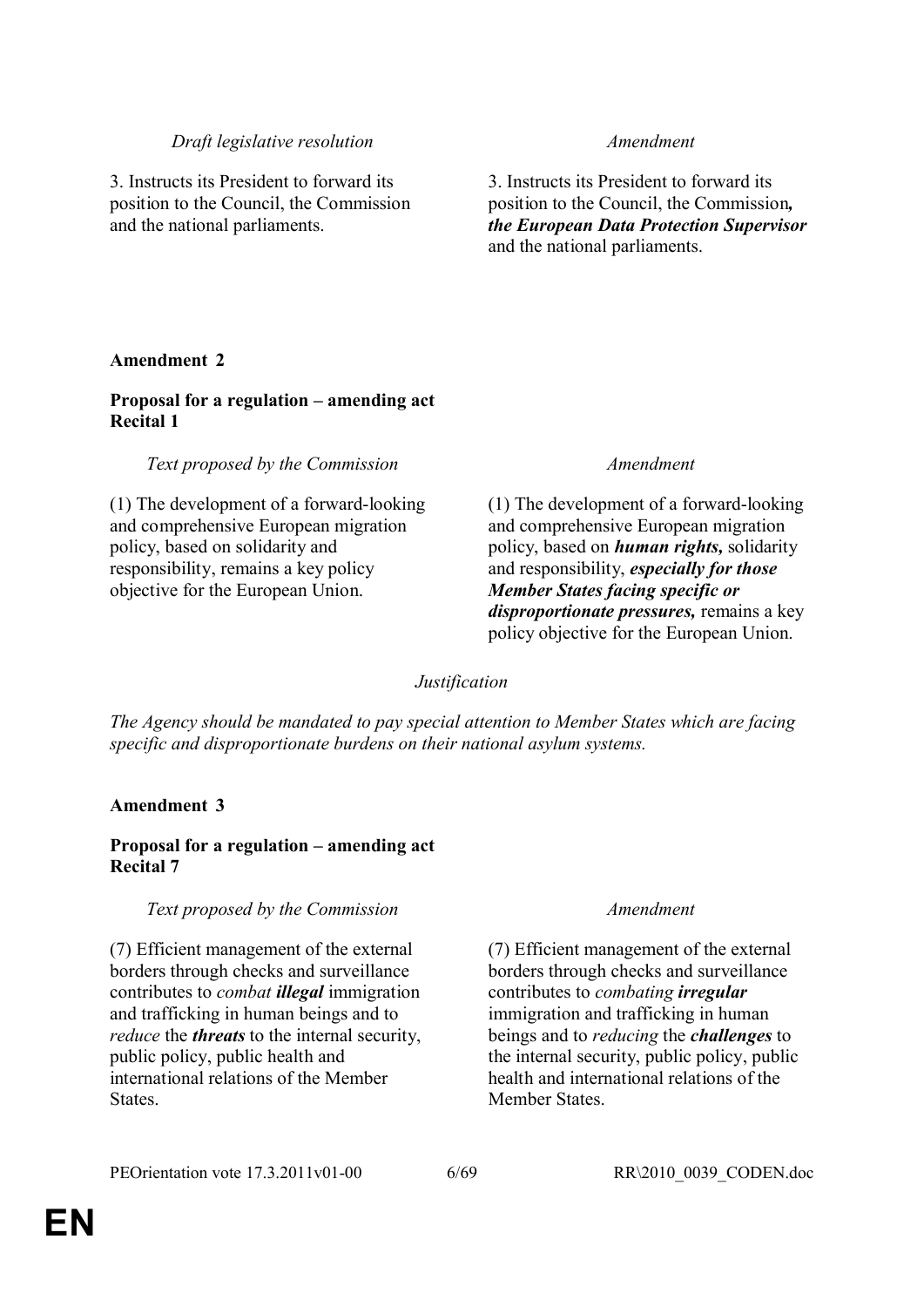| *Draft legislative resolution* | *Amendment* |
|---|---|
| 3. Instructs its President to forward its position to the Council, the Commission and the national parliaments. | 3. Instructs its President to forward its position to the Council, the Commission***, the European Data Protection Supervisor*** and the national parliaments. |

**Amendment 2**

**Proposal for a regulation – amending act**
**Recital 1**

| *Text proposed by the Commission* | *Amendment* |
|---|---|
| (1) The development of a forward-looking and comprehensive European migration policy, based on solidarity and responsibility, remains a key policy objective for the European Union. | (1) The development of a forward-looking and comprehensive European migration policy, based on ***human rights,*** solidarity and responsibility, ***especially for those Member States facing specific or disproportionate pressures,*** remains a key policy objective for the European Union. |

*Justification*

*The Agency should be mandated to pay special attention to Member States which are facing specific and disproportionate burdens on their national asylum systems.*

**Amendment 3**

**Proposal for a regulation – amending act**
**Recital 7**

| *Text proposed by the Commission* | *Amendment* |
|---|---|
| (7) Efficient management of the external borders through checks and surveillance contributes to *combat* ***illegal*** immigration and trafficking in human beings and to *reduce* the ***threats*** to the internal security, public policy, public health and international relations of the Member States. | (7) Efficient management of the external borders through checks and surveillance contributes to *combating* ***irregular*** immigration and trafficking in human beings and to *reducing* the ***challenges*** to the internal security, public policy, public health and international relations of the Member States. |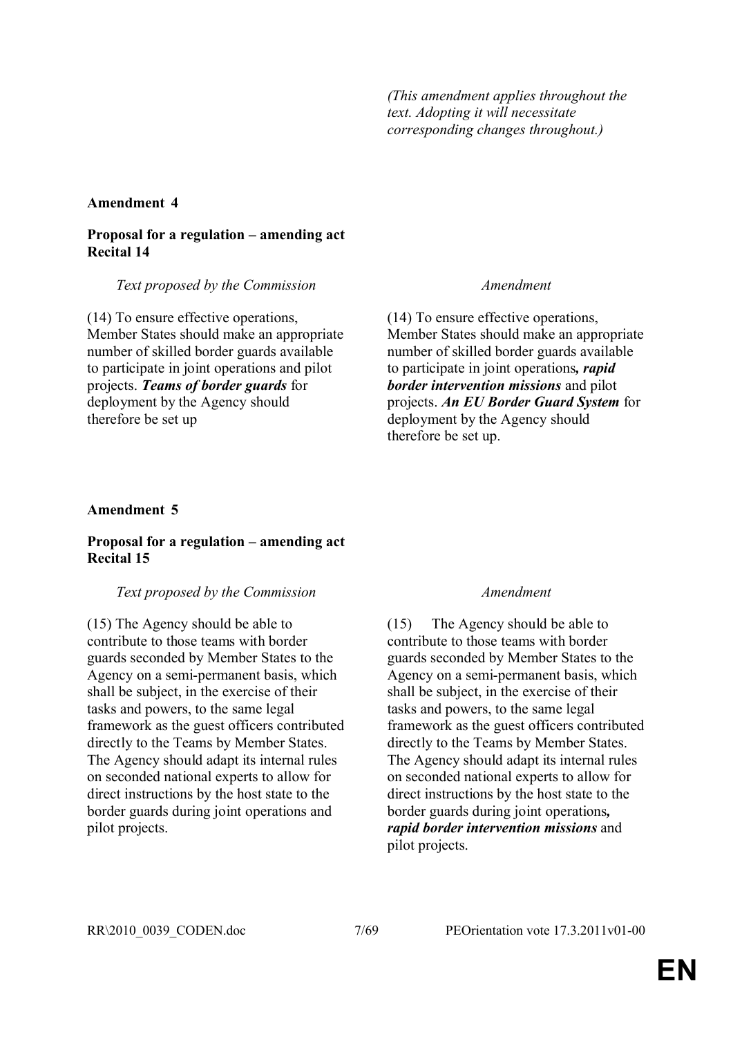*(This amendment applies throughout the text. Adopting it will necessitate corresponding changes throughout.)*

**Amendment 4**

**Proposal for a regulation – amending act**
**Recital 14**

| *Text proposed by the Commission* | *Amendment* |
|---|---|
| (14) To ensure effective operations, Member States should make an appropriate number of skilled border guards available to participate in joint operations and pilot projects. ***Teams of border guards*** for deployment by the Agency should therefore be set up | (14) To ensure effective operations, Member States should make an appropriate number of skilled border guards available to participate in joint operations***, rapid border intervention missions*** and pilot projects. ***An EU Border Guard System*** for deployment by the Agency should therefore be set up. |

**Amendment 5**

**Proposal for a regulation – amending act**
**Recital 15**

| *Text proposed by the Commission* | *Amendment* |
|---|---|
| (15) The Agency should be able to contribute to those teams with border guards seconded by Member States to the Agency on a semi-permanent basis, which shall be subject, in the exercise of their tasks and powers, to the same legal framework as the guest officers contributed directly to the Teams by Member States. The Agency should adapt its internal rules on seconded national experts to allow for direct instructions by the host state to the border guards during joint operations and pilot projects. | (15) The Agency should be able to contribute to those teams with border guards seconded by Member States to the Agency on a semi-permanent basis, which shall be subject, in the exercise of their tasks and powers, to the same legal framework as the guest officers contributed directly to the Teams by Member States. The Agency should adapt its internal rules on seconded national experts to allow for direct instructions by the host state to the border guards during joint operations***, rapid border intervention missions*** and pilot projects. |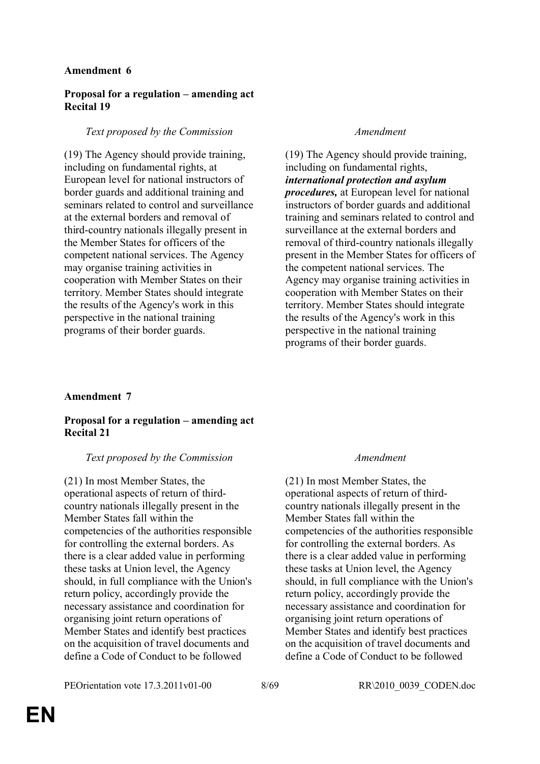**Amendment 6**

**Proposal for a regulation – amending act**
**Recital 19**

| *Text proposed by the Commission* | *Amendment* |
| --- | --- |
| (19) The Agency should provide training, including on fundamental rights, at European level for national instructors of border guards and additional training and seminars related to control and surveillance at the external borders and removal of third-country nationals illegally present in the Member States for officers of the competent national services. The Agency may organise training activities in cooperation with Member States on their territory. Member States should integrate the results of the Agency's work in this perspective in the national training programs of their border guards. | (19) The Agency should provide training, including on fundamental rights, ***international protection and asylum procedures,*** at European level for national instructors of border guards and additional training and seminars related to control and surveillance at the external borders and removal of third-country nationals illegally present in the Member States for officers of the competent national services. The Agency may organise training activities in cooperation with Member States on their territory. Member States should integrate the results of the Agency's work in this perspective in the national training programs of their border guards. |

**Amendment 7**

**Proposal for a regulation – amending act**
**Recital 21**

| *Text proposed by the Commission* | *Amendment* |
| --- | --- |
| (21) In most Member States, the operational aspects of return of third-country nationals illegally present in the Member States fall within the competencies of the authorities responsible for controlling the external borders. As there is a clear added value in performing these tasks at Union level, the Agency should, in full compliance with the Union's return policy, accordingly provide the necessary assistance and coordination for organising joint return operations of Member States and identify best practices on the acquisition of travel documents and define a Code of Conduct to be followed | (21) In most Member States, the operational aspects of return of third-country nationals illegally present in the Member States fall within the competencies of the authorities responsible for controlling the external borders. As there is a clear added value in performing these tasks at Union level, the Agency should, in full compliance with the Union's return policy, accordingly provide the necessary assistance and coordination for organising joint return operations of Member States and identify best practices on the acquisition of travel documents and define a Code of Conduct to be followed |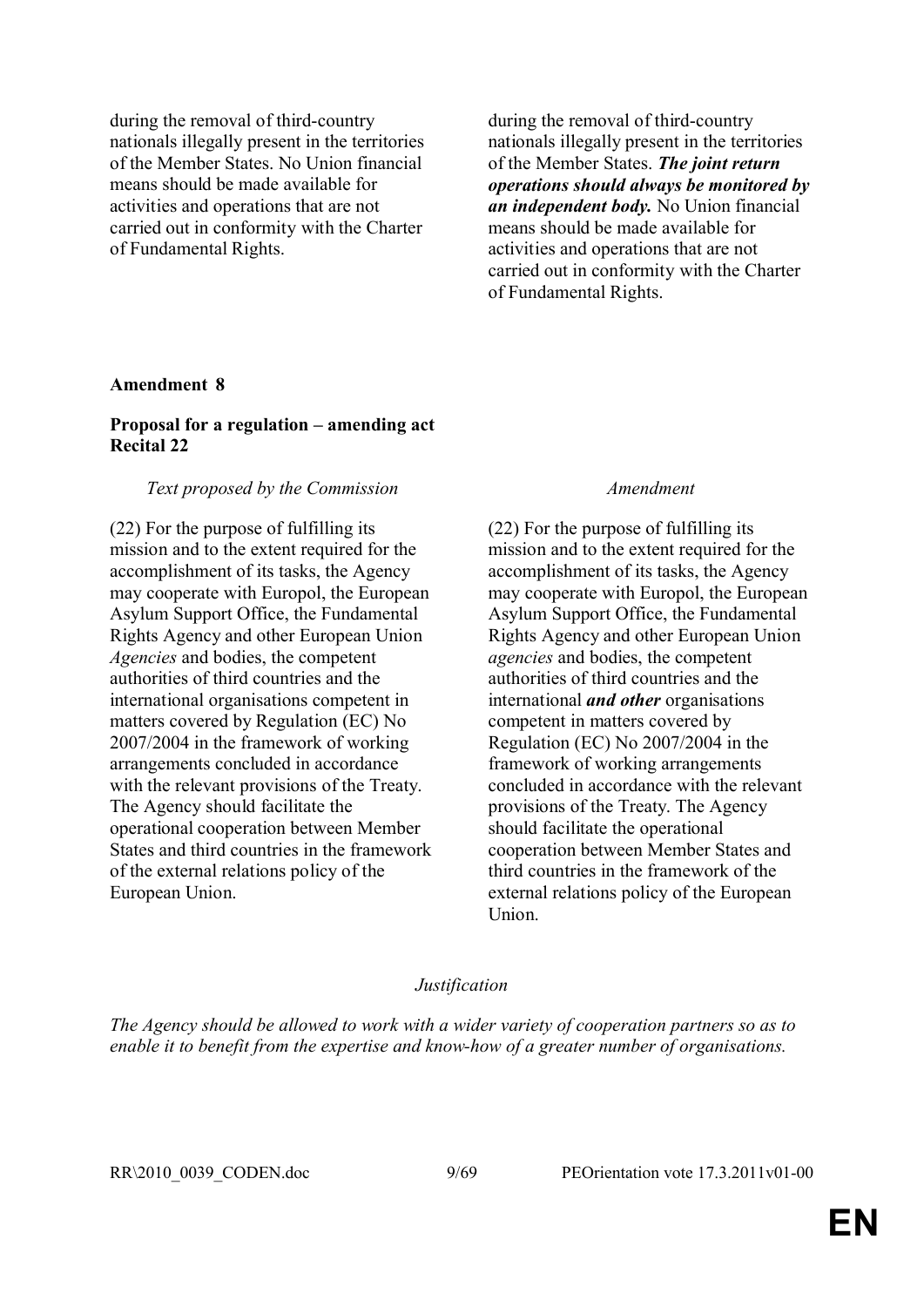| | |
|---|---|
| during the removal of third-country nationals illegally present in the territories of the Member States. No Union financial means should be made available for activities and operations that are not carried out in conformity with the Charter of Fundamental Rights. | during the removal of third-country nationals illegally present in the territories of the Member States. ***The joint return operations should always be monitored by an independent body.*** No Union financial means should be made available for activities and operations that are not carried out in conformity with the Charter of Fundamental Rights. |

**Amendment 8**

**Proposal for a regulation – amending act**
**Recital 22**

| *Text proposed by the Commission* | *Amendment* |
|---|---|
| (22) For the purpose of fulfilling its mission and to the extent required for the accomplishment of its tasks, the Agency may cooperate with Europol, the European Asylum Support Office, the Fundamental Rights Agency and other European Union *Agencies* and bodies, the competent authorities of third countries and the international organisations competent in matters covered by Regulation (EC) No 2007/2004 in the framework of working arrangements concluded in accordance with the relevant provisions of the Treaty. The Agency should facilitate the operational cooperation between Member States and third countries in the framework of the external relations policy of the European Union. | (22) For the purpose of fulfilling its mission and to the extent required for the accomplishment of its tasks, the Agency may cooperate with Europol, the European Asylum Support Office, the Fundamental Rights Agency and other European Union *agencies* and bodies, the competent authorities of third countries and the international ***and other*** organisations competent in matters covered by Regulation (EC) No 2007/2004 in the framework of working arrangements concluded in accordance with the relevant provisions of the Treaty. The Agency should facilitate the operational cooperation between Member States and third countries in the framework of the external relations policy of the European Union. |

*Justification*

*The Agency should be allowed to work with a wider variety of cooperation partners so as to enable it to benefit from the expertise and know-how of a greater number of organisations.*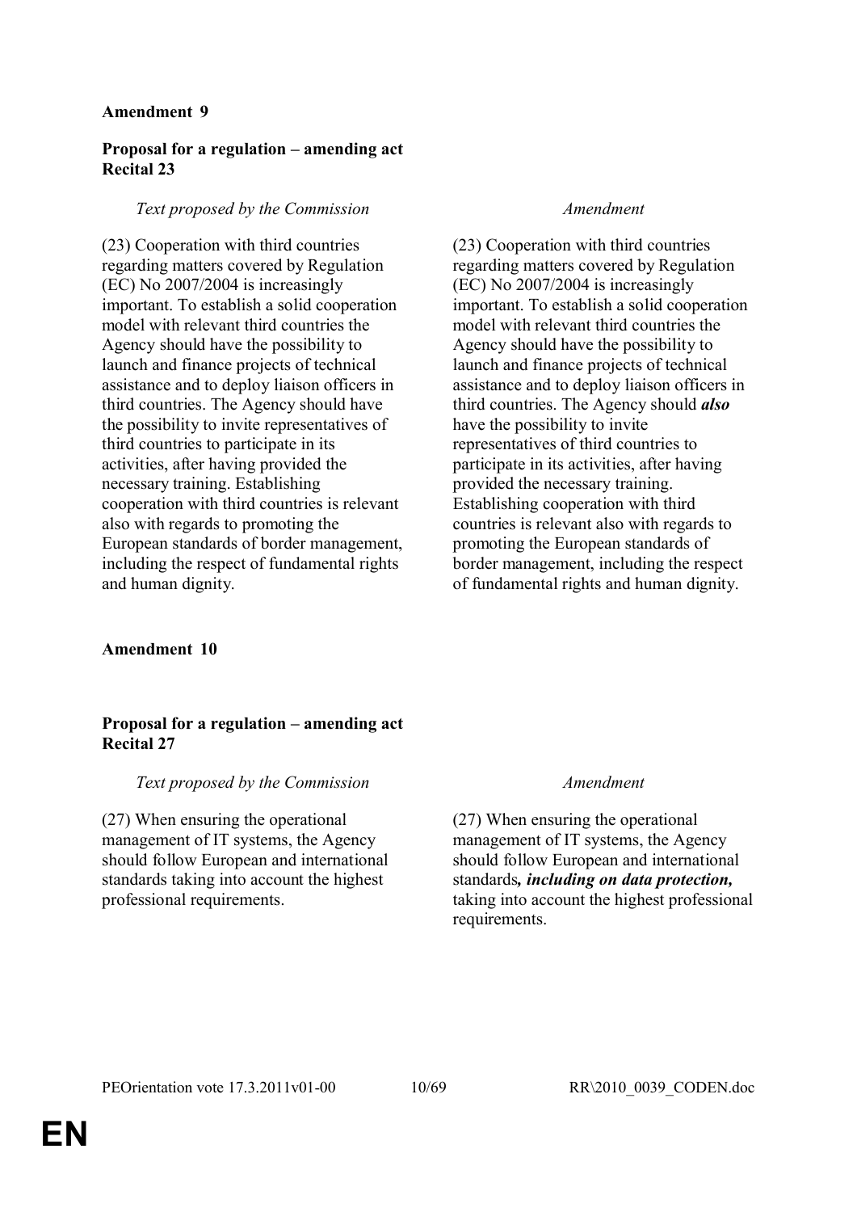**Amendment 9**

**Proposal for a regulation – amending act**
**Recital 23**

| *Text proposed by the Commission* | *Amendment* |
|---|---|
| (23) Cooperation with third countries regarding matters covered by Regulation (EC) No 2007/2004 is increasingly important. To establish a solid cooperation model with relevant third countries the Agency should have the possibility to launch and finance projects of technical assistance and to deploy liaison officers in third countries. The Agency should have the possibility to invite representatives of third countries to participate in its activities, after having provided the necessary training. Establishing cooperation with third countries is relevant also with regards to promoting the European standards of border management, including the respect of fundamental rights and human dignity. | (23) Cooperation with third countries regarding matters covered by Regulation (EC) No 2007/2004 is increasingly important. To establish a solid cooperation model with relevant third countries the Agency should have the possibility to launch and finance projects of technical assistance and to deploy liaison officers in third countries. The Agency should ***also*** have the possibility to invite representatives of third countries to participate in its activities, after having provided the necessary training. Establishing cooperation with third countries is relevant also with regards to promoting the European standards of border management, including the respect of fundamental rights and human dignity. |

**Amendment 10**

**Proposal for a regulation – amending act**
**Recital 27**

| *Text proposed by the Commission* | *Amendment* |
|---|---|
| (27) When ensuring the operational management of IT systems, the Agency should follow European and international standards taking into account the highest professional requirements. | (27) When ensuring the operational management of IT systems, the Agency should follow European and international standards***, including on data protection,*** taking into account the highest professional requirements. |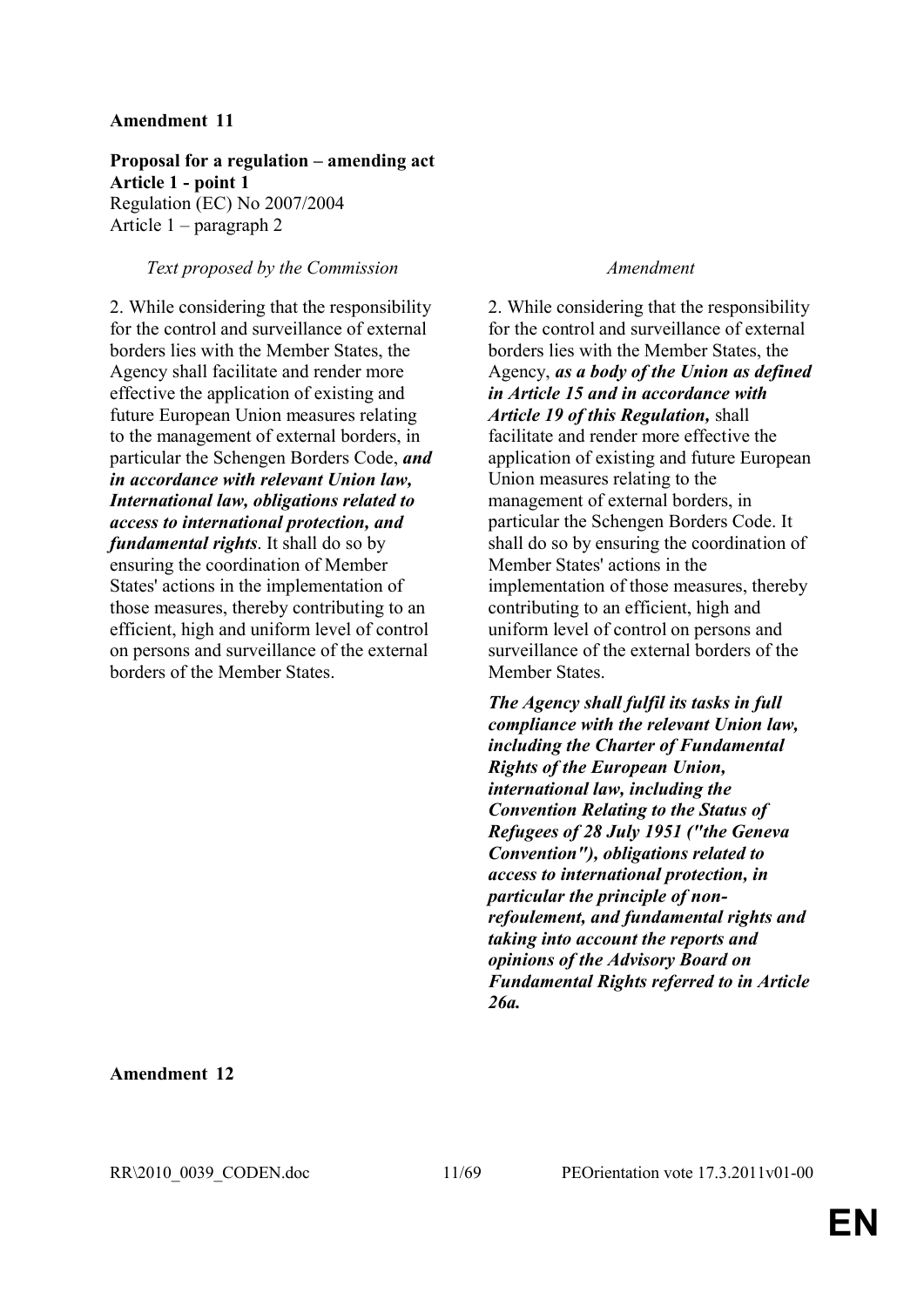**Amendment 11**

**Proposal for a regulation – amending act**
**Article 1 - point 1**
Regulation (EC) No 2007/2004
Article 1 – paragraph 2

| *Text proposed by the Commission* | *Amendment* |
|---|---|
| 2. While considering that the responsibility for the control and surveillance of external borders lies with the Member States, the Agency shall facilitate and render more effective the application of existing and future European Union measures relating to the management of external borders, in particular the Schengen Borders Code, ***and in accordance with relevant Union law, International law, obligations related to access to international protection, and fundamental rights***. It shall do so by ensuring the coordination of Member States' actions in the implementation of those measures, thereby contributing to an efficient, high and uniform level of control on persons and surveillance of the external borders of the Member States. | 2. While considering that the responsibility for the control and surveillance of external borders lies with the Member States, the Agency, ***as a body of the Union as defined in Article 15 and in accordance with Article 19 of this Regulation,*** shall facilitate and render more effective the application of existing and future European Union measures relating to the management of external borders, in particular the Schengen Borders Code. It shall do so by ensuring the coordination of Member States' actions in the implementation of those measures, thereby contributing to an efficient, high and uniform level of control on persons and surveillance of the external borders of the Member States. |
| | ***The Agency shall fulfil its tasks in full compliance with the relevant Union law, including the Charter of Fundamental Rights of the European Union, international law, including the Convention Relating to the Status of Refugees of 28 July 1951 ("the Geneva Convention"), obligations related to access to international protection, in particular the principle of non-refoulement, and fundamental rights and taking into account the reports and opinions of the Advisory Board on Fundamental Rights referred to in Article 26a.*** |

**Amendment 12**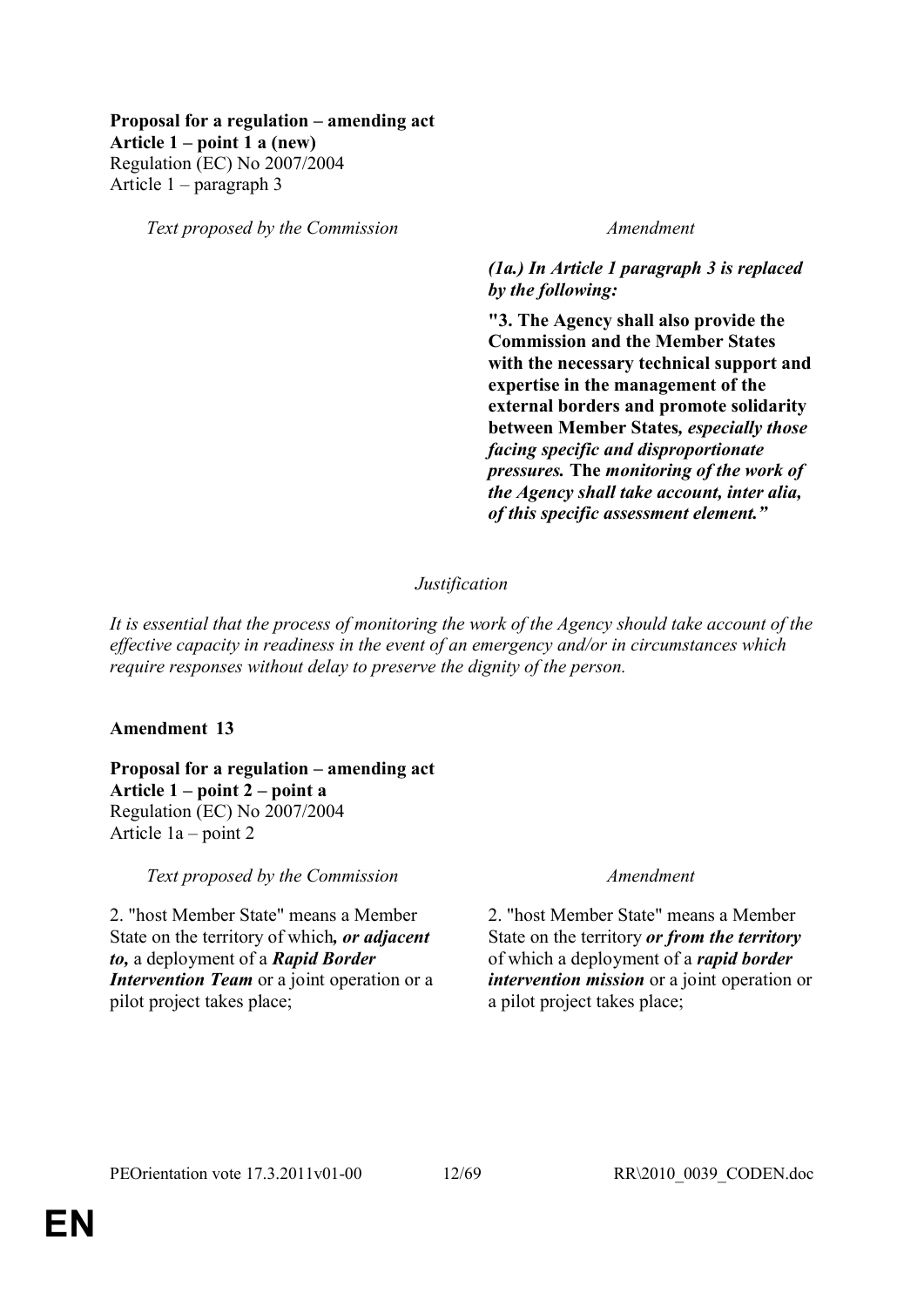**Proposal for a regulation – amending act**
**Article 1 – point 1 a (new)**
Regulation (EC) No 2007/2004
Article 1 – paragraph 3

| *Text proposed by the Commission* | *Amendment* |
| --- | --- |
| | ***(1a.) In Article 1 paragraph 3 is replaced by the following:*** |
| | **"3. The Agency shall also provide the Commission and the Member States with the necessary technical support and expertise in the management of the external borders and promote solidarity between Member States*, especially those facing specific and disproportionate pressures.* The *monitoring of the work of the Agency shall take account, inter alia, of this specific assessment element."*** |

*Justification*

*It is essential that the process of monitoring the work of the Agency should take account of the effective capacity in readiness in the event of an emergency and/or in circumstances which require responses without delay to preserve the dignity of the person.*

**Amendment 13**

**Proposal for a regulation – amending act**
**Article 1 – point 2 – point a**
Regulation (EC) No 2007/2004
Article 1a – point 2

| *Text proposed by the Commission* | *Amendment* |
| --- | --- |
| 2. "host Member State" means a Member State on the territory of which***, or adjacent to,*** a deployment of a ***Rapid Border Intervention Team*** or a joint operation or a pilot project takes place; | 2. "host Member State" means a Member State on the territory ***or from the territory*** of which a deployment of a ***rapid border intervention mission*** or a joint operation or a pilot project takes place; |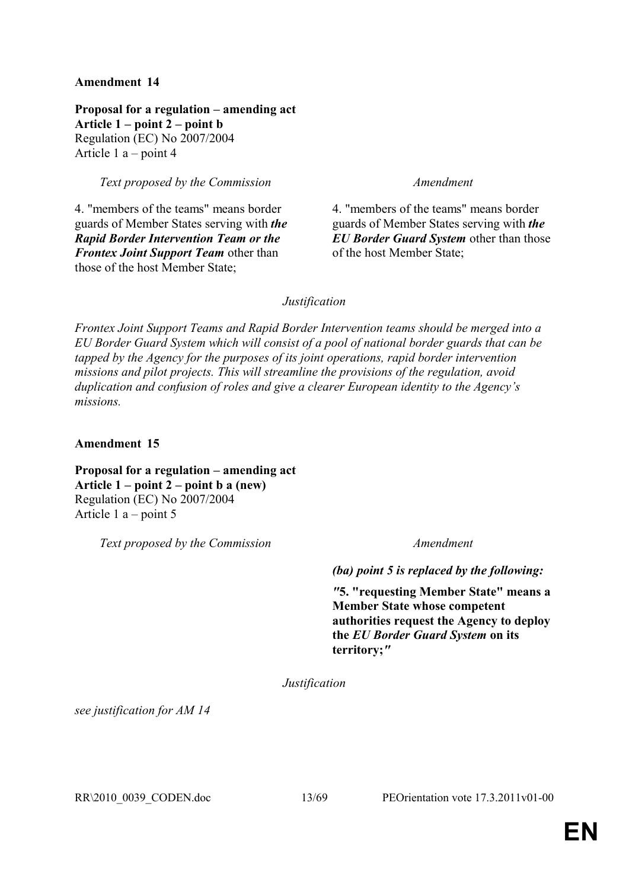**Amendment 14**

**Proposal for a regulation – amending act**
**Article 1 – point 2 – point b**
Regulation (EC) No 2007/2004
Article 1 a – point 4

| *Text proposed by the Commission* | *Amendment* |
|---|---|
| 4. "members of the teams" means border guards of Member States serving with ***the Rapid Border Intervention Team or the Frontex Joint Support Team*** other than those of the host Member State; | 4. "members of the teams" means border guards of Member States serving with ***the EU Border Guard System*** other than those of the host Member State; |

*Justification*

*Frontex Joint Support Teams and Rapid Border Intervention teams should be merged into a EU Border Guard System which will consist of a pool of national border guards that can be tapped by the Agency for the purposes of its joint operations, rapid border intervention missions and pilot projects. This will streamline the provisions of the regulation, avoid duplication and confusion of roles and give a clearer European identity to the Agency's missions.*

**Amendment 15**

**Proposal for a regulation – amending act**
**Article 1 – point 2 – point b a (new)**
Regulation (EC) No 2007/2004
Article 1 a – point 5

| *Text proposed by the Commission* | *Amendment* |
|---|---|
| | ***(ba) point 5 is replaced by the following:*** |
| | ***"*5. "requesting Member State" means a Member State whose competent authorities request the Agency to deploy the *EU Border Guard System* on its territory;*"*** |

*Justification*

*see justification for AM 14*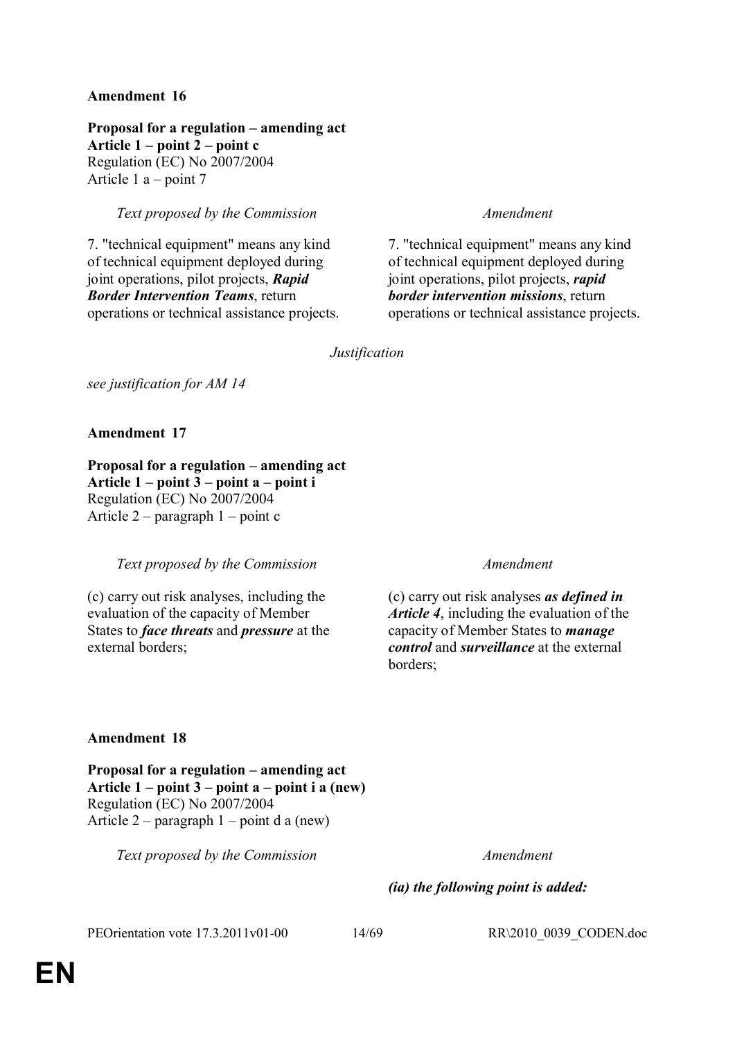**Amendment 16**

**Proposal for a regulation – amending act**
**Article 1 – point 2 – point c**
Regulation (EC) No 2007/2004
Article 1 a – point 7

| *Text proposed by the Commission* | *Amendment* |
| --- | --- |
| 7. "technical equipment" means any kind of technical equipment deployed during joint operations, pilot projects, ***Rapid Border Intervention Teams***, return operations or technical assistance projects. | 7. "technical equipment" means any kind of technical equipment deployed during joint operations, pilot projects, ***rapid border intervention missions***, return operations or technical assistance projects. |

*Justification*

*see justification for AM 14*

**Amendment 17**

**Proposal for a regulation – amending act**
**Article 1 – point 3 – point a – point i**
Regulation (EC) No 2007/2004
Article 2 – paragraph 1 – point c

| *Text proposed by the Commission* | *Amendment* |
| --- | --- |
| (c) carry out risk analyses, including the evaluation of the capacity of Member States to ***face threats*** and ***pressure*** at the external borders; | (c) carry out risk analyses ***as defined in Article 4***, including the evaluation of the capacity of Member States to ***manage control*** and ***surveillance*** at the external borders; |

**Amendment 18**

**Proposal for a regulation – amending act**
**Article 1 – point 3 – point a – point i a (new)**
Regulation (EC) No 2007/2004
Article 2 – paragraph 1 – point d a (new)

| *Text proposed by the Commission* | *Amendment* |
| --- | --- |
| | ***(ia) the following point is added:*** |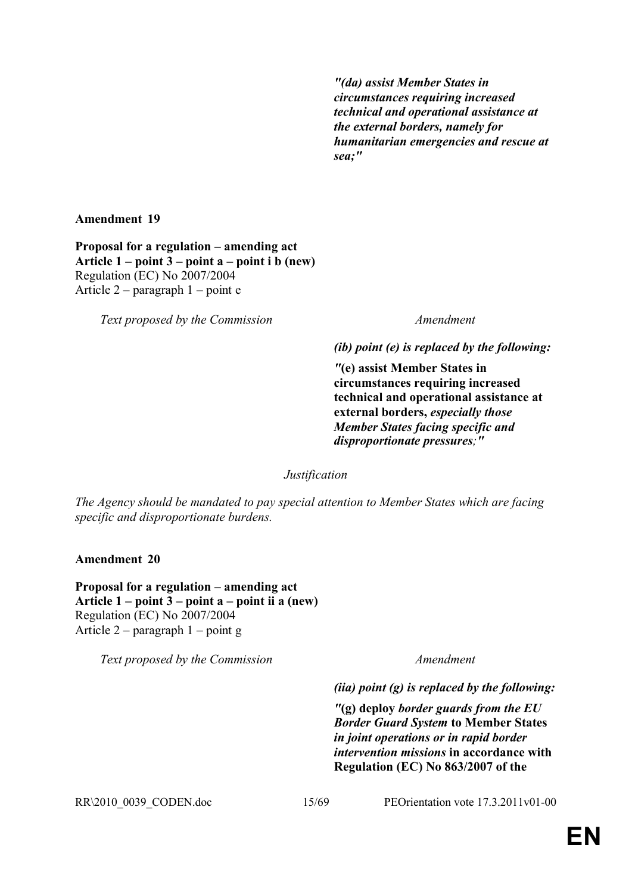| | |
|---|---|
| | *"(da) assist Member States in circumstances requiring increased technical and operational assistance at the external borders, namely for humanitarian emergencies and rescue at sea;"* |

**Amendment 19**

**Proposal for a regulation – amending act**
**Article 1 – point 3 – point a – point i b (new)**
Regulation (EC) No 2007/2004
Article 2 – paragraph 1 – point e

| *Text proposed by the Commission* | *Amendment* |
|---|---|
| | ***(ib) point (e) is replaced by the following:*** |
| | *"***(e) assist Member States in circumstances requiring increased technical and operational assistance at external borders,** ***especially those Member States facing specific and disproportionate pressures;"*** |

*Justification*

*The Agency should be mandated to pay special attention to Member States which are facing specific and disproportionate burdens.*

**Amendment 20**

**Proposal for a regulation – amending act**
**Article 1 – point 3 – point a – point ii a (new)**
Regulation (EC) No 2007/2004
Article 2 – paragraph 1 – point g

| *Text proposed by the Commission* | *Amendment* |
|---|---|
| | ***(iia) point (g) is replaced by the following:*** |
| | *"***(g) deploy** ***border guards from the EU Border Guard System*** **to Member States** ***in joint operations or in rapid border intervention missions*** **in accordance with Regulation (EC) No 863/2007 of the** |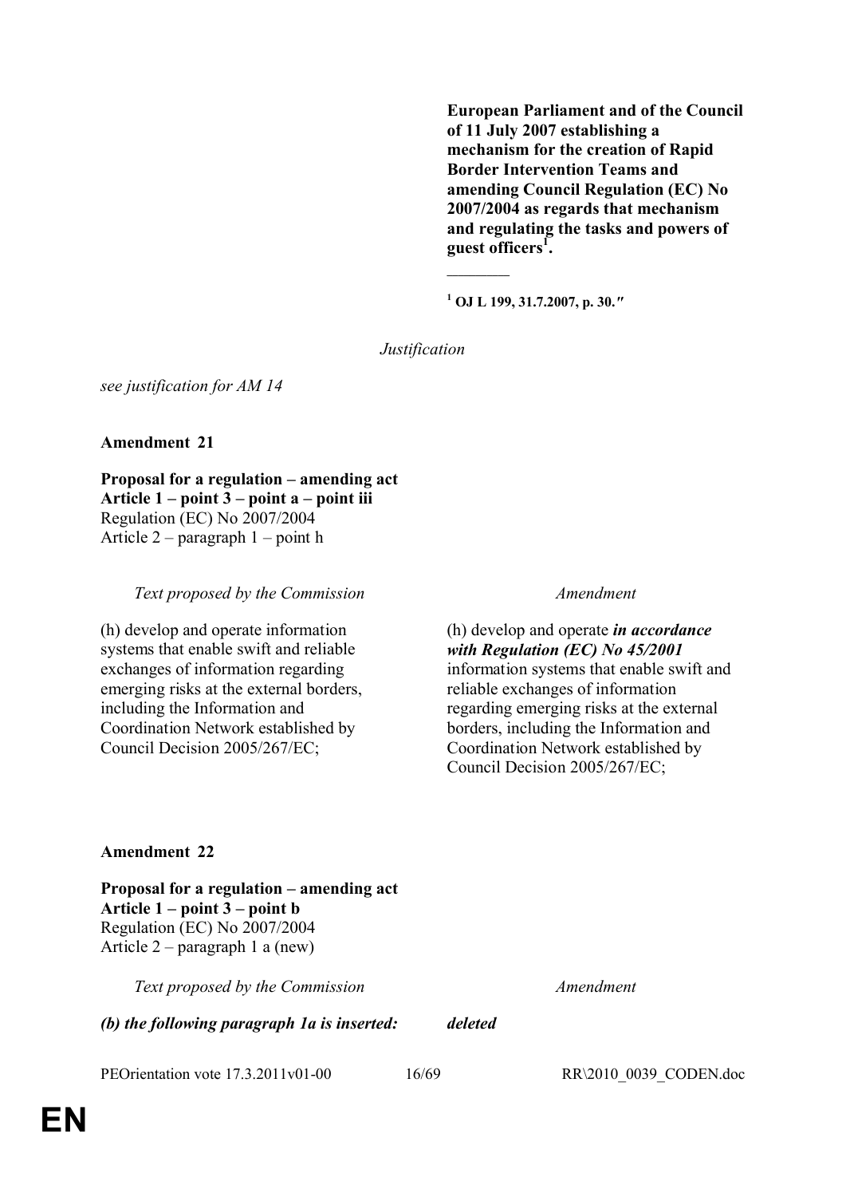**European Parliament and of the Council of 11 July 2007 establishing a mechanism for the creation of Rapid Border Intervention Teams and amending Council Regulation (EC) No 2007/2004 as regards that mechanism and regulating the tasks and powers of guest officers[1].**

________

**[1] OJ L 199, 31.7.2007, p. 30.″**

*Justification*

*see justification for AM 14*

**Amendment 21**

**Proposal for a regulation – amending act**
**Article 1 – point 3 – point a – point iii**
Regulation (EC) No 2007/2004
Article 2 – paragraph 1 – point h

| *Text proposed by the Commission* | *Amendment* |
|---|---|
| (h) develop and operate information systems that enable swift and reliable exchanges of information regarding emerging risks at the external borders, including the Information and Coordination Network established by Council Decision 2005/267/EC; | (h) develop and operate ***in accordance with Regulation (EC) No 45/2001*** information systems that enable swift and reliable exchanges of information regarding emerging risks at the external borders, including the Information and Coordination Network established by Council Decision 2005/267/EC; |

**Amendment 22**

**Proposal for a regulation – amending act**
**Article 1 – point 3 – point b**
Regulation (EC) No 2007/2004
Article 2 – paragraph 1 a (new)

| *Text proposed by the Commission* | *Amendment* |
|---|---|
| ***(b) the following paragraph 1a is inserted:*** | ***deleted*** |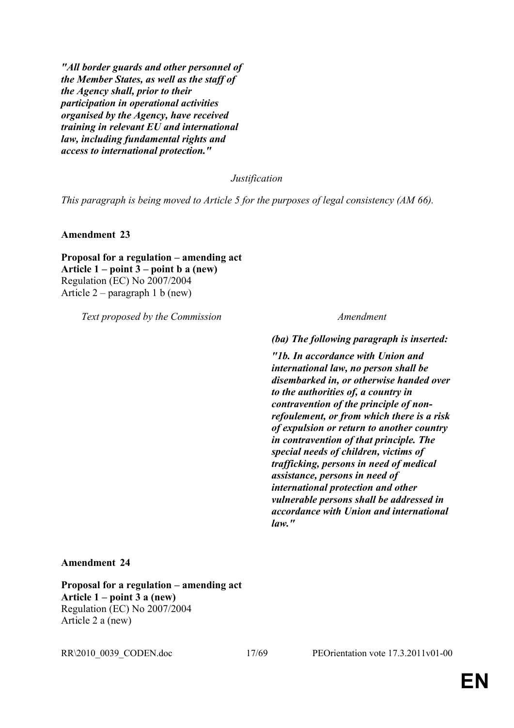***"All border guards and other personnel of the Member States, as well as the staff of the Agency shall, prior to their participation in operational activities organised by the Agency, have received training in relevant EU and international law, including fundamental rights and access to international protection."***

*Justification*

*This paragraph is being moved to Article 5 for the purposes of legal consistency (AM 66).*

**Amendment 23**

**Proposal for a regulation – amending act**
**Article 1 – point 3 – point b a (new)**
Regulation (EC) No 2007/2004
Article 2 – paragraph 1 b (new)

| *Text proposed by the Commission* | *Amendment* |
| --- | --- |
| | ***(ba) The following paragraph is inserted:*** |
| | ***"1b. In accordance with Union and international law, no person shall be disembarked in, or otherwise handed over to the authorities of, a country in contravention of the principle of non-refoulement, or from which there is a risk of expulsion or return to another country in contravention of that principle. The special needs of children, victims of trafficking, persons in need of medical assistance, persons in need of international protection and other vulnerable persons shall be addressed in accordance with Union and international law."*** |

**Amendment 24**

**Proposal for a regulation – amending act**
**Article 1 – point 3 a (new)**
Regulation (EC) No 2007/2004
Article 2 a (new)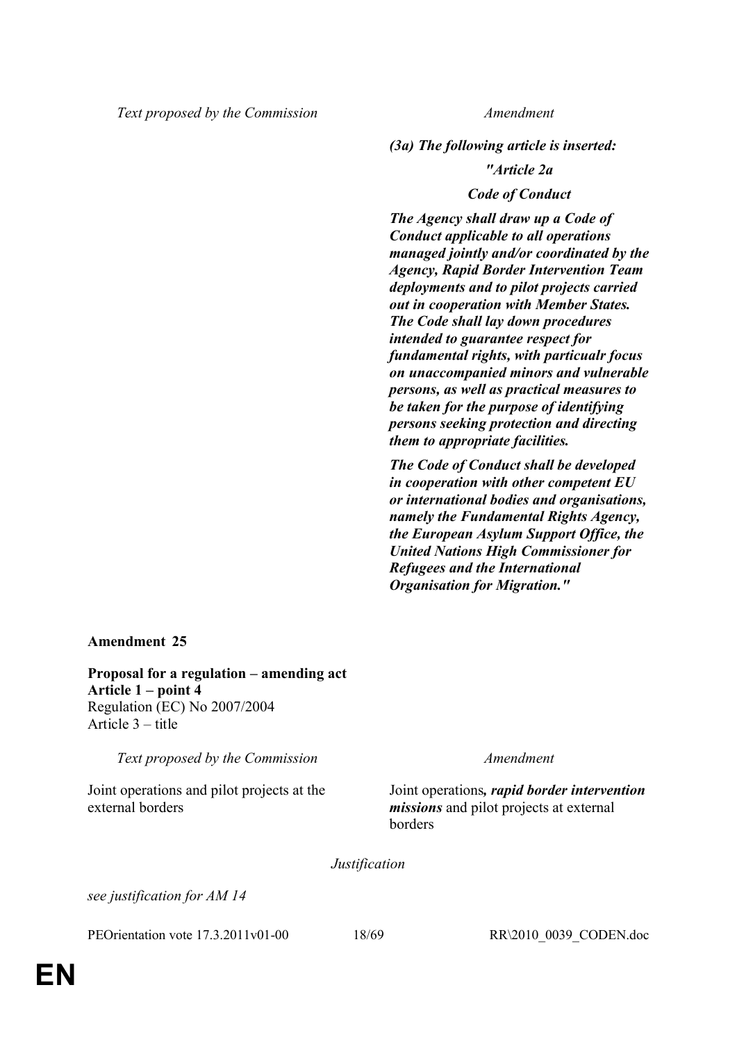| Text proposed by the Commission | Amendment |
|---|---|
| | ***(3a) The following article is inserted:*** |
| | ***"Article 2a*** |
| | ***Code of Conduct*** |
| | ***The Agency shall draw up a Code of Conduct applicable to all operations managed jointly and/or coordinated by the Agency, Rapid Border Intervention Team deployments and to pilot projects carried out in cooperation with Member States. The Code shall lay down procedures intended to guarantee respect for fundamental rights, with particualr focus on unaccompanied minors and vulnerable persons, as well as practical measures to be taken for the purpose of identifying persons seeking protection and directing them to appropriate facilities.*** |
| | ***The Code of Conduct shall be developed in cooperation with other competent EU or international bodies and organisations, namely the Fundamental Rights Agency, the European Asylum Support Office, the United Nations High Commissioner for Refugees and the International Organisation for Migration."*** |

**Amendment 25**

**Proposal for a regulation – amending act**
**Article 1 – point 4**
Regulation (EC) No 2007/2004
Article 3 – title

| Text proposed by the Commission | Amendment |
|---|---|
| Joint operations and pilot projects at the external borders | Joint operations***, rapid border intervention missions*** and pilot projects at external borders |

*Justification*

*see justification for AM 14*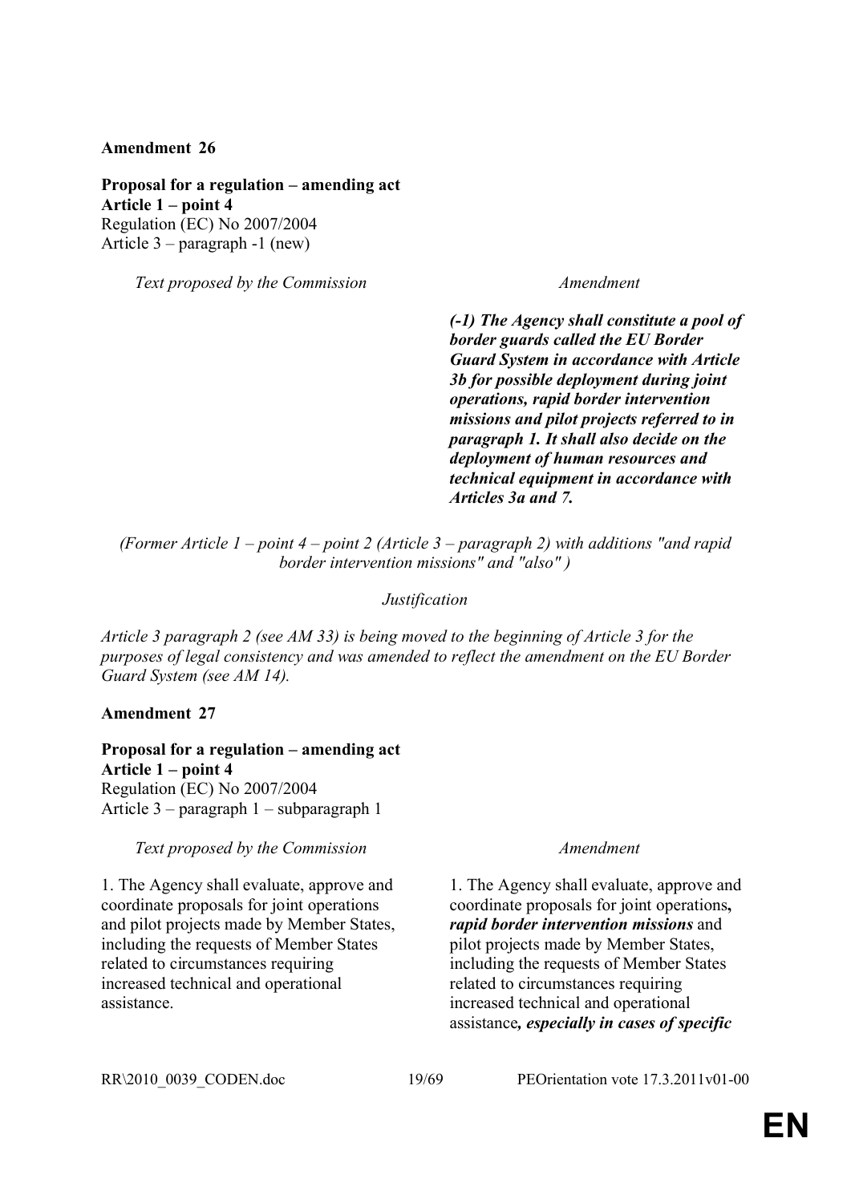**Amendment 26**

**Proposal for a regulation – amending act**
**Article 1 – point 4**
Regulation (EC) No 2007/2004
Article 3 – paragraph -1 (new)

| *Text proposed by the Commission* | *Amendment* |
| --- | --- |
| | ***(-1) The Agency shall constitute a pool of border guards called the EU Border Guard System in accordance with Article 3b for possible deployment during joint operations, rapid border intervention missions and pilot projects referred to in paragraph 1. It shall also decide on the deployment of human resources and technical equipment in accordance with Articles 3a and 7.*** |

*(Former Article 1 – point 4 – point 2 (Article 3 – paragraph 2) with additions "and rapid border intervention missions" and "also" )*

*Justification*

*Article 3 paragraph 2 (see AM 33) is being moved to the beginning of Article 3 for the purposes of legal consistency and was amended to reflect the amendment on the EU Border Guard System (see AM 14).*

**Amendment 27**

**Proposal for a regulation – amending act**
**Article 1 – point 4**
Regulation (EC) No 2007/2004
Article 3 – paragraph 1 – subparagraph 1

| *Text proposed by the Commission* | *Amendment* |
| --- | --- |
| 1. The Agency shall evaluate, approve and coordinate proposals for joint operations and pilot projects made by Member States, including the requests of Member States related to circumstances requiring increased technical and operational assistance. | 1. The Agency shall evaluate, approve and coordinate proposals for joint operations***, rapid border intervention missions*** and pilot projects made by Member States, including the requests of Member States related to circumstances requiring increased technical and operational assistance***, especially in cases of specific*** |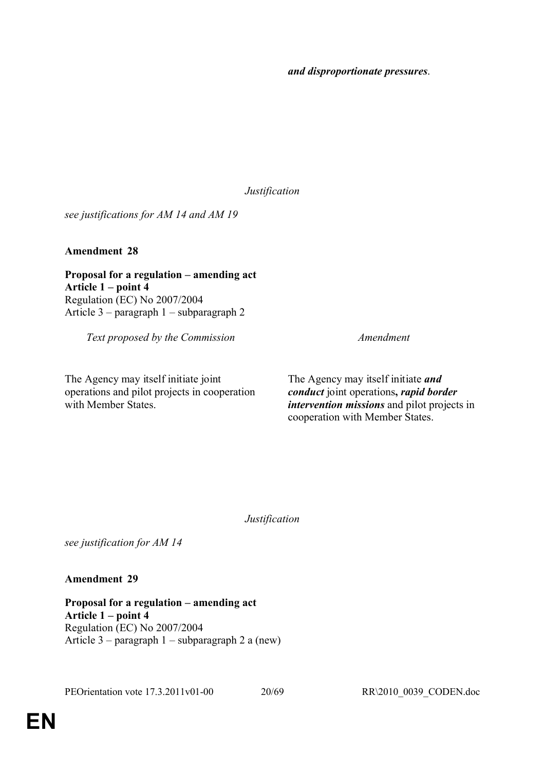| | |
|---|---|
| | ***and disproportionate pressures*.** |

*Justification*

*see justifications for AM 14 and AM 19*

**Amendment 28**

**Proposal for a regulation – amending act**
**Article 1 – point 4**
Regulation (EC) No 2007/2004
Article 3 – paragraph 1 – subparagraph 2

| *Text proposed by the Commission* | *Amendment* |
|---|---|
| The Agency may itself initiate joint operations and pilot projects in cooperation with Member States. | The Agency may itself initiate ***and conduct*** joint operations***, rapid border intervention missions*** and pilot projects in cooperation with Member States. |

*Justification*

*see justification for AM 14*

**Amendment 29**

**Proposal for a regulation – amending act**
**Article 1 – point 4**
Regulation (EC) No 2007/2004
Article 3 – paragraph 1 – subparagraph 2 a (new)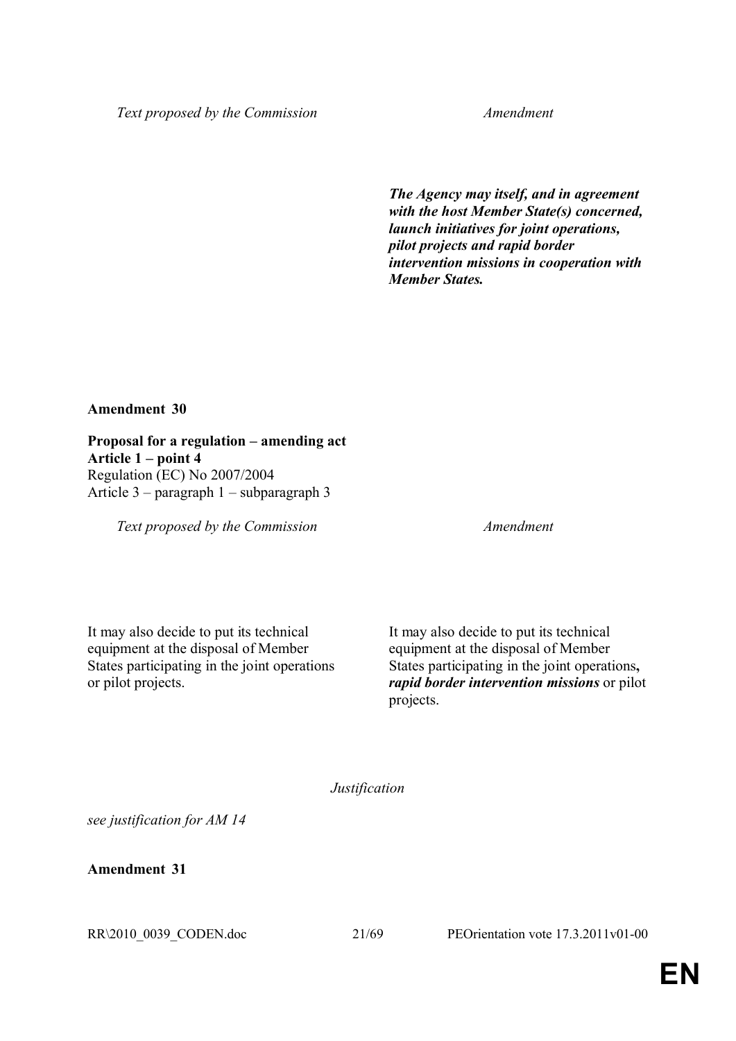| Text proposed by the Commission | Amendment |
|---|---|
| | ***The Agency may itself, and in agreement with the host Member State(s) concerned, launch initiatives for joint operations, pilot projects and rapid border intervention missions in cooperation with Member States.*** |

**Amendment 30**

**Proposal for a regulation – amending act**
**Article 1 – point 4**
Regulation (EC) No 2007/2004
Article 3 – paragraph 1 – subparagraph 3

| Text proposed by the Commission | Amendment |
|---|---|
| It may also decide to put its technical equipment at the disposal of Member States participating in the joint operations or pilot projects. | It may also decide to put its technical equipment at the disposal of Member States participating in the joint operations**,** ***rapid border intervention missions*** or pilot projects. |

*Justification*

*see justification for AM 14*

**Amendment 31**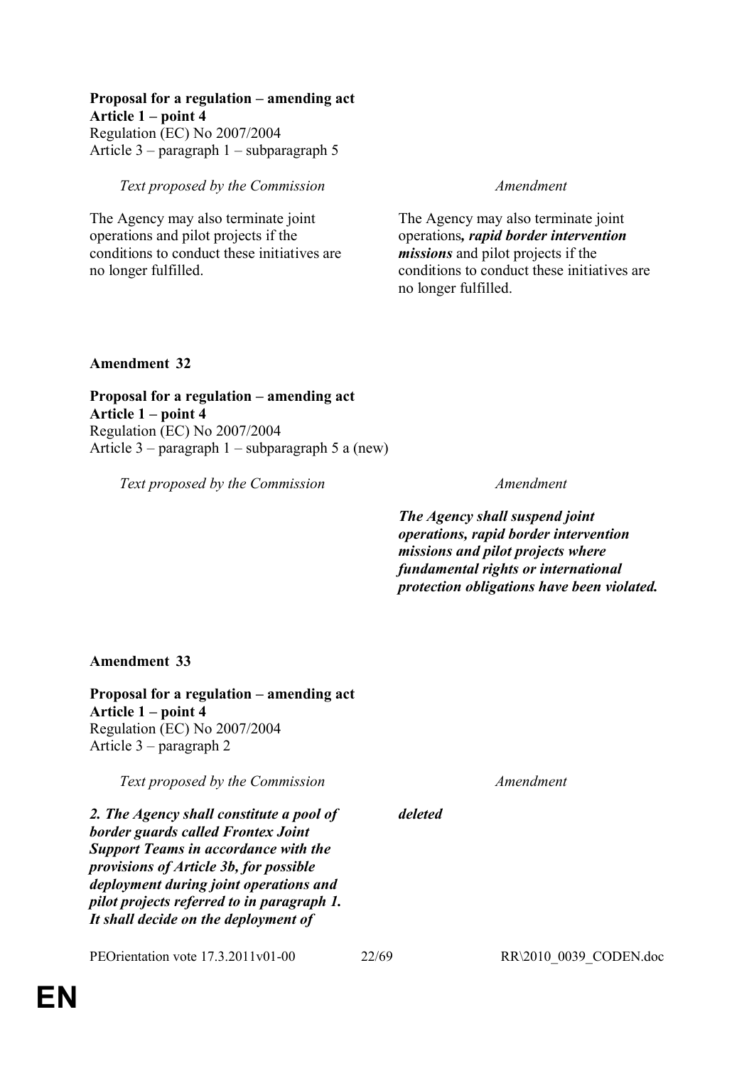**Proposal for a regulation – amending act**
**Article 1 – point 4**
Regulation (EC) No 2007/2004
Article 3 – paragraph 1 – subparagraph 5

| *Text proposed by the Commission* | *Amendment* |
| --- | --- |
| The Agency may also terminate joint operations and pilot projects if the conditions to conduct these initiatives are no longer fulfilled. | The Agency may also terminate joint operations***, rapid border intervention missions*** and pilot projects if the conditions to conduct these initiatives are no longer fulfilled. |

**Amendment 32**

**Proposal for a regulation – amending act**
**Article 1 – point 4**
Regulation (EC) No 2007/2004
Article 3 – paragraph 1 – subparagraph 5 a (new)

| *Text proposed by the Commission* | *Amendment* |
| --- | --- |
| | ***The Agency shall suspend joint operations, rapid border intervention missions and pilot projects where fundamental rights or international protection obligations have been violated.*** |

**Amendment 33**

**Proposal for a regulation – amending act**
**Article 1 – point 4**
Regulation (EC) No 2007/2004
Article 3 – paragraph 2

| *Text proposed by the Commission* | *Amendment* |
| --- | --- |
| ***2. The Agency shall constitute a pool of border guards called Frontex Joint Support Teams in accordance with the provisions of Article 3b, for possible deployment during joint operations and pilot projects referred to in paragraph 1. It shall decide on the deployment of*** | ***deleted*** |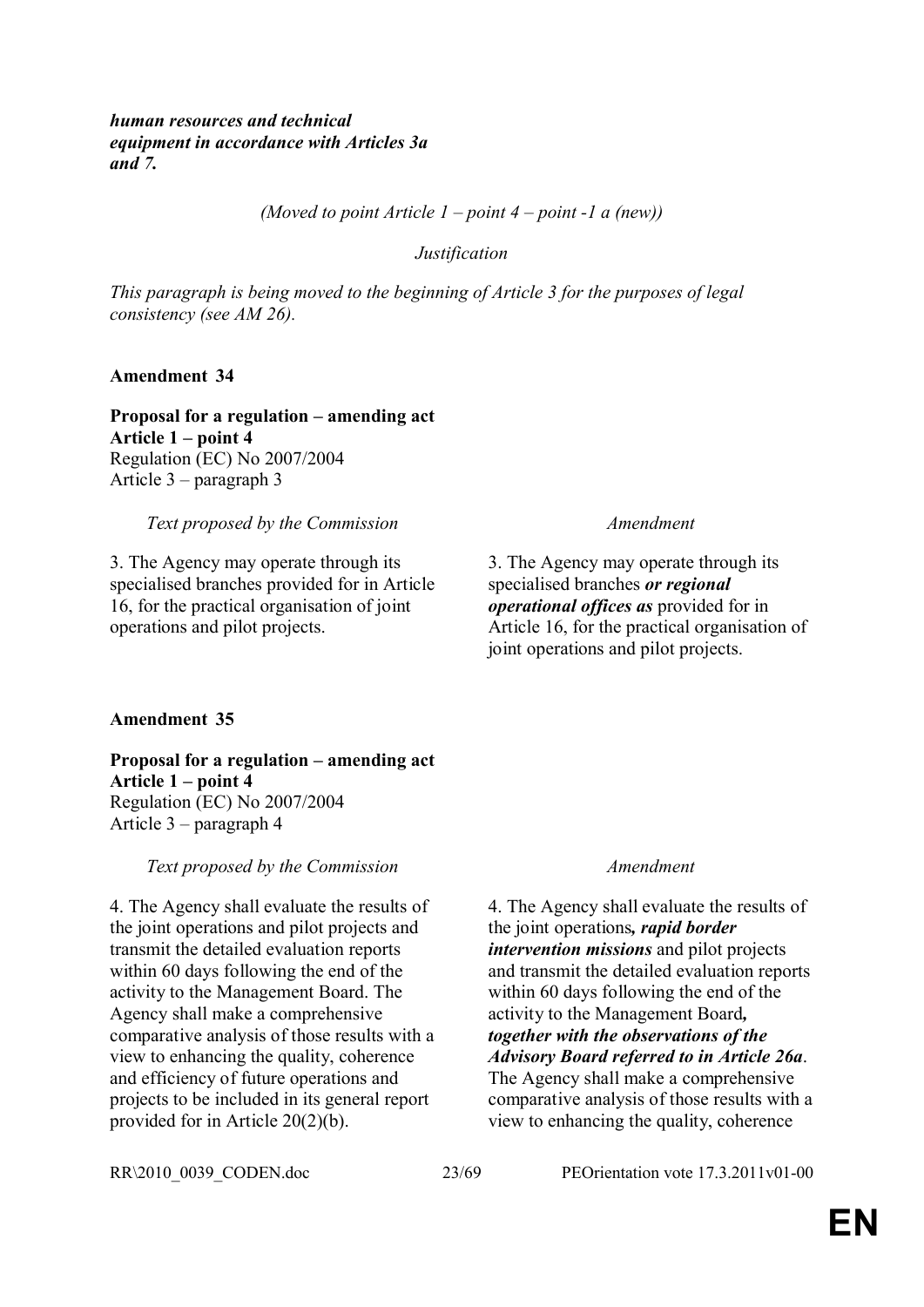***human resources and technical equipment in accordance with Articles 3a and 7.***

*(Moved to point Article 1 – point 4 – point -1 a (new))*

*Justification*

*This paragraph is being moved to the beginning of Article 3 for the purposes of legal consistency (see AM 26).*

**Amendment 34**

**Proposal for a regulation – amending act**
**Article 1 – point 4**
Regulation (EC) No 2007/2004
Article 3 – paragraph 3

| *Text proposed by the Commission* | *Amendment* |
|---|---|
| 3. The Agency may operate through its specialised branches provided for in Article 16, for the practical organisation of joint operations and pilot projects. | 3. The Agency may operate through its specialised branches ***or regional operational offices as*** provided for in Article 16, for the practical organisation of joint operations and pilot projects. |

**Amendment 35**

**Proposal for a regulation – amending act**
**Article 1 – point 4**
Regulation (EC) No 2007/2004
Article 3 – paragraph 4

| *Text proposed by the Commission* | *Amendment* |
|---|---|
| 4. The Agency shall evaluate the results of the joint operations and pilot projects and transmit the detailed evaluation reports within 60 days following the end of the activity to the Management Board. The Agency shall make a comprehensive comparative analysis of those results with a view to enhancing the quality, coherence and efficiency of future operations and projects to be included in its general report provided for in Article 20(2)(b). | 4. The Agency shall evaluate the results of the joint operations***, rapid border intervention missions*** and pilot projects and transmit the detailed evaluation reports within 60 days following the end of the activity to the Management Board***, together with the observations of the Advisory Board referred to in Article 26a***. The Agency shall make a comprehensive comparative analysis of those results with a view to enhancing the quality, coherence |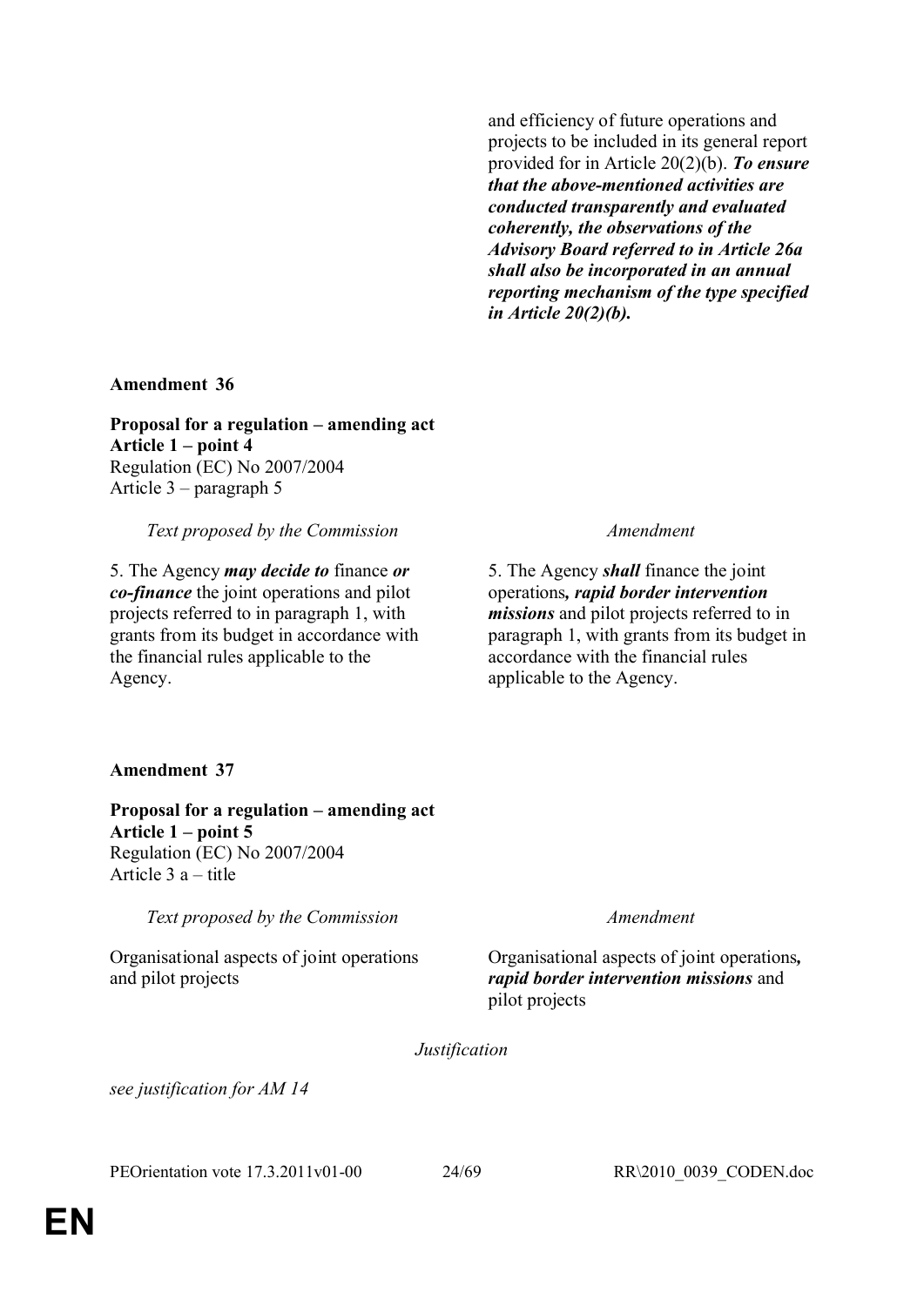| | |
|---|---|
| | and efficiency of future operations and projects to be included in its general report provided for in Article 20(2)(b). ***To ensure that the above-mentioned activities are conducted transparently and evaluated coherently, the observations of the Advisory Board referred to in Article 26a shall also be incorporated in an annual reporting mechanism of the type specified in Article 20(2)(b).*** |

**Amendment 36**

**Proposal for a regulation – amending act**
**Article 1 – point 4**
Regulation (EC) No 2007/2004
Article 3 – paragraph 5

| *Text proposed by the Commission* | *Amendment* |
|---|---|
| 5. The Agency ***may decide to*** finance ***or co-finance*** the joint operations and pilot projects referred to in paragraph 1, with grants from its budget in accordance with the financial rules applicable to the Agency. | 5. The Agency ***shall*** finance the joint operations***, rapid border intervention missions*** and pilot projects referred to in paragraph 1, with grants from its budget in accordance with the financial rules applicable to the Agency. |

**Amendment 37**

**Proposal for a regulation – amending act**
**Article 1 – point 5**
Regulation (EC) No 2007/2004
Article 3 a – title

| *Text proposed by the Commission* | *Amendment* |
|---|---|
| Organisational aspects of joint operations and pilot projects | Organisational aspects of joint operations***, rapid border intervention missions*** and pilot projects |

*Justification*

*see justification for AM 14*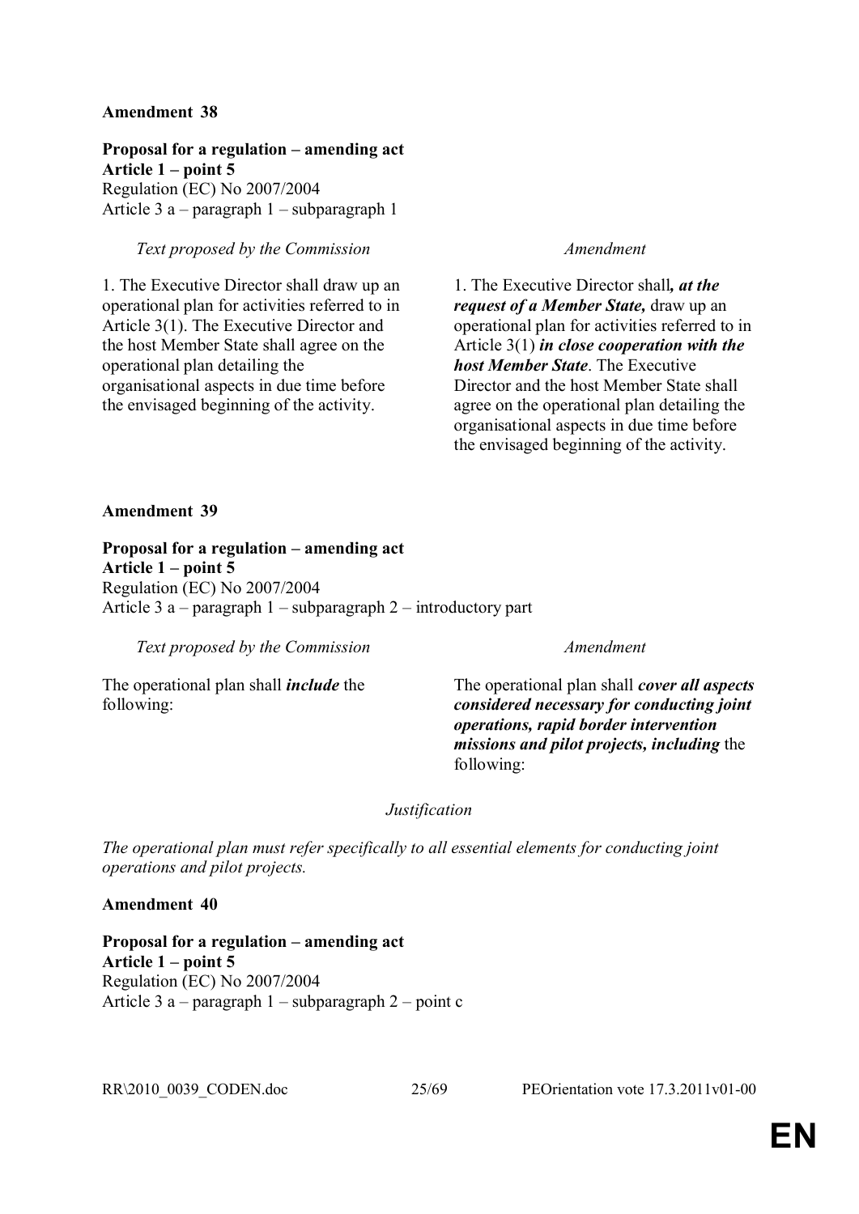**Amendment 38**

**Proposal for a regulation – amending act**
**Article 1 – point 5**
Regulation (EC) No 2007/2004
Article 3 a – paragraph 1 – subparagraph 1

| *Text proposed by the Commission* | *Amendment* |
|---|---|
| 1. The Executive Director shall draw up an operational plan for activities referred to in Article 3(1). The Executive Director and the host Member State shall agree on the operational plan detailing the organisational aspects in due time before the envisaged beginning of the activity. | 1. The Executive Director shall***, at the request of a Member State,*** draw up an operational plan for activities referred to in Article 3(1) ***in close cooperation with the host Member State***. The Executive Director and the host Member State shall agree on the operational plan detailing the organisational aspects in due time before the envisaged beginning of the activity. |

**Amendment 39**

**Proposal for a regulation – amending act**
**Article 1 – point 5**
Regulation (EC) No 2007/2004
Article 3 a – paragraph 1 – subparagraph 2 – introductory part

| *Text proposed by the Commission* | *Amendment* |
|---|---|
| The operational plan shall ***include*** the following: | The operational plan shall ***cover all aspects considered necessary for conducting joint operations, rapid border intervention missions and pilot projects, including*** the following: |

*Justification*

*The operational plan must refer specifically to all essential elements for conducting joint operations and pilot projects.*

**Amendment 40**

**Proposal for a regulation – amending act**
**Article 1 – point 5**
Regulation (EC) No 2007/2004
Article 3 a – paragraph 1 – subparagraph 2 – point c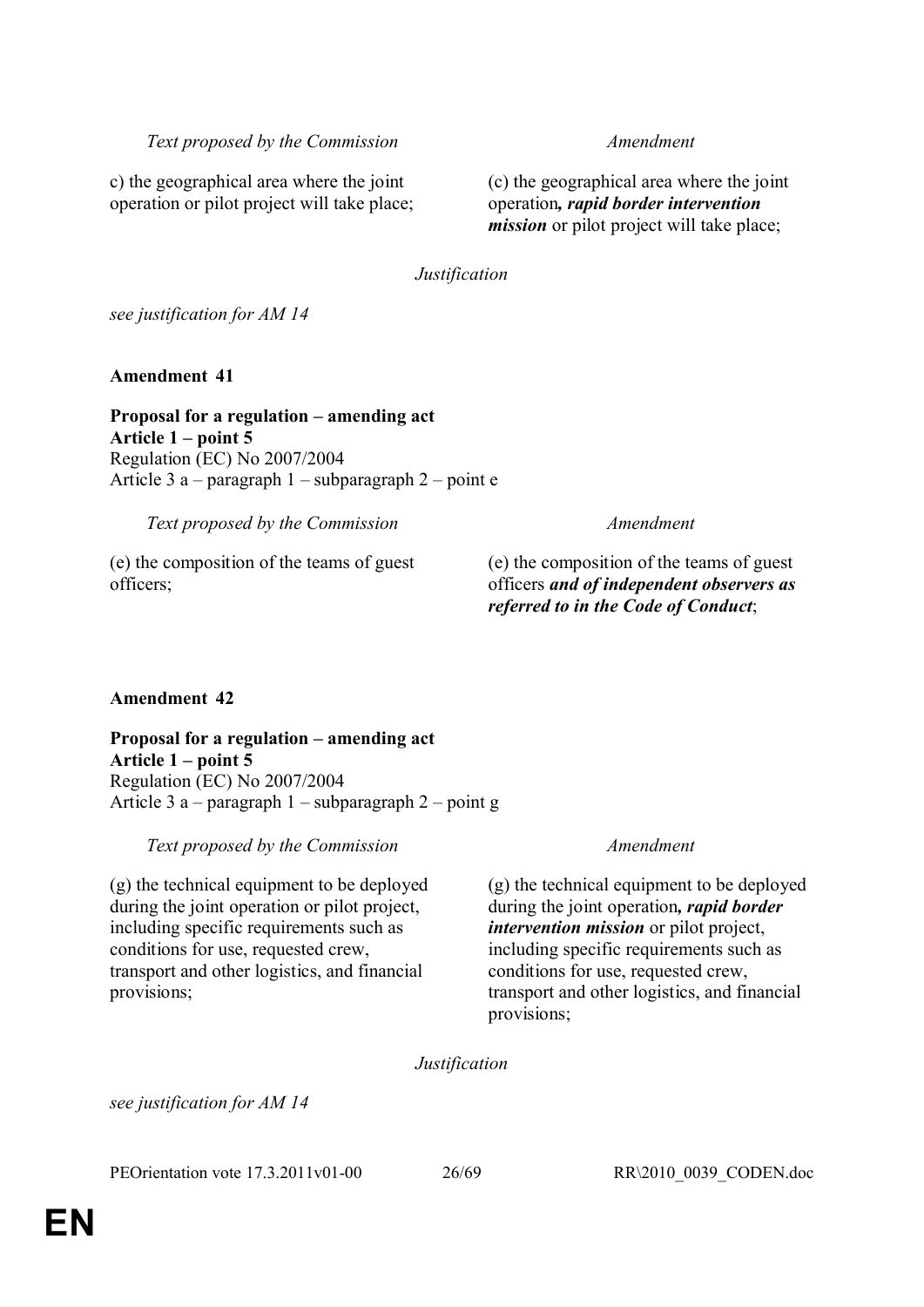| *Text proposed by the Commission* | *Amendment* |
|---|---|
| c) the geographical area where the joint operation or pilot project will take place; | (c) the geographical area where the joint operation***, rapid border intervention mission*** or pilot project will take place; |

*Justification*

*see justification for AM 14*

**Amendment 41**

**Proposal for a regulation – amending act**
**Article 1 – point 5**
Regulation (EC) No 2007/2004
Article 3 a – paragraph 1 – subparagraph 2 – point e

| *Text proposed by the Commission* | *Amendment* |
|---|---|
| (e) the composition of the teams of guest officers; | (e) the composition of the teams of guest officers ***and of independent observers as referred to in the Code of Conduct***; |

**Amendment 42**

**Proposal for a regulation – amending act**
**Article 1 – point 5**
Regulation (EC) No 2007/2004
Article 3 a – paragraph 1 – subparagraph 2 – point g

| *Text proposed by the Commission* | *Amendment* |
|---|---|
| (g) the technical equipment to be deployed during the joint operation or pilot project, including specific requirements such as conditions for use, requested crew, transport and other logistics, and financial provisions; | (g) the technical equipment to be deployed during the joint operation***, rapid border intervention mission*** or pilot project, including specific requirements such as conditions for use, requested crew, transport and other logistics, and financial provisions; |

*Justification*

*see justification for AM 14*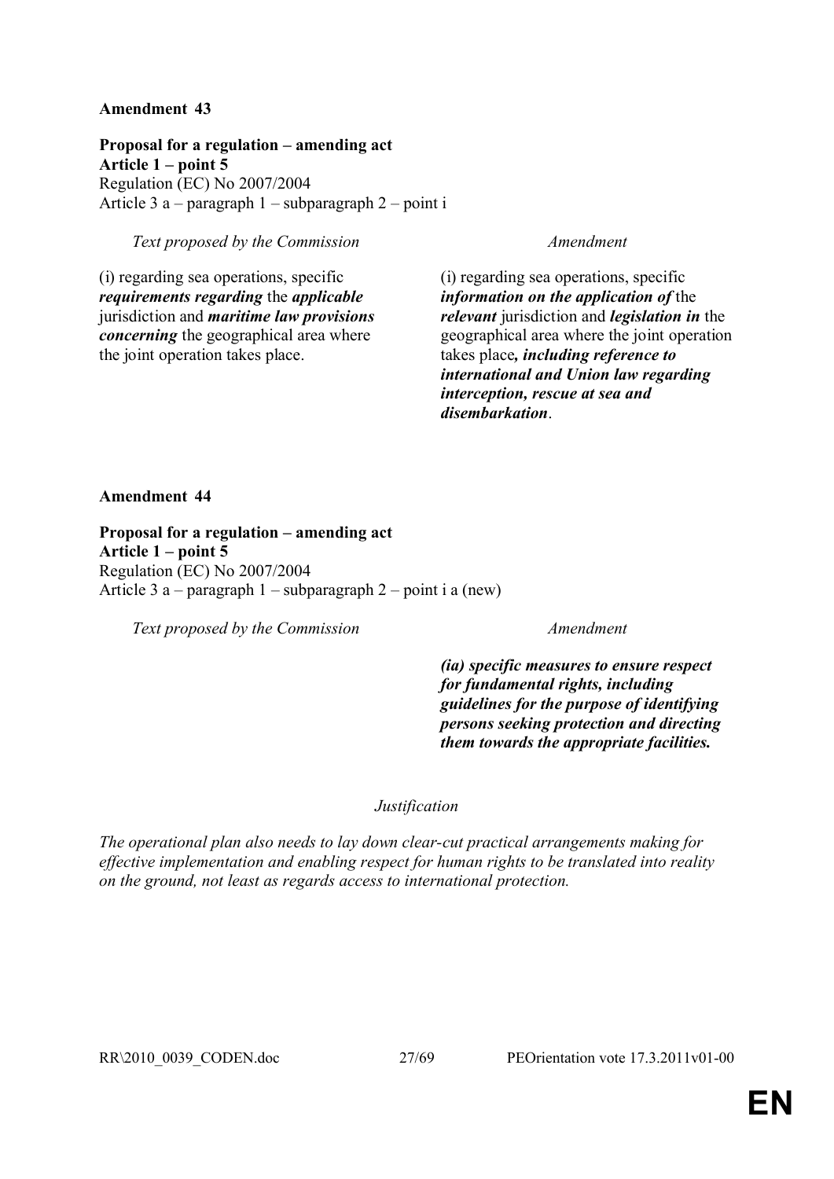**Amendment 43**

**Proposal for a regulation – amending act**
**Article 1 – point 5**
Regulation (EC) No 2007/2004
Article 3 a – paragraph 1 – subparagraph 2 – point i

| *Text proposed by the Commission* | *Amendment* |
| --- | --- |
| (i) regarding sea operations, specific ***requirements regarding*** the ***applicable*** jurisdiction and ***maritime law provisions concerning*** the geographical area where the joint operation takes place. | (i) regarding sea operations, specific ***information on the application of*** the ***relevant*** jurisdiction and ***legislation in*** the geographical area where the joint operation takes place***, including reference to international and Union law regarding interception, rescue at sea and disembarkation***. |

**Amendment 44**

**Proposal for a regulation – amending act**
**Article 1 – point 5**
Regulation (EC) No 2007/2004
Article 3 a – paragraph 1 – subparagraph 2 – point i a (new)

| *Text proposed by the Commission* | *Amendment* |
| --- | --- |
| | ***(ia) specific measures to ensure respect for fundamental rights, including guidelines for the purpose of identifying persons seeking protection and directing them towards the appropriate facilities.*** |

*Justification*

*The operational plan also needs to lay down clear-cut practical arrangements making for effective implementation and enabling respect for human rights to be translated into reality on the ground, not least as regards access to international protection.*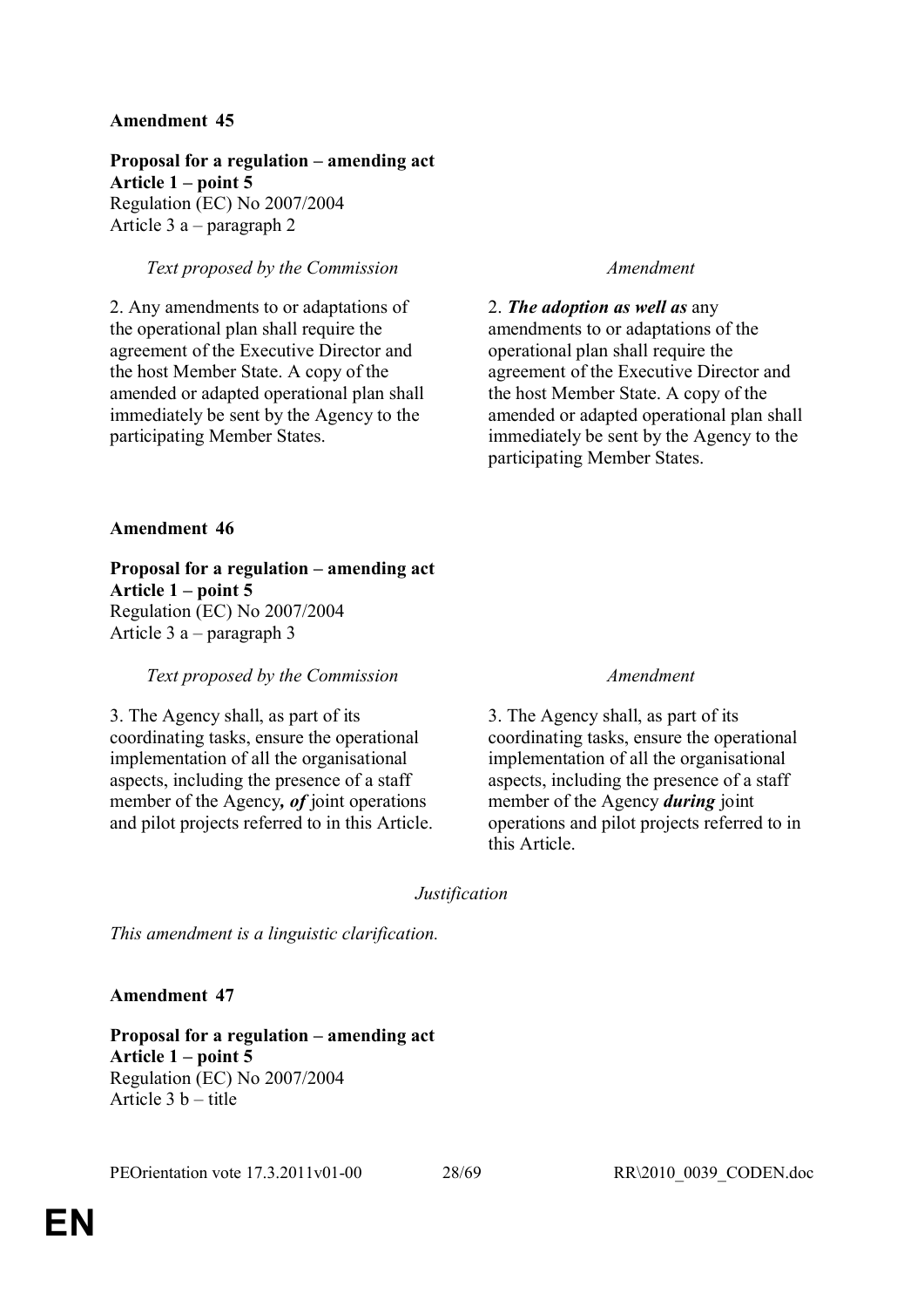**Amendment 45**

**Proposal for a regulation – amending act**
**Article 1 – point 5**
Regulation (EC) No 2007/2004
Article 3 a – paragraph 2

| *Text proposed by the Commission* | *Amendment* |
|---|---|
| 2. Any amendments to or adaptations of the operational plan shall require the agreement of the Executive Director and the host Member State. A copy of the amended or adapted operational plan shall immediately be sent by the Agency to the participating Member States. | 2. ***The adoption as well as*** any amendments to or adaptations of the operational plan shall require the agreement of the Executive Director and the host Member State. A copy of the amended or adapted operational plan shall immediately be sent by the Agency to the participating Member States. |

**Amendment 46**

**Proposal for a regulation – amending act**
**Article 1 – point 5**
Regulation (EC) No 2007/2004
Article 3 a – paragraph 3

| *Text proposed by the Commission* | *Amendment* |
|---|---|
| 3. The Agency shall, as part of its coordinating tasks, ensure the operational implementation of all the organisational aspects, including the presence of a staff member of the Agency***, of*** joint operations and pilot projects referred to in this Article. | 3. The Agency shall, as part of its coordinating tasks, ensure the operational implementation of all the organisational aspects, including the presence of a staff member of the Agency ***during*** joint operations and pilot projects referred to in this Article. |

*Justification*

*This amendment is a linguistic clarification.*

**Amendment 47**

**Proposal for a regulation – amending act**
**Article 1 – point 5**
Regulation (EC) No 2007/2004
Article 3 b – title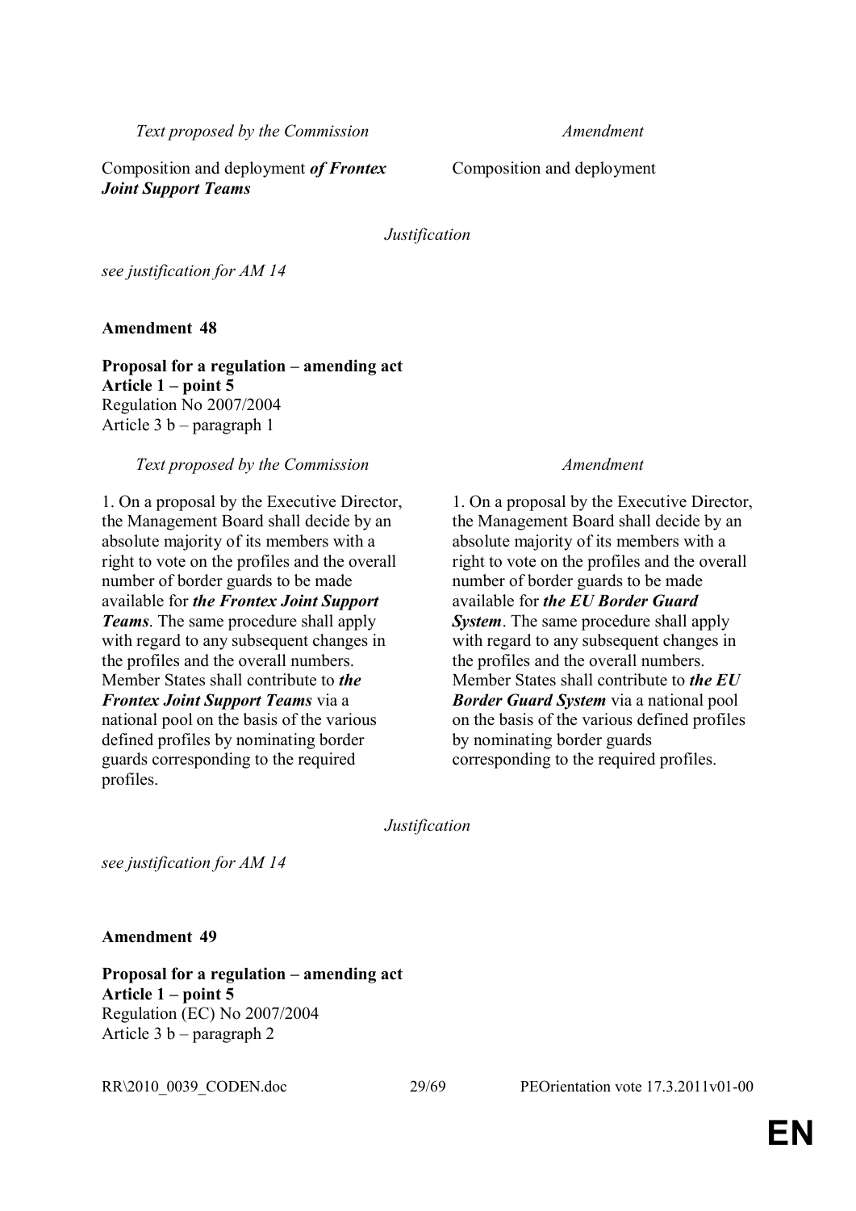| *Text proposed by the Commission* | *Amendment* |
|---|---|
| Composition and deployment ***of Frontex Joint Support Teams*** | Composition and deployment |

*Justification*

*see justification for AM 14*

**Amendment 48**

**Proposal for a regulation – amending act**
**Article 1 – point 5**
Regulation No 2007/2004
Article 3 b – paragraph 1

| *Text proposed by the Commission* | *Amendment* |
|---|---|
| 1. On a proposal by the Executive Director, the Management Board shall decide by an absolute majority of its members with a right to vote on the profiles and the overall number of border guards to be made available for ***the Frontex Joint Support Teams***. The same procedure shall apply with regard to any subsequent changes in the profiles and the overall numbers. Member States shall contribute to ***the Frontex Joint Support Teams*** via a national pool on the basis of the various defined profiles by nominating border guards corresponding to the required profiles. | 1. On a proposal by the Executive Director, the Management Board shall decide by an absolute majority of its members with a right to vote on the profiles and the overall number of border guards to be made available for ***the EU Border Guard System***. The same procedure shall apply with regard to any subsequent changes in the profiles and the overall numbers. Member States shall contribute to ***the EU Border Guard System*** via a national pool on the basis of the various defined profiles by nominating border guards corresponding to the required profiles. |

*Justification*

*see justification for AM 14*

**Amendment 49**

**Proposal for a regulation – amending act**
**Article 1 – point 5**
Regulation (EC) No 2007/2004
Article 3 b – paragraph 2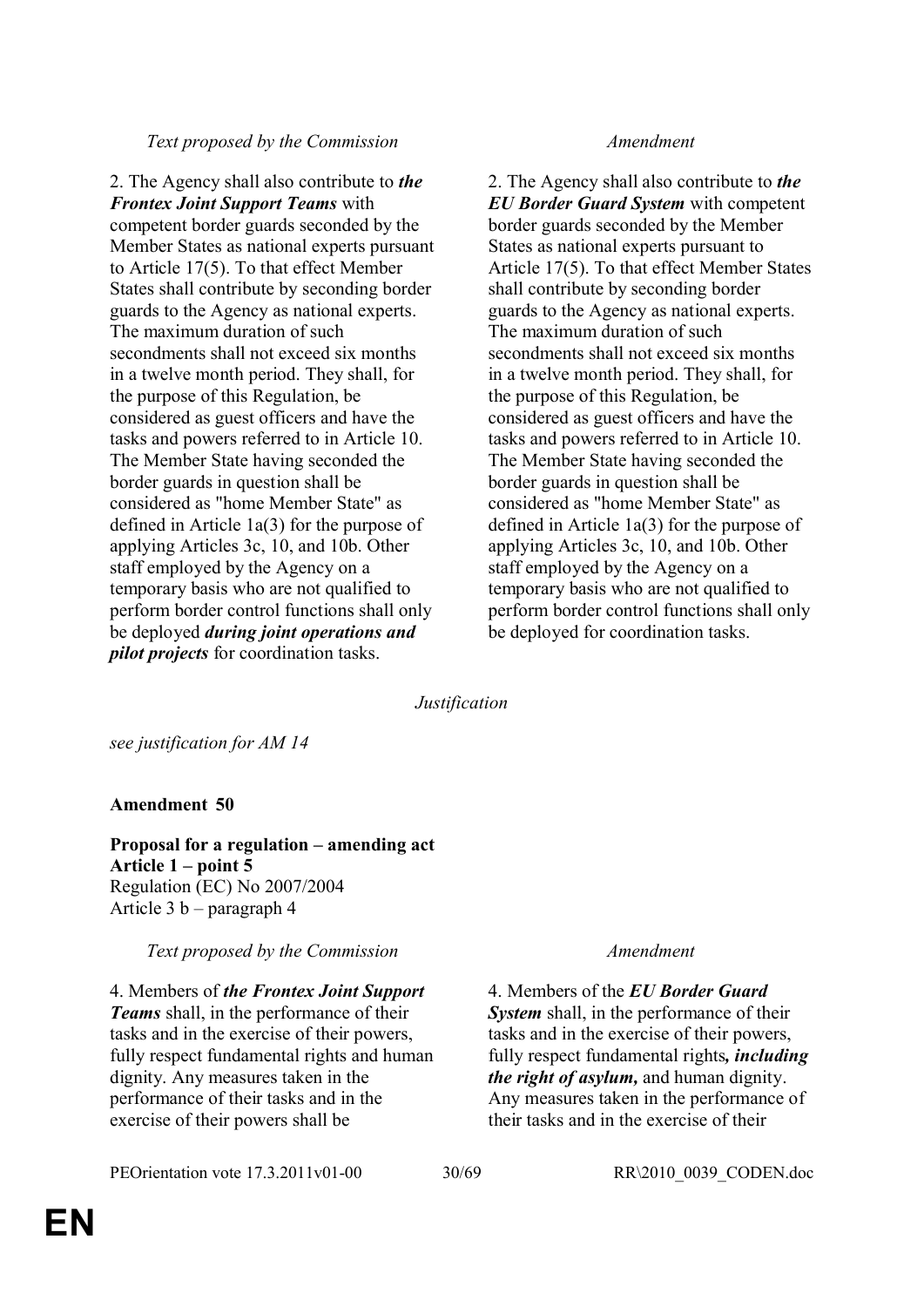| *Text proposed by the Commission* | *Amendment* |
|---|---|
| 2. The Agency shall also contribute to ***the Frontex Joint Support Teams*** with competent border guards seconded by the Member States as national experts pursuant to Article 17(5). To that effect Member States shall contribute by seconding border guards to the Agency as national experts. The maximum duration of such secondments shall not exceed six months in a twelve month period. They shall, for the purpose of this Regulation, be considered as guest officers and have the tasks and powers referred to in Article 10. The Member State having seconded the border guards in question shall be considered as "home Member State" as defined in Article 1a(3) for the purpose of applying Articles 3c, 10, and 10b. Other staff employed by the Agency on a temporary basis who are not qualified to perform border control functions shall only be deployed ***during joint operations and pilot projects*** for coordination tasks. | 2. The Agency shall also contribute to ***the EU Border Guard System*** with competent border guards seconded by the Member States as national experts pursuant to Article 17(5). To that effect Member States shall contribute by seconding border guards to the Agency as national experts. The maximum duration of such secondments shall not exceed six months in a twelve month period. They shall, for the purpose of this Regulation, be considered as guest officers and have the tasks and powers referred to in Article 10. The Member State having seconded the border guards in question shall be considered as "home Member State" as defined in Article 1a(3) for the purpose of applying Articles 3c, 10, and 10b. Other staff employed by the Agency on a temporary basis who are not qualified to perform border control functions shall only be deployed for coordination tasks. |

*Justification*

*see justification for AM 14*

**Amendment 50**

**Proposal for a regulation – amending act**
**Article 1 – point 5**
Regulation (EC) No 2007/2004
Article 3 b – paragraph 4

| *Text proposed by the Commission* | *Amendment* |
|---|---|
| 4. Members of ***the Frontex Joint Support Teams*** shall, in the performance of their tasks and in the exercise of their powers, fully respect fundamental rights and human dignity. Any measures taken in the performance of their tasks and in the exercise of their powers shall be | 4. Members of the ***EU Border Guard System*** shall, in the performance of their tasks and in the exercise of their powers, fully respect fundamental rights***, including the right of asylum,*** and human dignity. Any measures taken in the performance of their tasks and in the exercise of their |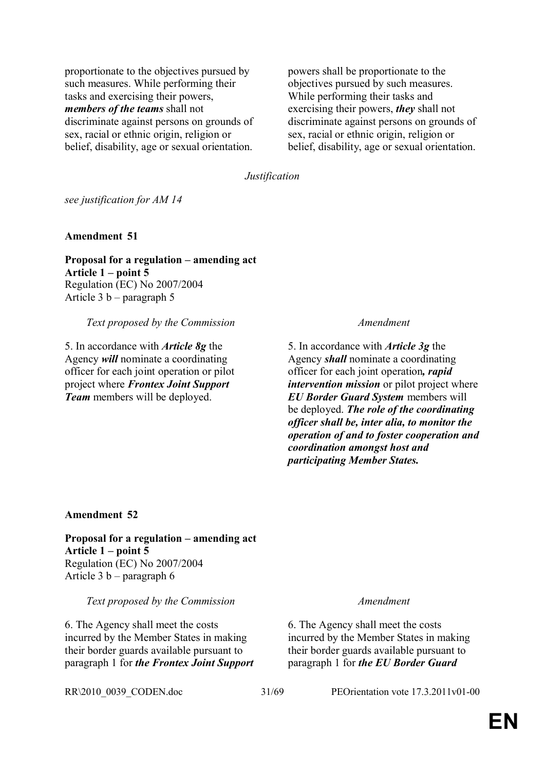| | |
|---|---|
| proportionate to the objectives pursued by such measures. While performing their tasks and exercising their powers, ***members of the teams*** shall not discriminate against persons on grounds of sex, racial or ethnic origin, religion or belief, disability, age or sexual orientation. | powers shall be proportionate to the objectives pursued by such measures. While performing their tasks and exercising their powers, ***they*** shall not discriminate against persons on grounds of sex, racial or ethnic origin, religion or belief, disability, age or sexual orientation. |

*Justification*

*see justification for AM 14*

**Amendment 51**

**Proposal for a regulation – amending act**
**Article 1 – point 5**
Regulation (EC) No 2007/2004
Article 3 b – paragraph 5

| *Text proposed by the Commission* | *Amendment* |
|---|---|
| 5. In accordance with ***Article 8g*** the Agency ***will*** nominate a coordinating officer for each joint operation or pilot project where ***Frontex Joint Support Team*** members will be deployed. | 5. In accordance with ***Article 3g*** the Agency ***shall*** nominate a coordinating officer for each joint operation***, rapid intervention mission*** or pilot project where ***EU Border Guard System*** members will be deployed. ***The role of the coordinating officer shall be, inter alia, to monitor the operation of and to foster cooperation and coordination amongst host and participating Member States.*** |

**Amendment 52**

**Proposal for a regulation – amending act**
**Article 1 – point 5**
Regulation (EC) No 2007/2004
Article 3 b – paragraph 6

| *Text proposed by the Commission* | *Amendment* |
|---|---|
| 6. The Agency shall meet the costs incurred by the Member States in making their border guards available pursuant to paragraph 1 for ***the Frontex Joint Support*** | 6. The Agency shall meet the costs incurred by the Member States in making their border guards available pursuant to paragraph 1 for ***the EU Border Guard*** |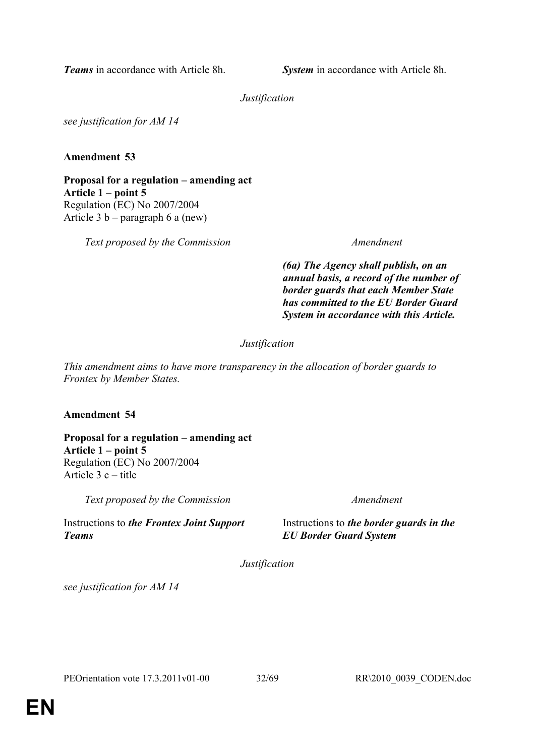| | |
|---|---|
| ***Teams*** in accordance with Article 8h. | ***System*** in accordance with Article 8h. |

*Justification*

*see justification for AM 14*

**Amendment 53**

**Proposal for a regulation – amending act**
**Article 1 – point 5**
Regulation (EC) No 2007/2004
Article 3 b – paragraph 6 a (new)

| *Text proposed by the Commission* | *Amendment* |
|---|---|
| | ***(6a) The Agency shall publish, on an annual basis, a record of the number of border guards that each Member State has committed to the EU Border Guard System in accordance with this Article.*** |

*Justification*

*This amendment aims to have more transparency in the allocation of border guards to Frontex by Member States.*

**Amendment 54**

**Proposal for a regulation – amending act**
**Article 1 – point 5**
Regulation (EC) No 2007/2004
Article 3 c – title

| *Text proposed by the Commission* | *Amendment* |
|---|---|
| Instructions to ***the Frontex Joint Support Teams*** | Instructions to ***the border guards in the EU Border Guard System*** |

*Justification*

*see justification for AM 14*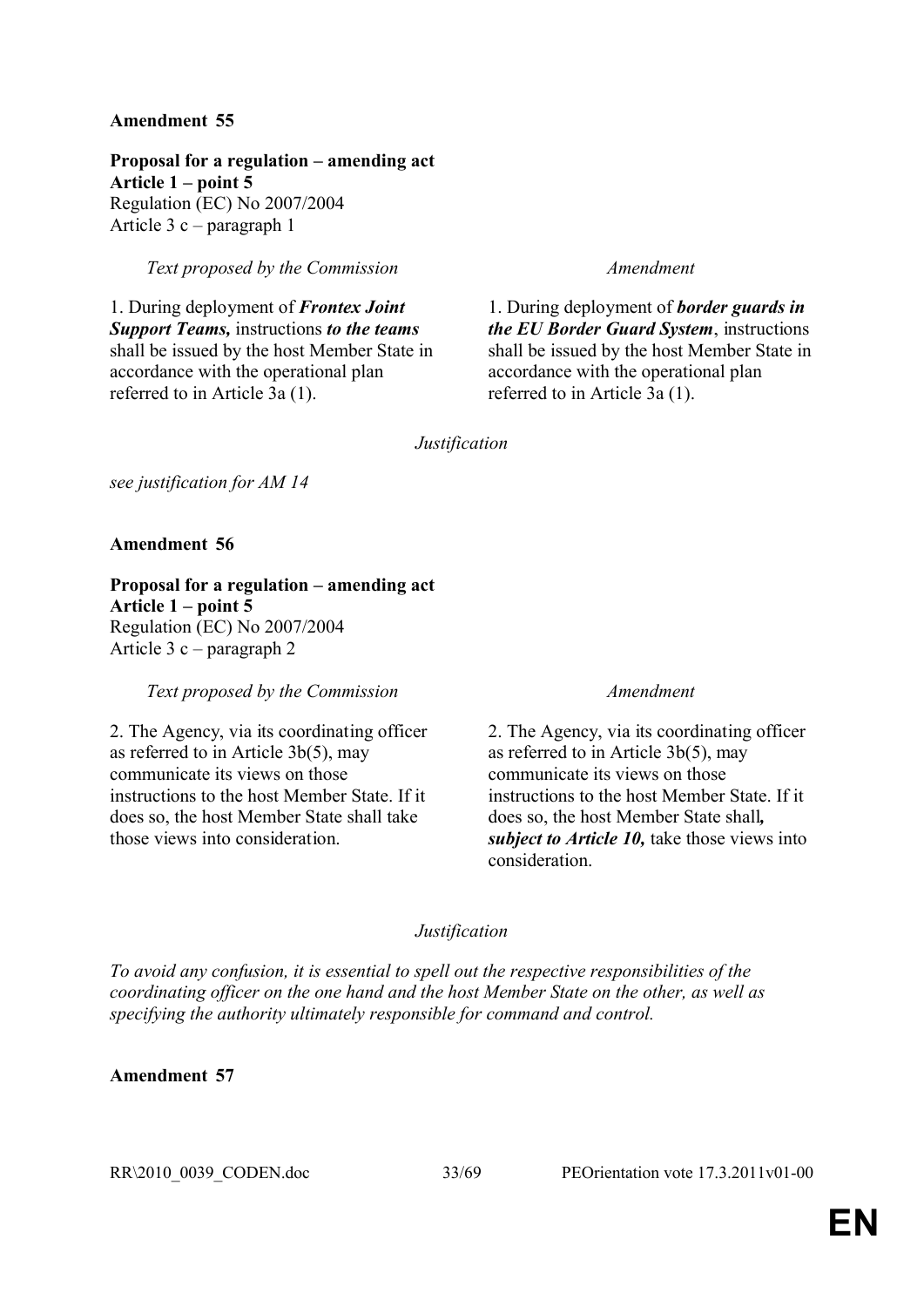**Amendment 55**

**Proposal for a regulation – amending act**
**Article 1 – point 5**
Regulation (EC) No 2007/2004
Article 3 c – paragraph 1

| *Text proposed by the Commission* | *Amendment* |
|---|---|
| 1. During deployment of ***Frontex Joint Support Teams,*** instructions ***to the teams*** shall be issued by the host Member State in accordance with the operational plan referred to in Article 3a (1). | 1. During deployment of ***border guards in the EU Border Guard System***, instructions shall be issued by the host Member State in accordance with the operational plan referred to in Article 3a (1). |

*Justification*

*see justification for AM 14*

**Amendment 56**

**Proposal for a regulation – amending act**
**Article 1 – point 5**
Regulation (EC) No 2007/2004
Article 3 c – paragraph 2

| *Text proposed by the Commission* | *Amendment* |
|---|---|
| 2. The Agency, via its coordinating officer as referred to in Article 3b(5), may communicate its views on those instructions to the host Member State. If it does so, the host Member State shall take those views into consideration. | 2. The Agency, via its coordinating officer as referred to in Article 3b(5), may communicate its views on those instructions to the host Member State. If it does so, the host Member State shall***, subject to Article 10,*** take those views into consideration. |

*Justification*

*To avoid any confusion, it is essential to spell out the respective responsibilities of the coordinating officer on the one hand and the host Member State on the other, as well as specifying the authority ultimately responsible for command and control.*

**Amendment 57**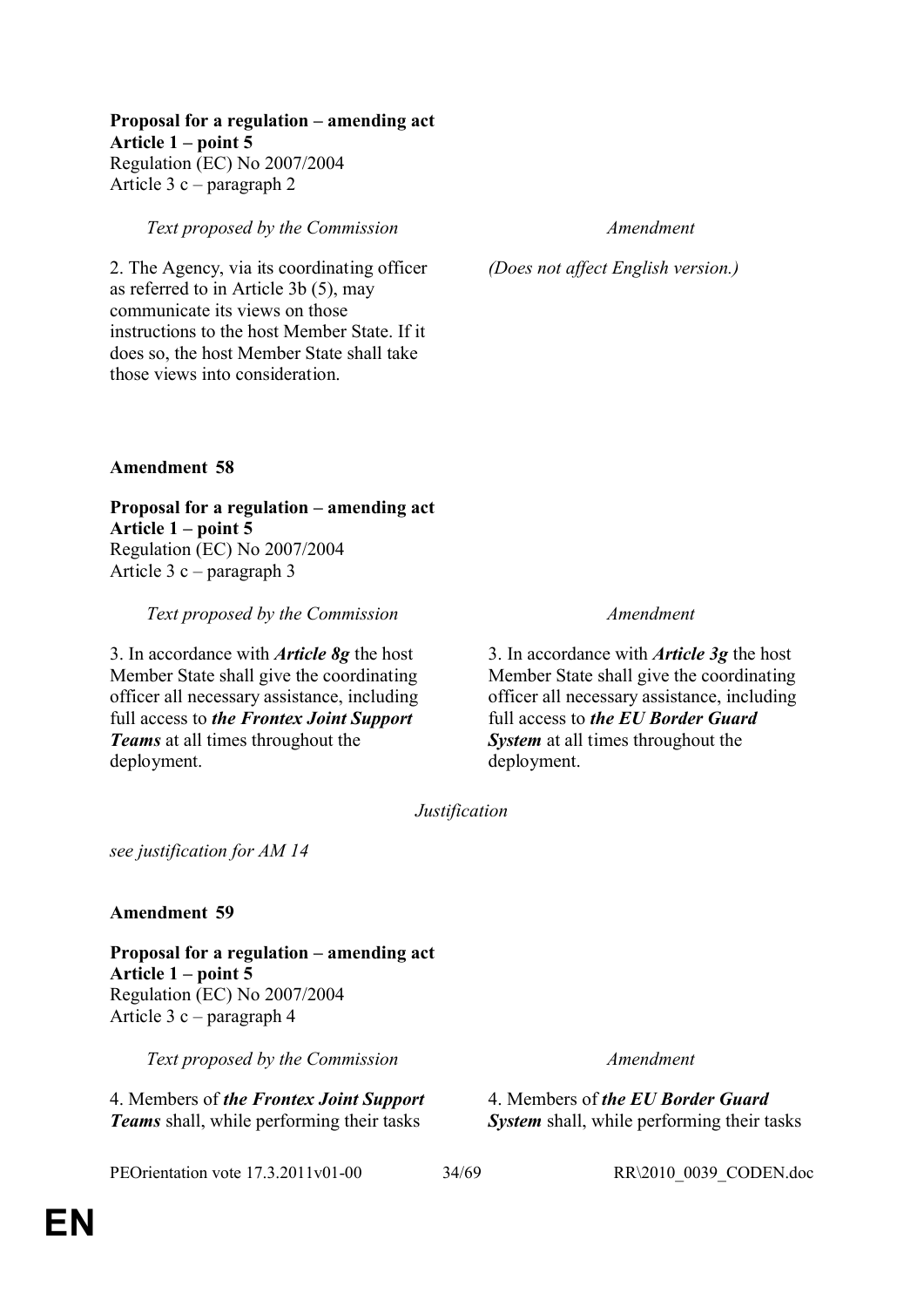**Proposal for a regulation – amending act**
**Article 1 – point 5**
Regulation (EC) No 2007/2004
Article 3 c – paragraph 2

| *Text proposed by the Commission* | *Amendment* |
|---|---|
| 2. The Agency, via its coordinating officer as referred to in Article 3b (5), may communicate its views on those instructions to the host Member State. If it does so, the host Member State shall take those views into consideration. | *(Does not affect English version.)* |

**Amendment 58**

**Proposal for a regulation – amending act**
**Article 1 – point 5**
Regulation (EC) No 2007/2004
Article 3 c – paragraph 3

| *Text proposed by the Commission* | *Amendment* |
|---|---|
| 3. In accordance with ***Article 8g*** the host Member State shall give the coordinating officer all necessary assistance, including full access to ***the Frontex Joint Support Teams*** at all times throughout the deployment. | 3. In accordance with ***Article 3g*** the host Member State shall give the coordinating officer all necessary assistance, including full access to ***the EU Border Guard System*** at all times throughout the deployment. |

*Justification*

*see justification for AM 14*

**Amendment 59**

**Proposal for a regulation – amending act**
**Article 1 – point 5**
Regulation (EC) No 2007/2004
Article 3 c – paragraph 4

| *Text proposed by the Commission* | *Amendment* |
|---|---|
| 4. Members of ***the Frontex Joint Support Teams*** shall, while performing their tasks | 4. Members of ***the EU Border Guard System*** shall, while performing their tasks |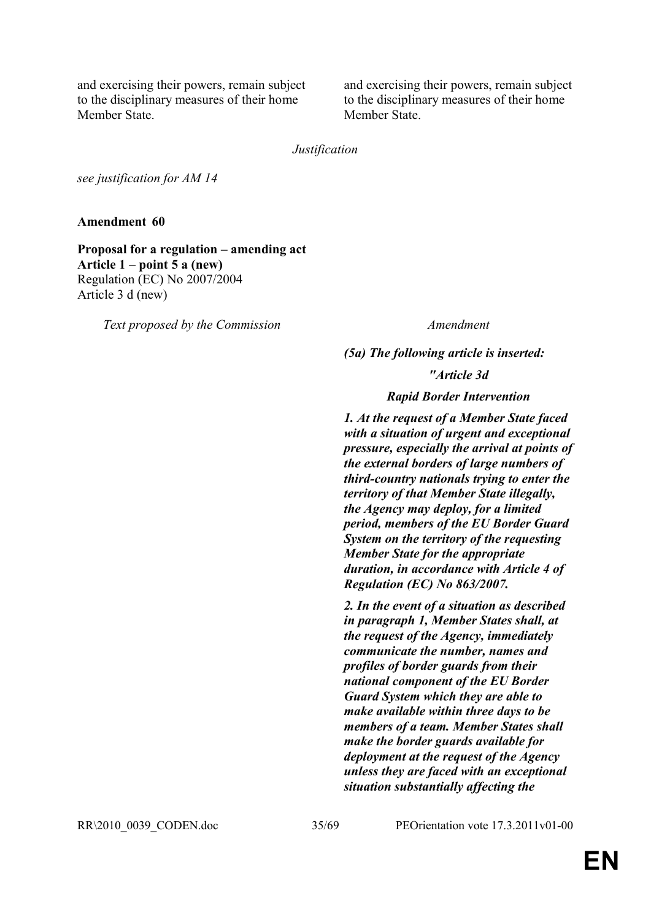| | |
|---|---|
| and exercising their powers, remain subject to the disciplinary measures of their home Member State. | and exercising their powers, remain subject to the disciplinary measures of their home Member State. |

*Justification*

*see justification for AM 14*

**Amendment 60**

**Proposal for a regulation – amending act**
**Article 1 – point 5 a (new)**
Regulation (EC) No 2007/2004
Article 3 d (new)

| *Text proposed by the Commission* | *Amendment* |
|---|---|
| | ***(5a) The following article is inserted:*** |
| | ***"Article 3d*** |
| | ***Rapid Border Intervention*** |
| | ***1. At the request of a Member State faced with a situation of urgent and exceptional pressure, especially the arrival at points of the external borders of large numbers of third-country nationals trying to enter the territory of that Member State illegally, the Agency may deploy, for a limited period, members of the EU Border Guard System on the territory of the requesting Member State for the appropriate duration, in accordance with Article 4 of Regulation (EC) No 863/2007.*** |
| | ***2. In the event of a situation as described in paragraph 1, Member States shall, at the request of the Agency, immediately communicate the number, names and profiles of border guards from their national component of the EU Border Guard System which they are able to make available within three days to be members of a team. Member States shall make the border guards available for deployment at the request of the Agency unless they are faced with an exceptional situation substantially affecting the*** |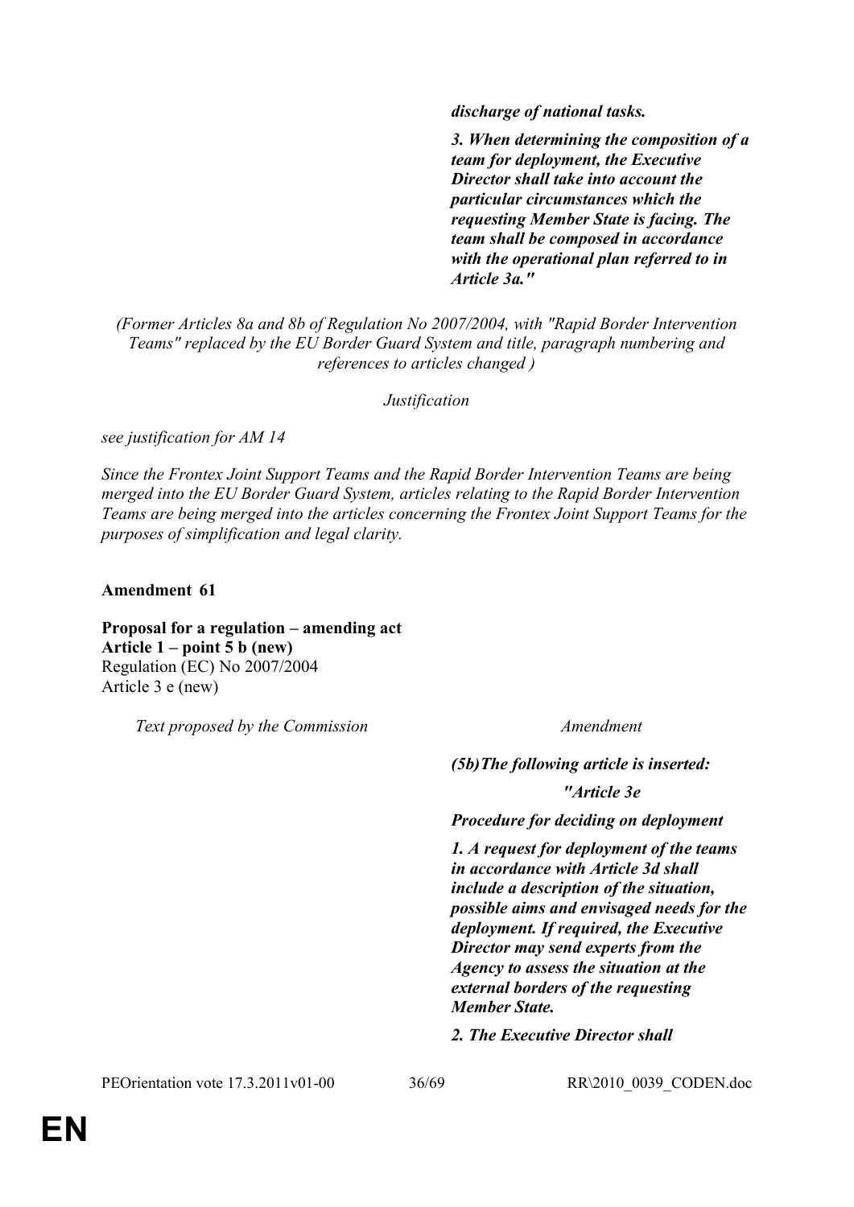| | |
|---|---|
| | ***discharge of national tasks.*** |
| | ***3. When determining the composition of a team for deployment, the Executive Director shall take into account the particular circumstances which the requesting Member State is facing. The team shall be composed in accordance with the operational plan referred to in Article 3a."*** |

*(Former Articles 8a and 8b of Regulation No 2007/2004, with "Rapid Border Intervention Teams" replaced by the EU Border Guard System and title, paragraph numbering and references to articles changed )*

*Justification*

*see justification for AM 14*

*Since the Frontex Joint Support Teams and the Rapid Border Intervention Teams are being merged into the EU Border Guard System, articles relating to the Rapid Border Intervention Teams are being merged into the articles concerning the Frontex Joint Support Teams for the purposes of simplification and legal clarity.*

**Amendment 61**

**Proposal for a regulation – amending act**
**Article 1 – point 5 b (new)**
Regulation (EC) No 2007/2004
Article 3 e (new)

| *Text proposed by the Commission* | *Amendment* |
|---|---|
| | ***(5b)The following article is inserted:*** |
| | ***"Article 3e*** |
| | ***Procedure for deciding on deployment*** |
| | ***1. A request for deployment of the teams in accordance with Article 3d shall include a description of the situation, possible aims and envisaged needs for the deployment. If required, the Executive Director may send experts from the Agency to assess the situation at the external borders of the requesting Member State.*** |
| | ***2. The Executive Director shall*** |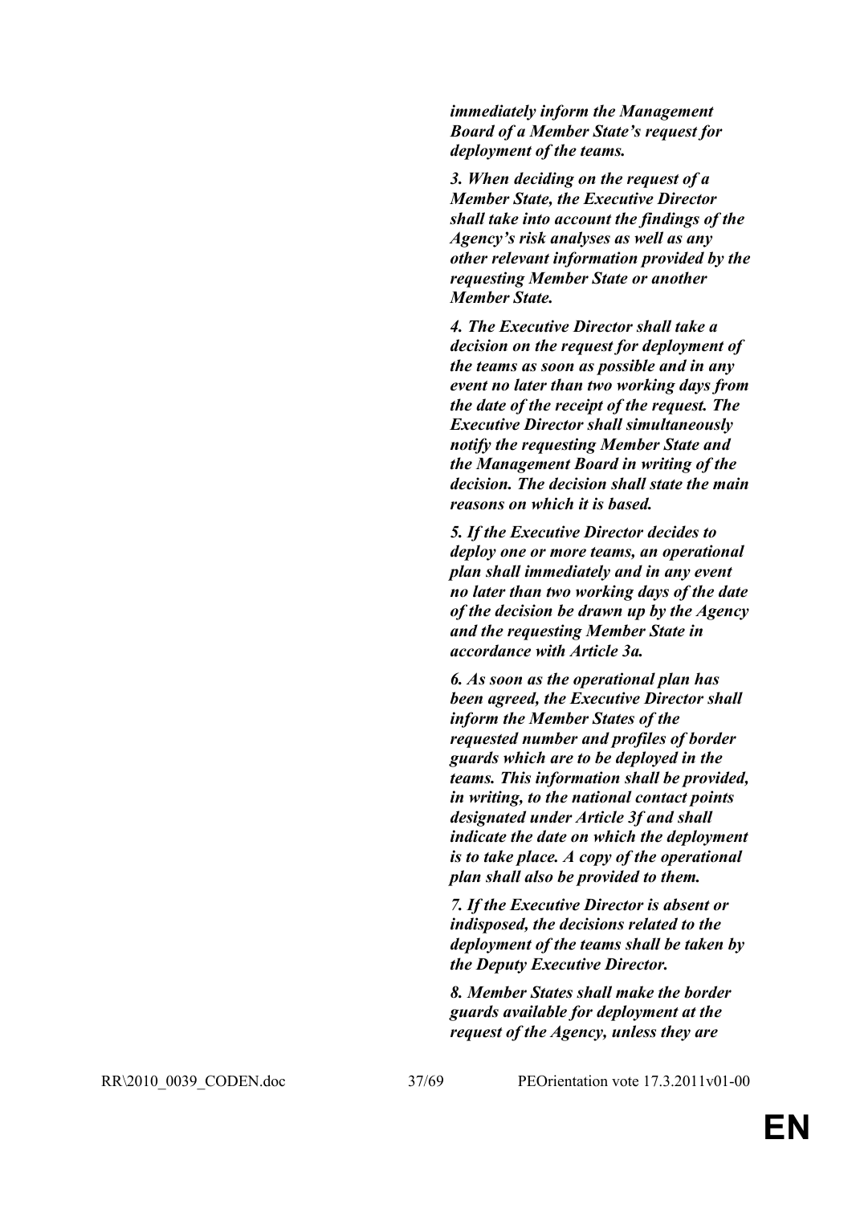***immediately inform the Management Board of a Member State's request for deployment of the teams.***

***3. When deciding on the request of a Member State, the Executive Director shall take into account the findings of the Agency's risk analyses as well as any other relevant information provided by the requesting Member State or another Member State.***

***4. The Executive Director shall take a decision on the request for deployment of the teams as soon as possible and in any event no later than two working days from the date of the receipt of the request. The Executive Director shall simultaneously notify the requesting Member State and the Management Board in writing of the decision. The decision shall state the main reasons on which it is based.***

***5. If the Executive Director decides to deploy one or more teams, an operational plan shall immediately and in any event no later than two working days of the date of the decision be drawn up by the Agency and the requesting Member State in accordance with Article 3a.***

***6. As soon as the operational plan has been agreed, the Executive Director shall inform the Member States of the requested number and profiles of border guards which are to be deployed in the teams. This information shall be provided, in writing, to the national contact points designated under Article 3f and shall indicate the date on which the deployment is to take place. A copy of the operational plan shall also be provided to them.***

***7. If the Executive Director is absent or indisposed, the decisions related to the deployment of the teams shall be taken by the Deputy Executive Director.***

***8. Member States shall make the border guards available for deployment at the request of the Agency, unless they are***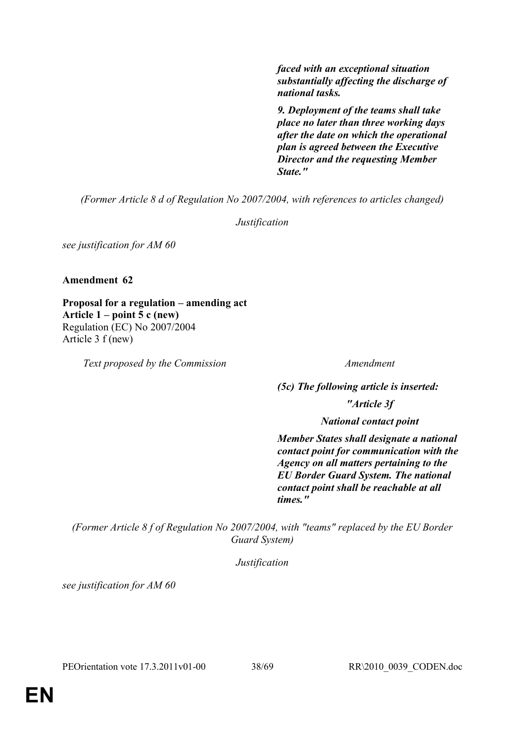| | |
|---|---|
| | ***faced with an exceptional situation substantially affecting the discharge of national tasks.*** |
| | ***9. Deployment of the teams shall take place no later than three working days after the date on which the operational plan is agreed between the Executive Director and the requesting Member State."*** |

*(Former Article 8 d of Regulation No 2007/2004, with references to articles changed)*

*Justification*

*see justification for AM 60*

**Amendment 62**

**Proposal for a regulation – amending act**
**Article 1 – point 5 c (new)**
Regulation (EC) No 2007/2004
Article 3 f (new)

| *Text proposed by the Commission* | *Amendment* |
|---|---|
| | ***(5c) The following article is inserted:*** |
| | ***"Article 3f*** |
| | ***National contact point*** |
| | ***Member States shall designate a national contact point for communication with the Agency on all matters pertaining to the EU Border Guard System. The national contact point shall be reachable at all times."*** |

*(Former Article 8 f of Regulation No 2007/2004, with "teams" replaced by the EU Border Guard System)*

*Justification*

*see justification for AM 60*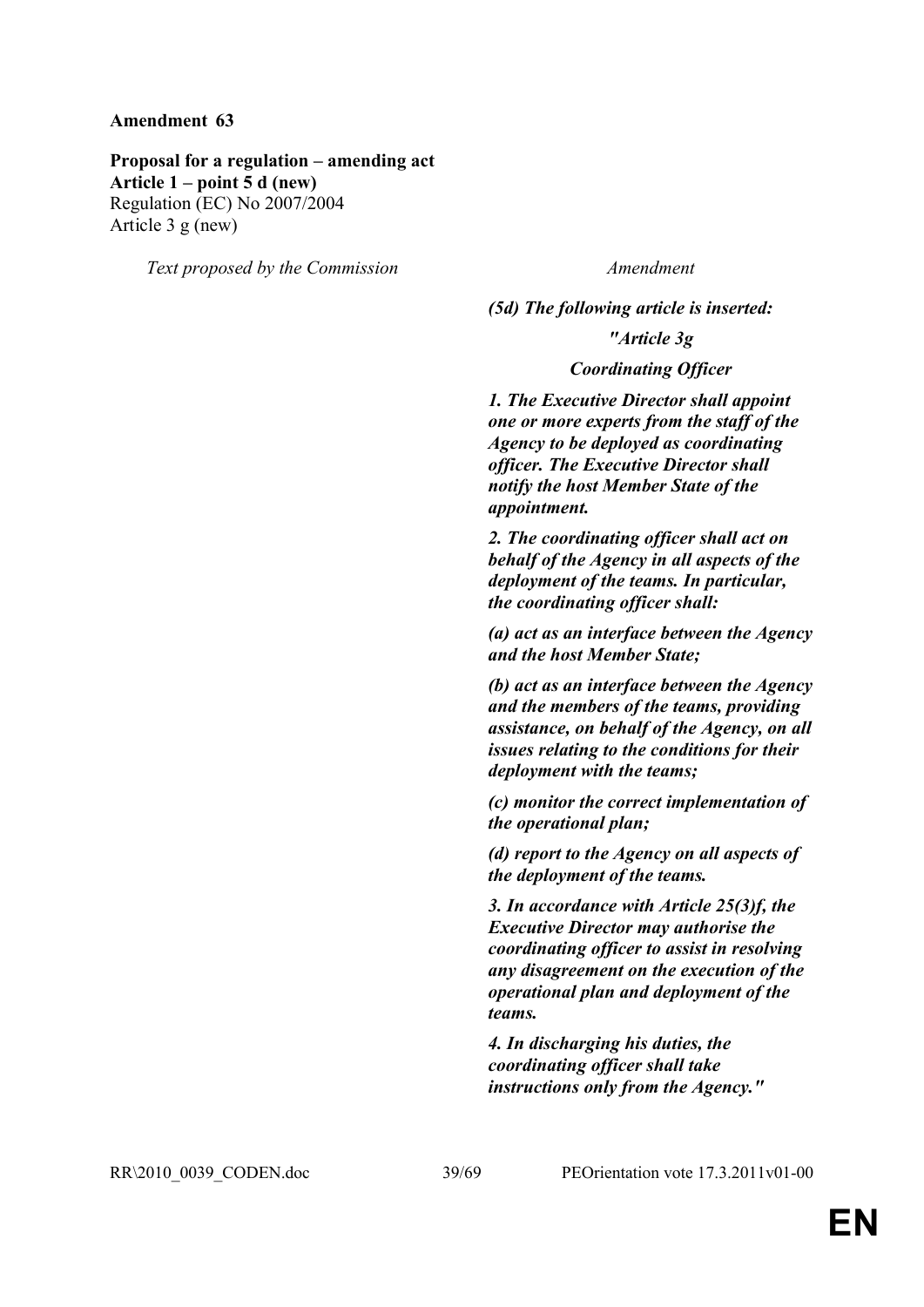**Amendment 63**

**Proposal for a regulation – amending act**
**Article 1 – point 5 d (new)**
Regulation (EC) No 2007/2004
Article 3 g (new)

| *Text proposed by the Commission* | *Amendment* |
|---|---|
| | ***(5d) The following article is inserted:*** |
| | ***"Article 3g*** |
| | ***Coordinating Officer*** |
| | ***1. The Executive Director shall appoint one or more experts from the staff of the Agency to be deployed as coordinating officer. The Executive Director shall notify the host Member State of the appointment.*** |
| | ***2. The coordinating officer shall act on behalf of the Agency in all aspects of the deployment of the teams. In particular, the coordinating officer shall:*** |
| | ***(a) act as an interface between the Agency and the host Member State;*** |
| | ***(b) act as an interface between the Agency and the members of the teams, providing assistance, on behalf of the Agency, on all issues relating to the conditions for their deployment with the teams;*** |
| | ***(c) monitor the correct implementation of the operational plan;*** |
| | ***(d) report to the Agency on all aspects of the deployment of the teams.*** |
| | ***3. In accordance with Article 25(3)f, the Executive Director may authorise the coordinating officer to assist in resolving any disagreement on the execution of the operational plan and deployment of the teams.*** |
| | ***4. In discharging his duties, the coordinating officer shall take instructions only from the Agency."*** |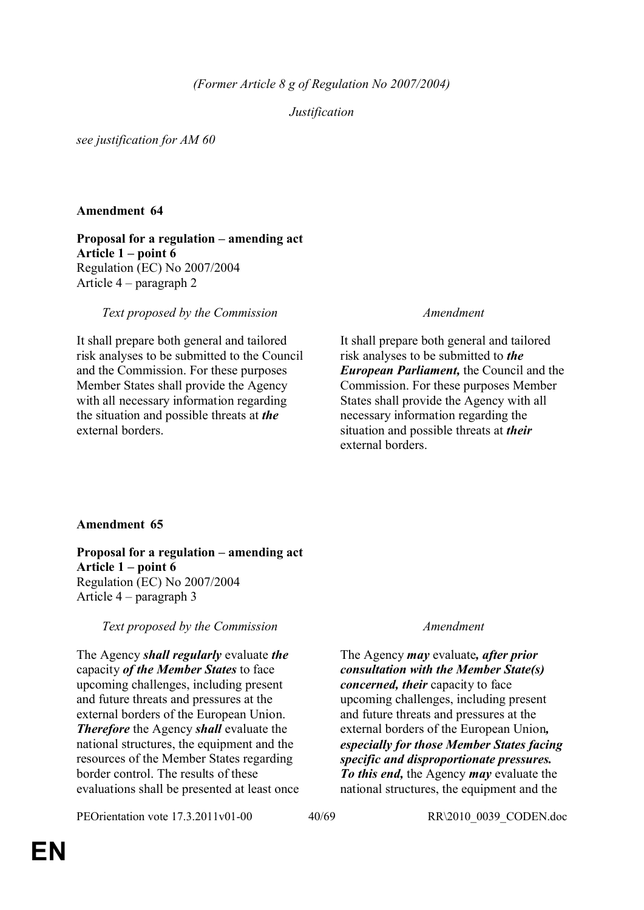*(Former Article 8 g of Regulation No 2007/2004)*

*Justification*

*see justification for AM 60*

**Amendment 64**

**Proposal for a regulation – amending act**
**Article 1 – point 6**
Regulation (EC) No 2007/2004
Article 4 – paragraph 2

| *Text proposed by the Commission* | *Amendment* |
|---|---|
| It shall prepare both general and tailored risk analyses to be submitted to the Council and the Commission. For these purposes Member States shall provide the Agency with all necessary information regarding the situation and possible threats at ***the*** external borders. | It shall prepare both general and tailored risk analyses to be submitted to ***the European Parliament,*** the Council and the Commission. For these purposes Member States shall provide the Agency with all necessary information regarding the situation and possible threats at ***their*** external borders. |

**Amendment 65**

**Proposal for a regulation – amending act**
**Article 1 – point 6**
Regulation (EC) No 2007/2004
Article 4 – paragraph 3

| *Text proposed by the Commission* | *Amendment* |
|---|---|
| The Agency ***shall regularly*** evaluate ***the*** capacity ***of the Member States*** to face upcoming challenges, including present and future threats and pressures at the external borders of the European Union. ***Therefore*** the Agency ***shall*** evaluate the national structures, the equipment and the resources of the Member States regarding border control. The results of these evaluations shall be presented at least once | The Agency ***may*** evaluate***, after prior consultation with the Member State(s) concerned, their*** capacity to face upcoming challenges, including present and future threats and pressures at the external borders of the European Union***, especially for those Member States facing specific and disproportionate pressures. To this end,*** the Agency ***may*** evaluate the national structures, the equipment and the |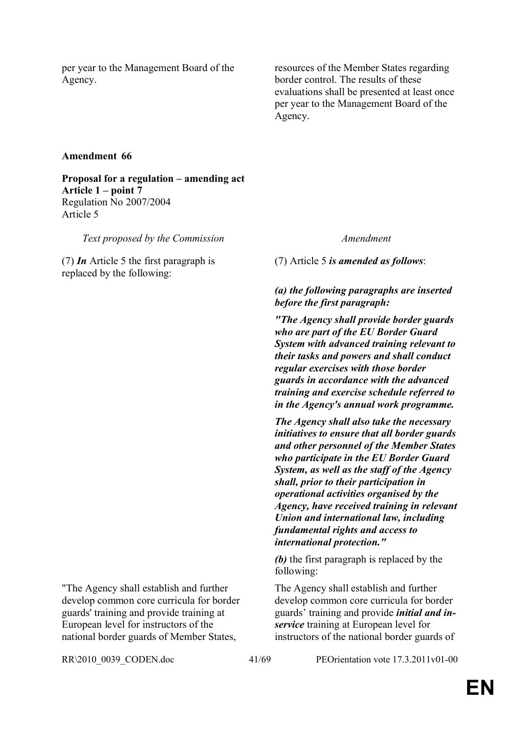| | |
|---|---|
| per year to the Management Board of the Agency. | resources of the Member States regarding border control. The results of these evaluations shall be presented at least once per year to the Management Board of the Agency. |

**Amendment 66**

**Proposal for a regulation – amending act**
**Article 1 – point 7**
Regulation No 2007/2004
Article 5

| *Text proposed by the Commission* | *Amendment* |
|---|---|
| (7) ***In*** Article 5 the first paragraph is replaced by the following: | (7) Article 5 ***is amended as follows***: |
| | ***(a) the following paragraphs are inserted before the first paragraph:*** |
| | ***"The Agency shall provide border guards who are part of the EU Border Guard System with advanced training relevant to their tasks and powers and shall conduct regular exercises with those border guards in accordance with the advanced training and exercise schedule referred to in the Agency's annual work programme.*** |
| | ***The Agency shall also take the necessary initiatives to ensure that all border guards and other personnel of the Member States who participate in the EU Border Guard System, as well as the staff of the Agency shall, prior to their participation in operational activities organised by the Agency, have received training in relevant Union and international law, including fundamental rights and access to international protection."*** |
| | ***(b)*** the first paragraph is replaced by the following: |
| "The Agency shall establish and further develop common core curricula for border guards' training and provide training at European level for instructors of the national border guards of Member States, | The Agency shall establish and further develop common core curricula for border guards' training and provide ***initial and in-service*** training at European level for instructors of the national border guards of |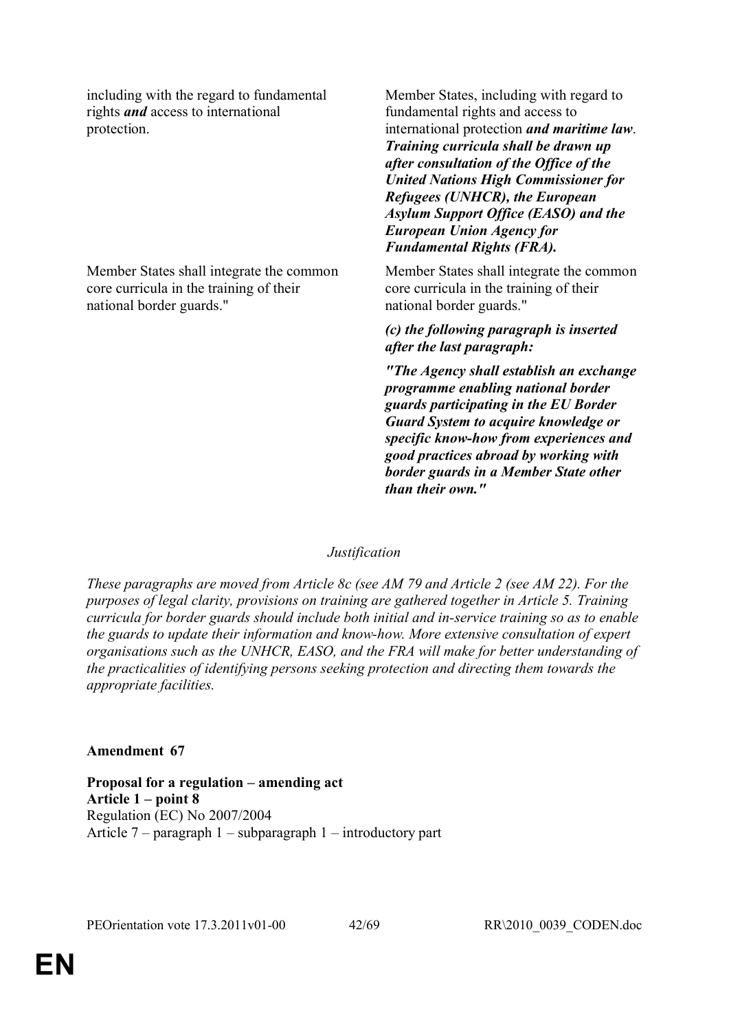| | |
|---|---|
| including with the regard to fundamental rights ***and*** access to international protection. | Member States, including with regard to fundamental rights and access to international protection ***and maritime law***. ***Training curricula shall be drawn up after consultation of the Office of the United Nations High Commissioner for Refugees (UNHCR), the European Asylum Support Office (EASO) and the European Union Agency for Fundamental Rights (FRA).*** |
| Member States shall integrate the common core curricula in the training of their national border guards." | Member States shall integrate the common core curricula in the training of their national border guards." |
| | ***(c) the following paragraph is inserted after the last paragraph:*** |
| | ***"The Agency shall establish an exchange programme enabling national border guards participating in the EU Border Guard System to acquire knowledge or specific know-how from experiences and good practices abroad by working with border guards in a Member State other than their own."*** |

*Justification*

*These paragraphs are moved from Article 8c (see AM 79 and Article 2 (see AM 22). For the purposes of legal clarity, provisions on training are gathered together in Article 5. Training curricula for border guards should include both initial and in-service training so as to enable the guards to update their information and know-how. More extensive consultation of expert organisations such as the UNHCR, EASO, and the FRA will make for better understanding of the practicalities of identifying persons seeking protection and directing them towards the appropriate facilities.*

**Amendment 67**

**Proposal for a regulation – amending act**
**Article 1 – point 8**
Regulation (EC) No 2007/2004
Article 7 – paragraph 1 – subparagraph 1 – introductory part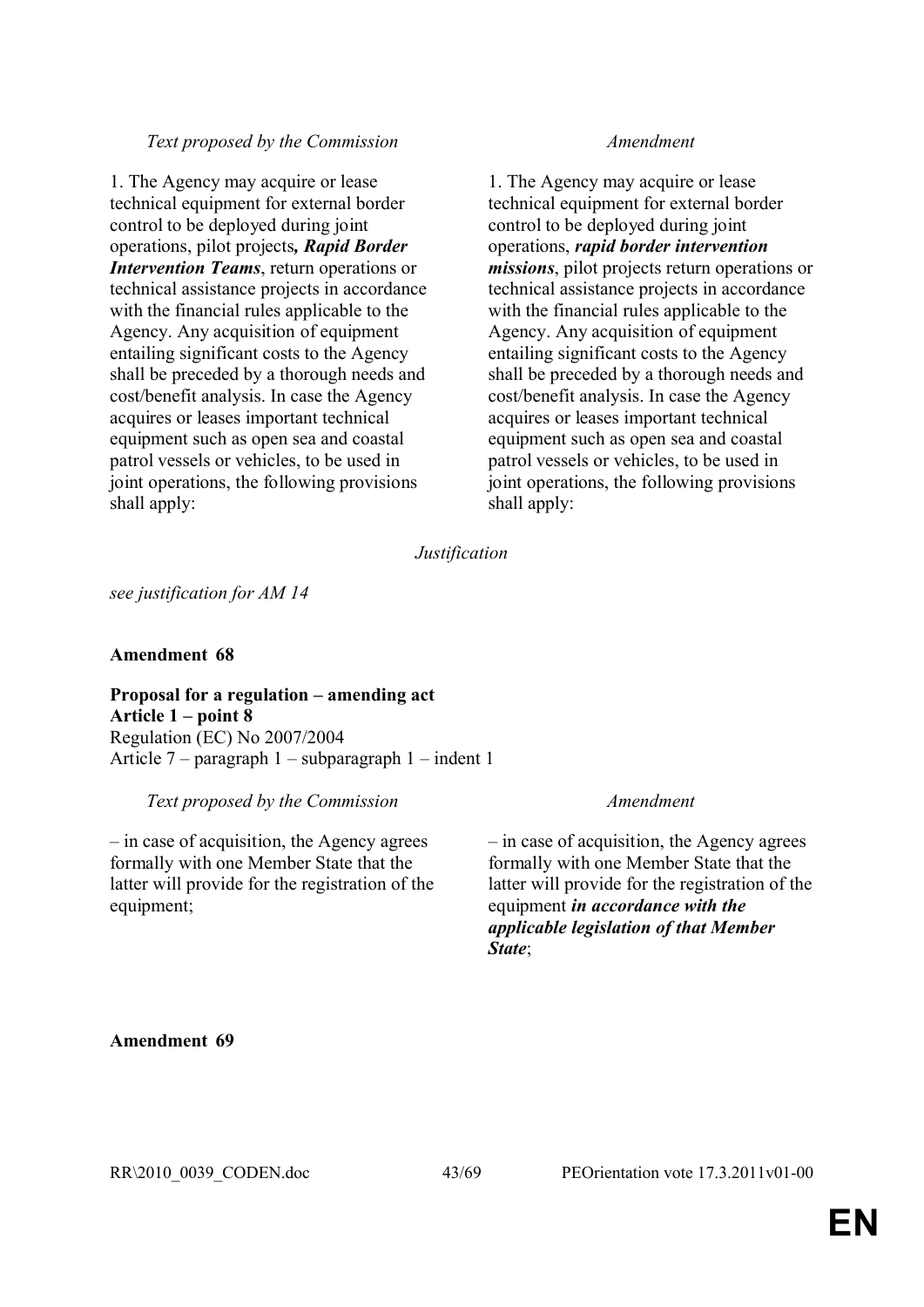| *Text proposed by the Commission* | *Amendment* |
| --- | --- |
| 1. The Agency may acquire or lease technical equipment for external border control to be deployed during joint operations, pilot projects***, Rapid Border Intervention Teams***, return operations or technical assistance projects in accordance with the financial rules applicable to the Agency. Any acquisition of equipment entailing significant costs to the Agency shall be preceded by a thorough needs and cost/benefit analysis. In case the Agency acquires or leases important technical equipment such as open sea and coastal patrol vessels or vehicles, to be used in joint operations, the following provisions shall apply: | 1. The Agency may acquire or lease technical equipment for external border control to be deployed during joint operations, ***rapid border intervention missions***, pilot projects return operations or technical assistance projects in accordance with the financial rules applicable to the Agency. Any acquisition of equipment entailing significant costs to the Agency shall be preceded by a thorough needs and cost/benefit analysis. In case the Agency acquires or leases important technical equipment such as open sea and coastal patrol vessels or vehicles, to be used in joint operations, the following provisions shall apply: |

*Justification*

*see justification for AM 14*

**Amendment 68**

**Proposal for a regulation – amending act**
**Article 1 – point 8**
Regulation (EC) No 2007/2004
Article 7 – paragraph 1 – subparagraph 1 – indent 1

| *Text proposed by the Commission* | *Amendment* |
| --- | --- |
| – in case of acquisition, the Agency agrees formally with one Member State that the latter will provide for the registration of the equipment; | – in case of acquisition, the Agency agrees formally with one Member State that the latter will provide for the registration of the equipment ***in accordance with the applicable legislation of that Member State***; |

**Amendment 69**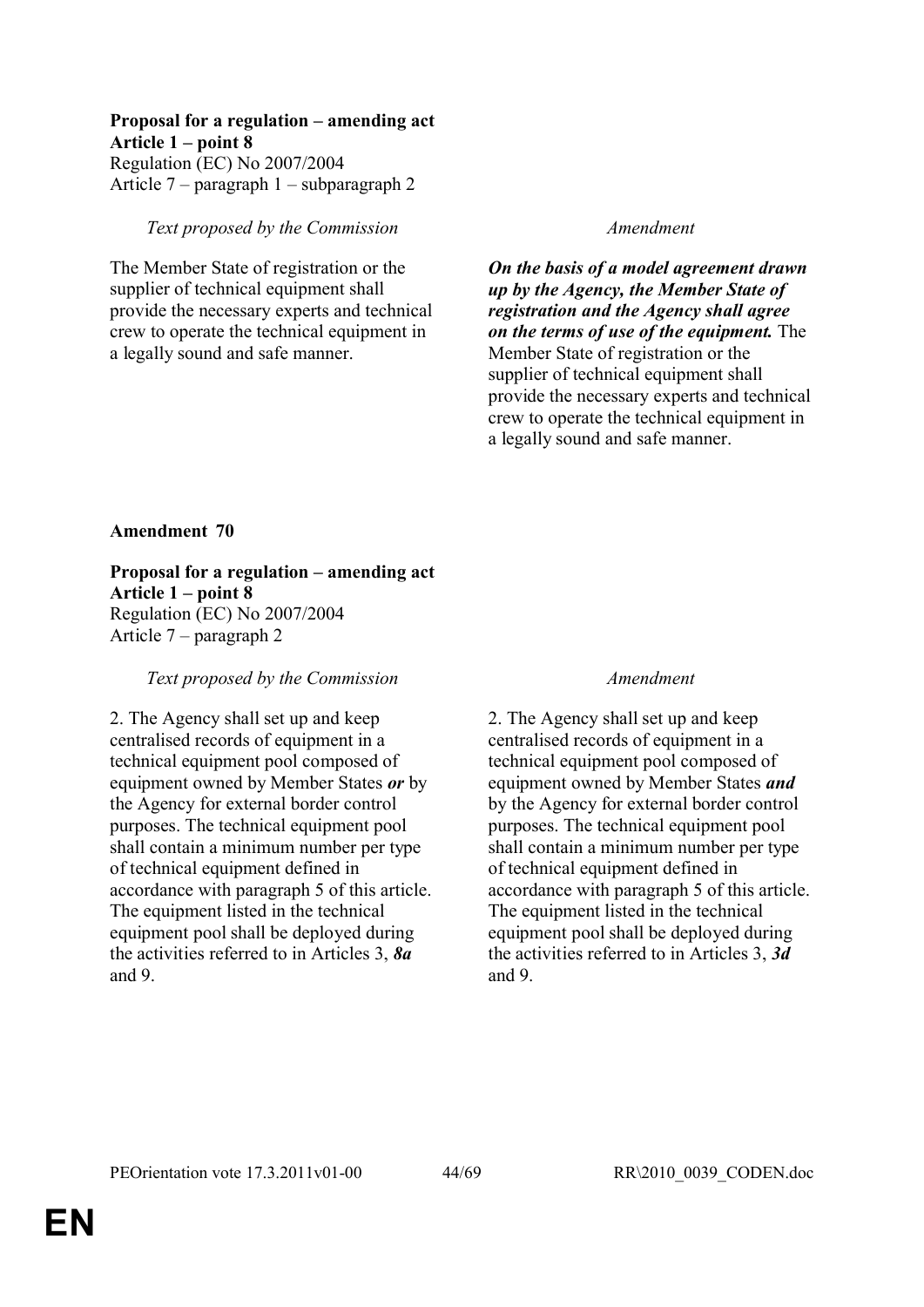**Proposal for a regulation – amending act**
**Article 1 – point 8**
Regulation (EC) No 2007/2004
Article 7 – paragraph 1 – subparagraph 2

| *Text proposed by the Commission* | *Amendment* |
|---|---|
| The Member State of registration or the supplier of technical equipment shall provide the necessary experts and technical crew to operate the technical equipment in a legally sound and safe manner. | ***On the basis of a model agreement drawn up by the Agency, the Member State of registration and the Agency shall agree on the terms of use of the equipment.*** The Member State of registration or the supplier of technical equipment shall provide the necessary experts and technical crew to operate the technical equipment in a legally sound and safe manner. |

**Amendment 70**

**Proposal for a regulation – amending act**
**Article 1 – point 8**
Regulation (EC) No 2007/2004
Article 7 – paragraph 2

| *Text proposed by the Commission* | *Amendment* |
|---|---|
| 2. The Agency shall set up and keep centralised records of equipment in a technical equipment pool composed of equipment owned by Member States ***or*** by the Agency for external border control purposes. The technical equipment pool shall contain a minimum number per type of technical equipment defined in accordance with paragraph 5 of this article. The equipment listed in the technical equipment pool shall be deployed during the activities referred to in Articles 3, ***8a*** and 9. | 2. The Agency shall set up and keep centralised records of equipment in a technical equipment pool composed of equipment owned by Member States ***and*** by the Agency for external border control purposes. The technical equipment pool shall contain a minimum number per type of technical equipment defined in accordance with paragraph 5 of this article. The equipment listed in the technical equipment pool shall be deployed during the activities referred to in Articles 3, ***3d*** and 9. |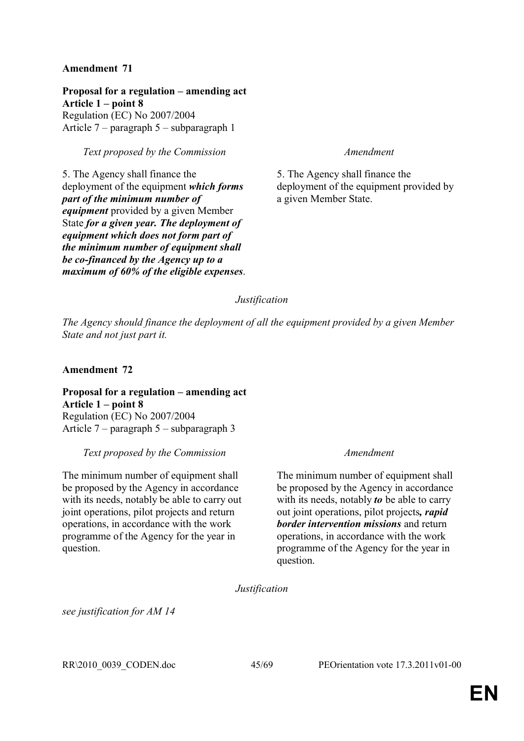**Amendment 71**

**Proposal for a regulation – amending act**
**Article 1 – point 8**
Regulation (EC) No 2007/2004
Article 7 – paragraph 5 – subparagraph 1

| *Text proposed by the Commission* | *Amendment* |
|---|---|
| 5. The Agency shall finance the deployment of the equipment ***which forms part of the minimum number of equipment*** provided by a given Member State ***for a given year. The deployment of equipment which does not form part of the minimum number of equipment shall be co-financed by the Agency up to a maximum of 60% of the eligible expenses***. | 5. The Agency shall finance the deployment of the equipment provided by a given Member State. |

*Justification*

*The Agency should finance the deployment of all the equipment provided by a given Member State and not just part it.*

**Amendment 72**

**Proposal for a regulation – amending act**
**Article 1 – point 8**
Regulation (EC) No 2007/2004
Article 7 – paragraph 5 – subparagraph 3

| *Text proposed by the Commission* | *Amendment* |
|---|---|
| The minimum number of equipment shall be proposed by the Agency in accordance with its needs, notably be able to carry out joint operations, pilot projects and return operations, in accordance with the work programme of the Agency for the year in question. | The minimum number of equipment shall be proposed by the Agency in accordance with its needs, notably ***to*** be able to carry out joint operations, pilot projects***, rapid border intervention missions*** and return operations, in accordance with the work programme of the Agency for the year in question. |

*Justification*

*see justification for AM 14*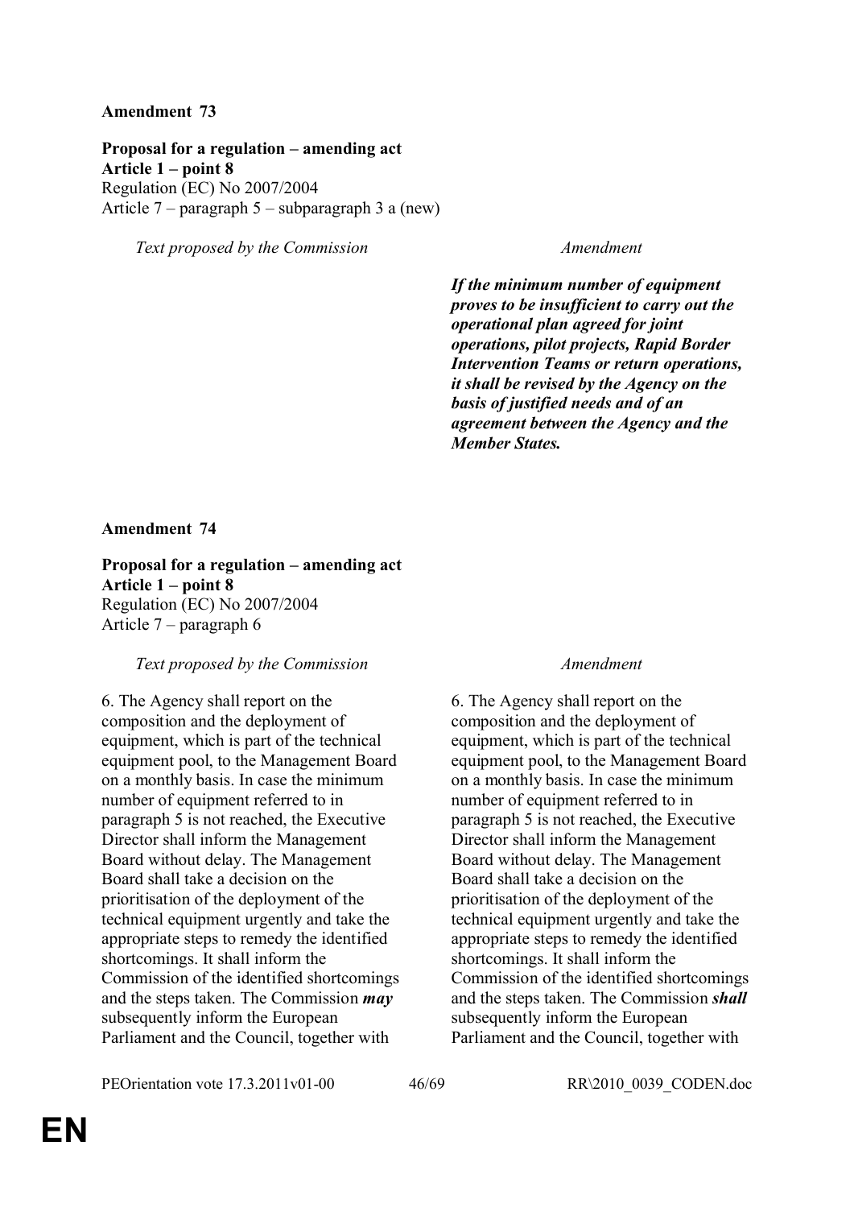**Amendment 73**

**Proposal for a regulation – amending act**
**Article 1 – point 8**
Regulation (EC) No 2007/2004
Article 7 – paragraph 5 – subparagraph 3 a (new)

| *Text proposed by the Commission* | *Amendment* |
| --- | --- |
| | ***If the minimum number of equipment proves to be insufficient to carry out the operational plan agreed for joint operations, pilot projects, Rapid Border Intervention Teams or return operations, it shall be revised by the Agency on the basis of justified needs and of an agreement between the Agency and the Member States.*** |

**Amendment 74**

**Proposal for a regulation – amending act**
**Article 1 – point 8**
Regulation (EC) No 2007/2004
Article 7 – paragraph 6

| *Text proposed by the Commission* | *Amendment* |
| --- | --- |
| 6. The Agency shall report on the composition and the deployment of equipment, which is part of the technical equipment pool, to the Management Board on a monthly basis. In case the minimum number of equipment referred to in paragraph 5 is not reached, the Executive Director shall inform the Management Board without delay. The Management Board shall take a decision on the prioritisation of the deployment of the technical equipment urgently and take the appropriate steps to remedy the identified shortcomings. It shall inform the Commission of the identified shortcomings and the steps taken. The Commission ***may*** subsequently inform the European Parliament and the Council, together with | 6. The Agency shall report on the composition and the deployment of equipment, which is part of the technical equipment pool, to the Management Board on a monthly basis. In case the minimum number of equipment referred to in paragraph 5 is not reached, the Executive Director shall inform the Management Board without delay. The Management Board shall take a decision on the prioritisation of the deployment of the technical equipment urgently and take the appropriate steps to remedy the identified shortcomings. It shall inform the Commission of the identified shortcomings and the steps taken. The Commission ***shall*** subsequently inform the European Parliament and the Council, together with |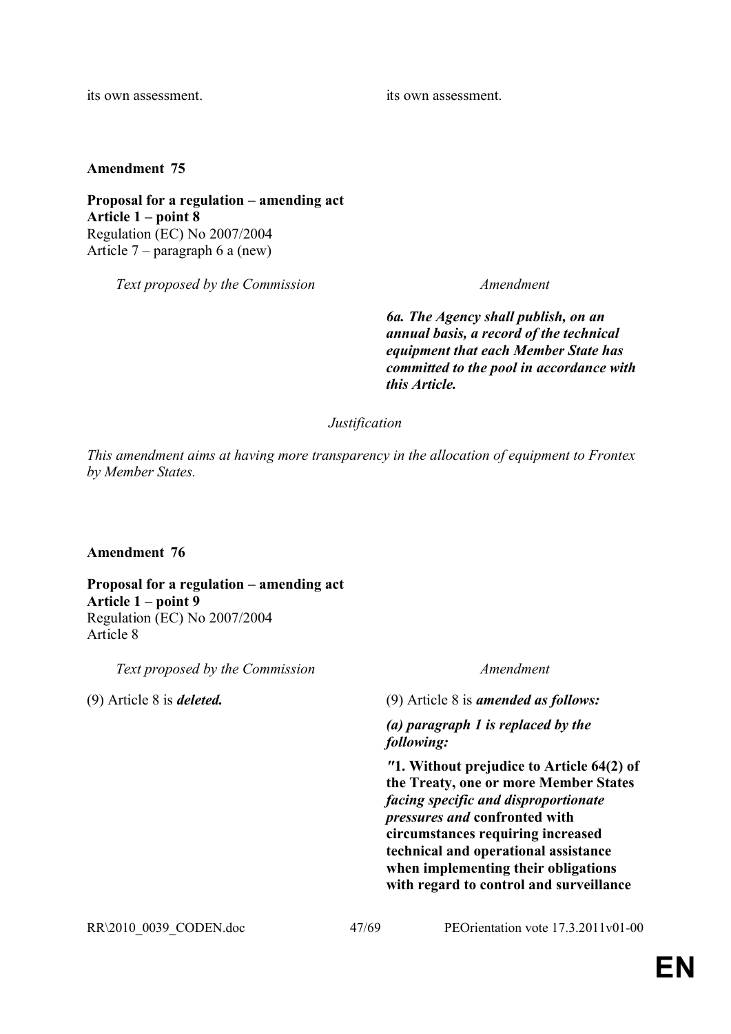| | |
|---|---|
| its own assessment. | its own assessment. |

**Amendment 75**

**Proposal for a regulation – amending act**
**Article 1 – point 8**
Regulation (EC) No 2007/2004
Article 7 – paragraph 6 a (new)

| *Text proposed by the Commission* | *Amendment* |
|---|---|
| | ***6a. The Agency shall publish, on an annual basis, a record of the technical equipment that each Member State has committed to the pool in accordance with this Article.*** |

*Justification*

*This amendment aims at having more transparency in the allocation of equipment to Frontex by Member States.*

**Amendment 76**

**Proposal for a regulation – amending act**
**Article 1 – point 9**
Regulation (EC) No 2007/2004
Article 8

| *Text proposed by the Commission* | *Amendment* |
|---|---|
| (9) Article 8 is ***deleted.*** | (9) Article 8 is ***amended as follows:*** |
| | ***(a) paragraph 1 is replaced by the following:*** |
| | **"1. Without prejudice to Article 64(2) of the Treaty, one or more Member States *facing specific and disproportionate pressures and* confronted with circumstances requiring increased technical and operational assistance when implementing their obligations with regard to control and surveillance** |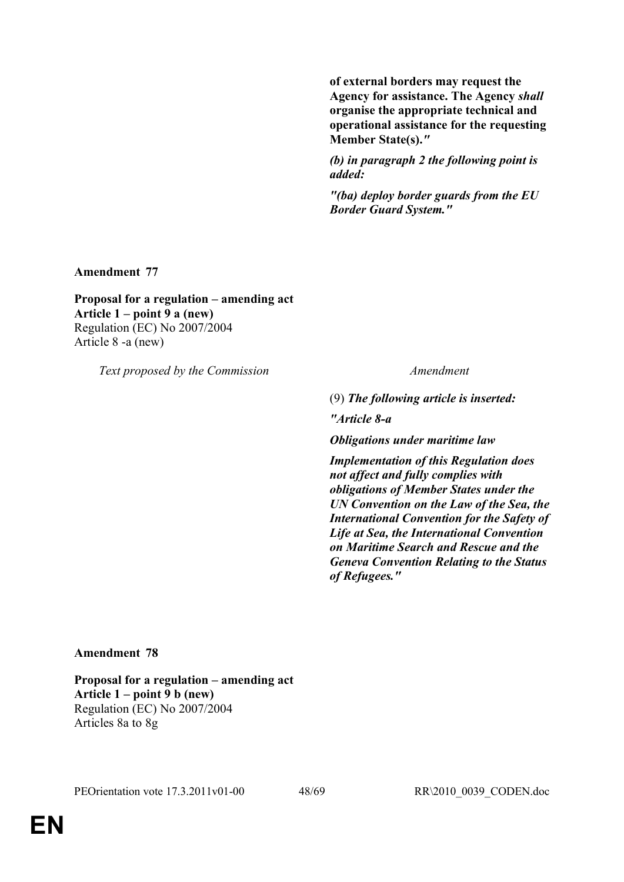| | |
|---|---|
| | **of external borders may request the Agency for assistance. The Agency *shall* organise the appropriate technical and operational assistance for the requesting Member State(s).*"*** |
| | ***(b) in paragraph 2 the following point is added:*** |
| | ***"(ba) deploy border guards from the EU Border Guard System."*** |

**Amendment 77**

**Proposal for a regulation – amending act**
**Article 1 – point 9 a (new)**
Regulation (EC) No 2007/2004
Article 8 -a (new)

| *Text proposed by the Commission* | *Amendment* |
|---|---|
| | (9) ***The following article is inserted:*** |
| | ***"Article 8-a*** |
| | ***Obligations under maritime law*** |
| | ***Implementation of this Regulation does not affect and fully complies with obligations of Member States under the UN Convention on the Law of the Sea, the International Convention for the Safety of Life at Sea, the International Convention on Maritime Search and Rescue and the Geneva Convention Relating to the Status of Refugees."*** |

**Amendment 78**

**Proposal for a regulation – amending act**
**Article 1 – point 9 b (new)**
Regulation (EC) No 2007/2004
Articles 8a to 8g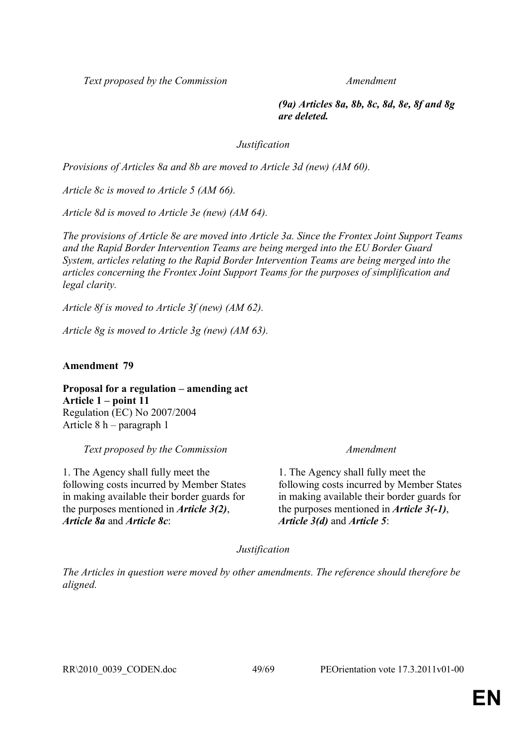| *Text proposed by the Commission* | *Amendment* |
|---|---|
| | ***(9a) Articles 8a, 8b, 8c, 8d, 8e, 8f and 8g are deleted.*** |

*Justification*

*Provisions of Articles 8a and 8b are moved to Article 3d (new) (AM 60).*

*Article 8c is moved to Article 5 (AM 66).*

*Article 8d is moved to Article 3e (new) (AM 64).*

*The provisions of Article 8e are moved into Article 3a. Since the Frontex Joint Support Teams and the Rapid Border Intervention Teams are being merged into the EU Border Guard System, articles relating to the Rapid Border Intervention Teams are being merged into the articles concerning the Frontex Joint Support Teams for the purposes of simplification and legal clarity.*

*Article 8f is moved to Article 3f (new) (AM 62).*

*Article 8g is moved to Article 3g (new) (AM 63).*

**Amendment 79**

**Proposal for a regulation – amending act**
**Article 1 – point 11**
Regulation (EC) No 2007/2004
Article 8 h – paragraph 1

| *Text proposed by the Commission* | *Amendment* |
|---|---|
| 1. The Agency shall fully meet the following costs incurred by Member States in making available their border guards for the purposes mentioned in ***Article 3(2)***, ***Article 8a*** and ***Article 8c***: | 1. The Agency shall fully meet the following costs incurred by Member States in making available their border guards for the purposes mentioned in ***Article 3(-1)***, ***Article 3(d)*** and ***Article 5***: |

*Justification*

*The Articles in question were moved by other amendments. The reference should therefore be aligned.*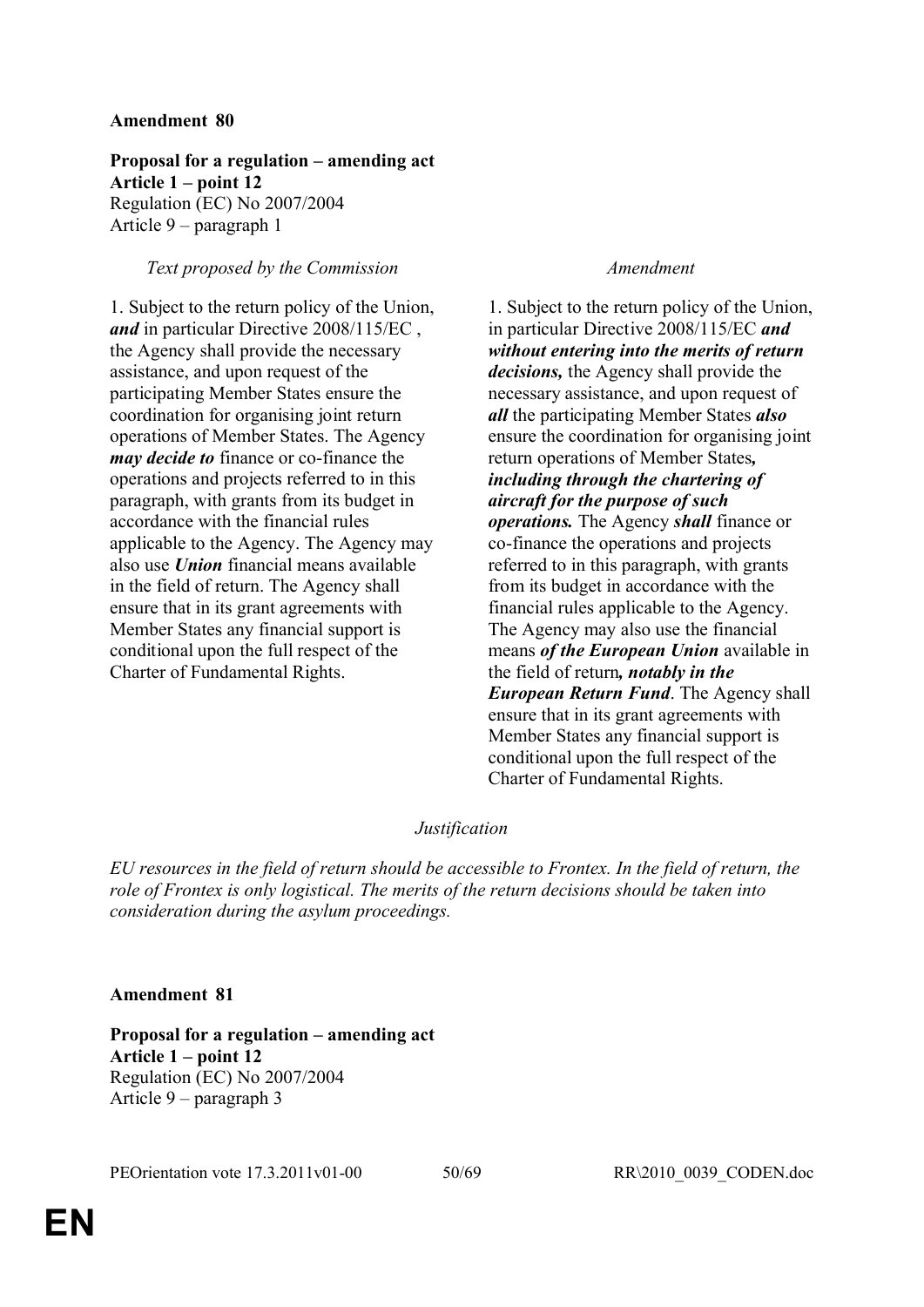**Amendment 80**

**Proposal for a regulation – amending act**
**Article 1 – point 12**
Regulation (EC) No 2007/2004
Article 9 – paragraph 1

| *Text proposed by the Commission* | *Amendment* |
|---|---|
| 1. Subject to the return policy of the Union, ***and*** in particular Directive 2008/115/EC , the Agency shall provide the necessary assistance, and upon request of the participating Member States ensure the coordination for organising joint return operations of Member States. The Agency ***may decide to*** finance or co-finance the operations and projects referred to in this paragraph, with grants from its budget in accordance with the financial rules applicable to the Agency. The Agency may also use ***Union*** financial means available in the field of return. The Agency shall ensure that in its grant agreements with Member States any financial support is conditional upon the full respect of the Charter of Fundamental Rights. | 1. Subject to the return policy of the Union, in particular Directive 2008/115/EC ***and without entering into the merits of return decisions,*** the Agency shall provide the necessary assistance, and upon request of ***all*** the participating Member States ***also*** ensure the coordination for organising joint return operations of Member States***, including through the chartering of aircraft for the purpose of such operations.*** The Agency ***shall*** finance or co-finance the operations and projects referred to in this paragraph, with grants from its budget in accordance with the financial rules applicable to the Agency. The Agency may also use the financial means ***of the European Union*** available in the field of return***, notably in the European Return Fund***. The Agency shall ensure that in its grant agreements with Member States any financial support is conditional upon the full respect of the Charter of Fundamental Rights. |

*Justification*

*EU resources in the field of return should be accessible to Frontex. In the field of return, the role of Frontex is only logistical. The merits of the return decisions should be taken into consideration during the asylum proceedings.*

**Amendment 81**

**Proposal for a regulation – amending act**
**Article 1 – point 12**
Regulation (EC) No 2007/2004
Article 9 – paragraph 3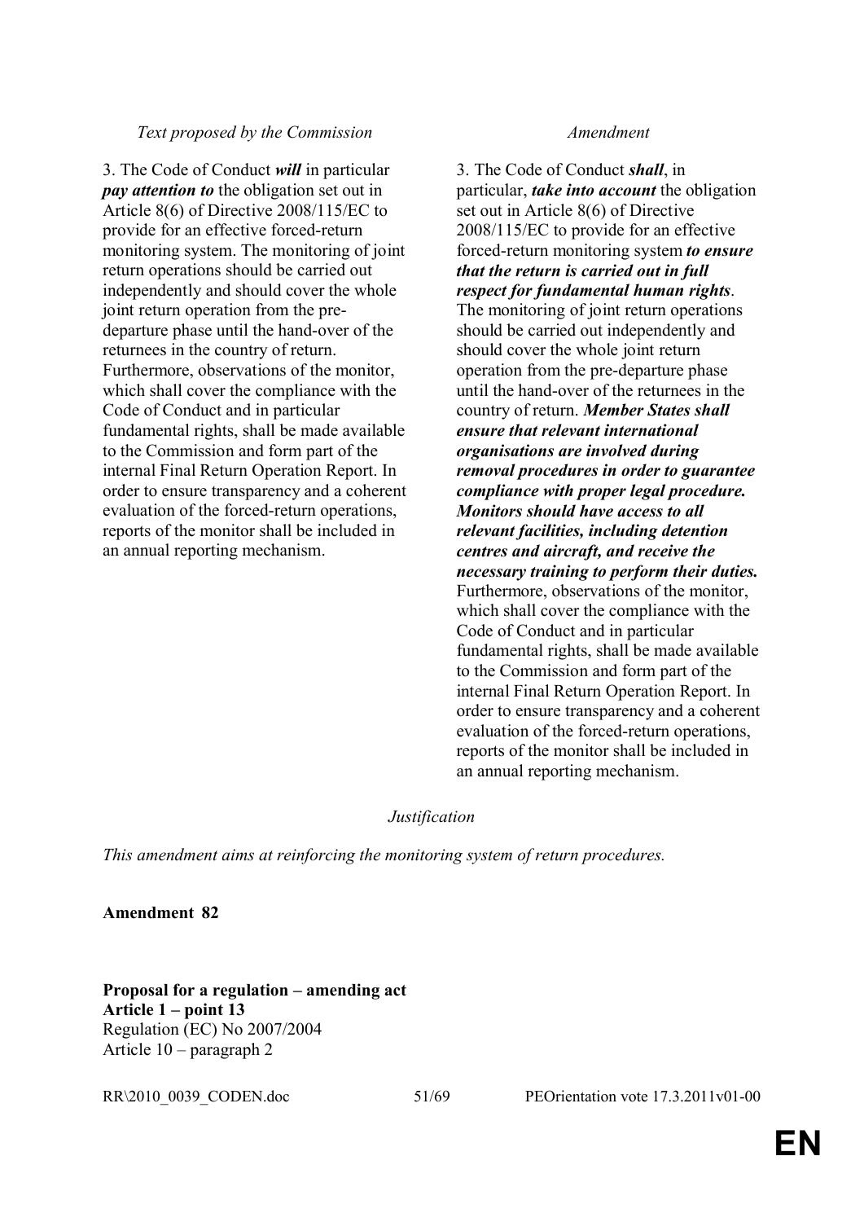| *Text proposed by the Commission* | *Amendment* |
|---|---|
| 3. The Code of Conduct ***will*** in particular ***pay attention to*** the obligation set out in Article 8(6) of Directive 2008/115/EC to provide for an effective forced-return monitoring system. The monitoring of joint return operations should be carried out independently and should cover the whole joint return operation from the pre-departure phase until the hand-over of the returnees in the country of return. Furthermore, observations of the monitor, which shall cover the compliance with the Code of Conduct and in particular fundamental rights, shall be made available to the Commission and form part of the internal Final Return Operation Report. In order to ensure transparency and a coherent evaluation of the forced-return operations, reports of the monitor shall be included in an annual reporting mechanism. | 3. The Code of Conduct ***shall***, in particular, ***take into account*** the obligation set out in Article 8(6) of Directive 2008/115/EC to provide for an effective forced-return monitoring system ***to ensure that the return is carried out in full respect for fundamental human rights***. The monitoring of joint return operations should be carried out independently and should cover the whole joint return operation from the pre-departure phase until the hand-over of the returnees in the country of return. ***Member States shall ensure that relevant international organisations are involved during removal procedures in order to guarantee compliance with proper legal procedure. Monitors should have access to all relevant facilities, including detention centres and aircraft, and receive the necessary training to perform their duties.*** Furthermore, observations of the monitor, which shall cover the compliance with the Code of Conduct and in particular fundamental rights, shall be made available to the Commission and form part of the internal Final Return Operation Report. In order to ensure transparency and a coherent evaluation of the forced-return operations, reports of the monitor shall be included in an annual reporting mechanism. |

*Justification*

*This amendment aims at reinforcing the monitoring system of return procedures.*

**Amendment 82**

**Proposal for a regulation – amending act**
**Article 1 – point 13**
Regulation (EC) No 2007/2004
Article 10 – paragraph 2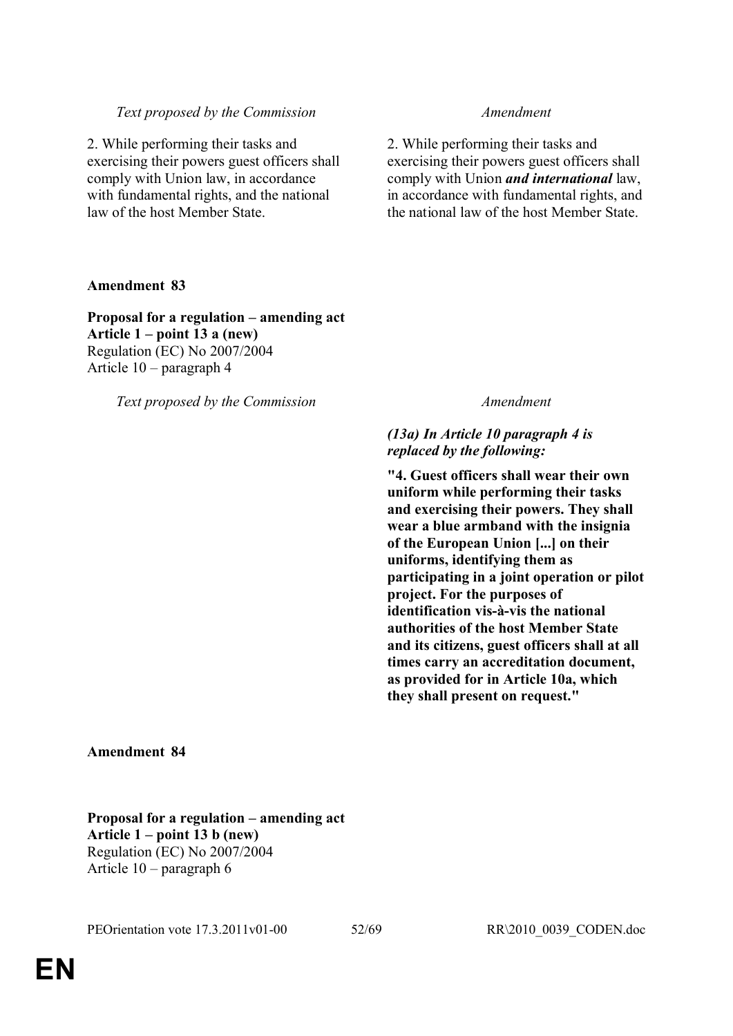| *Text proposed by the Commission* | *Amendment* |
|---|---|
| 2. While performing their tasks and exercising their powers guest officers shall comply with Union law, in accordance with fundamental rights, and the national law of the host Member State. | 2. While performing their tasks and exercising their powers guest officers shall comply with Union ***and international*** law, in accordance with fundamental rights, and the national law of the host Member State. |

**Amendment 83**

**Proposal for a regulation – amending act**
**Article 1 – point 13 a (new)**
Regulation (EC) No 2007/2004
Article 10 – paragraph 4

| *Text proposed by the Commission* | *Amendment* |
|---|---|
| | ***(13a) In Article 10 paragraph 4 is replaced by the following:*** <br><br> **"4. Guest officers shall wear their own uniform while performing their tasks and exercising their powers. They shall wear a blue armband with the insignia of the European Union [...] on their uniforms, identifying them as participating in a joint operation or pilot project. For the purposes of identification vis-à-vis the national authorities of the host Member State and its citizens, guest officers shall at all times carry an accreditation document, as provided for in Article 10a, which they shall present on request."** |

**Amendment 84**

**Proposal for a regulation – amending act**
**Article 1 – point 13 b (new)**
Regulation (EC) No 2007/2004
Article 10 – paragraph 6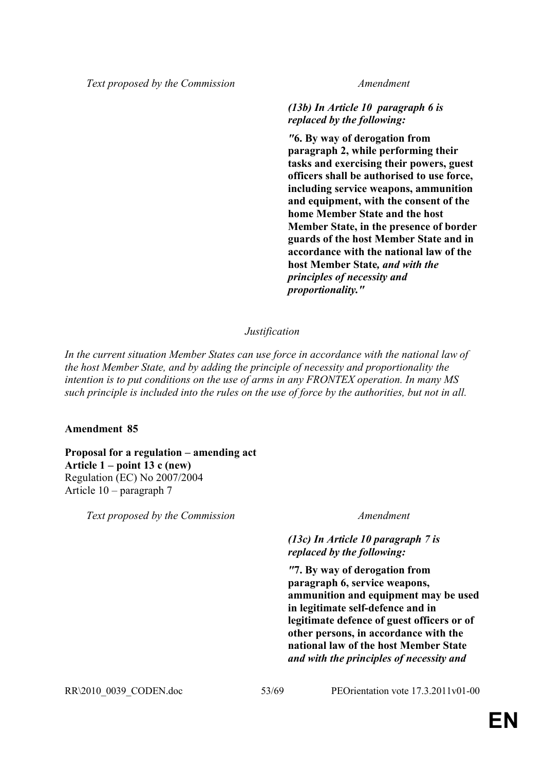| Text proposed by the Commission | Amendment |
|---|---|
| | ***(13b) In Article 10 paragraph 6 is replaced by the following:*** |
| | ***"*6. By way of derogation from paragraph 2, while performing their tasks and exercising their powers, guest officers shall be authorised to use force, including service weapons, ammunition and equipment, with the consent of the home Member State and the host Member State, in the presence of border guards of the host Member State and in accordance with the national law of the host Member State*, and with the principles of necessity and proportionality."*** |

*Justification*

*In the current situation Member States can use force in accordance with the national law of the host Member State, and by adding the principle of necessity and proportionality the intention is to put conditions on the use of arms in any FRONTEX operation. In many MS such principle is included into the rules on the use of force by the authorities, but not in all.*

**Amendment 85**

**Proposal for a regulation – amending act**
**Article 1 – point 13 c (new)**
Regulation (EC) No 2007/2004
Article 10 – paragraph 7

| Text proposed by the Commission | Amendment |
|---|---|
| | ***(13c) In Article 10 paragraph 7 is replaced by the following:*** |
| | ***"*7. By way of derogation from paragraph 6, service weapons, ammunition and equipment may be used in legitimate self-defence and in legitimate defence of guest officers or of other persons, in accordance with the national law of the host Member State *and with the principles of necessity and*** |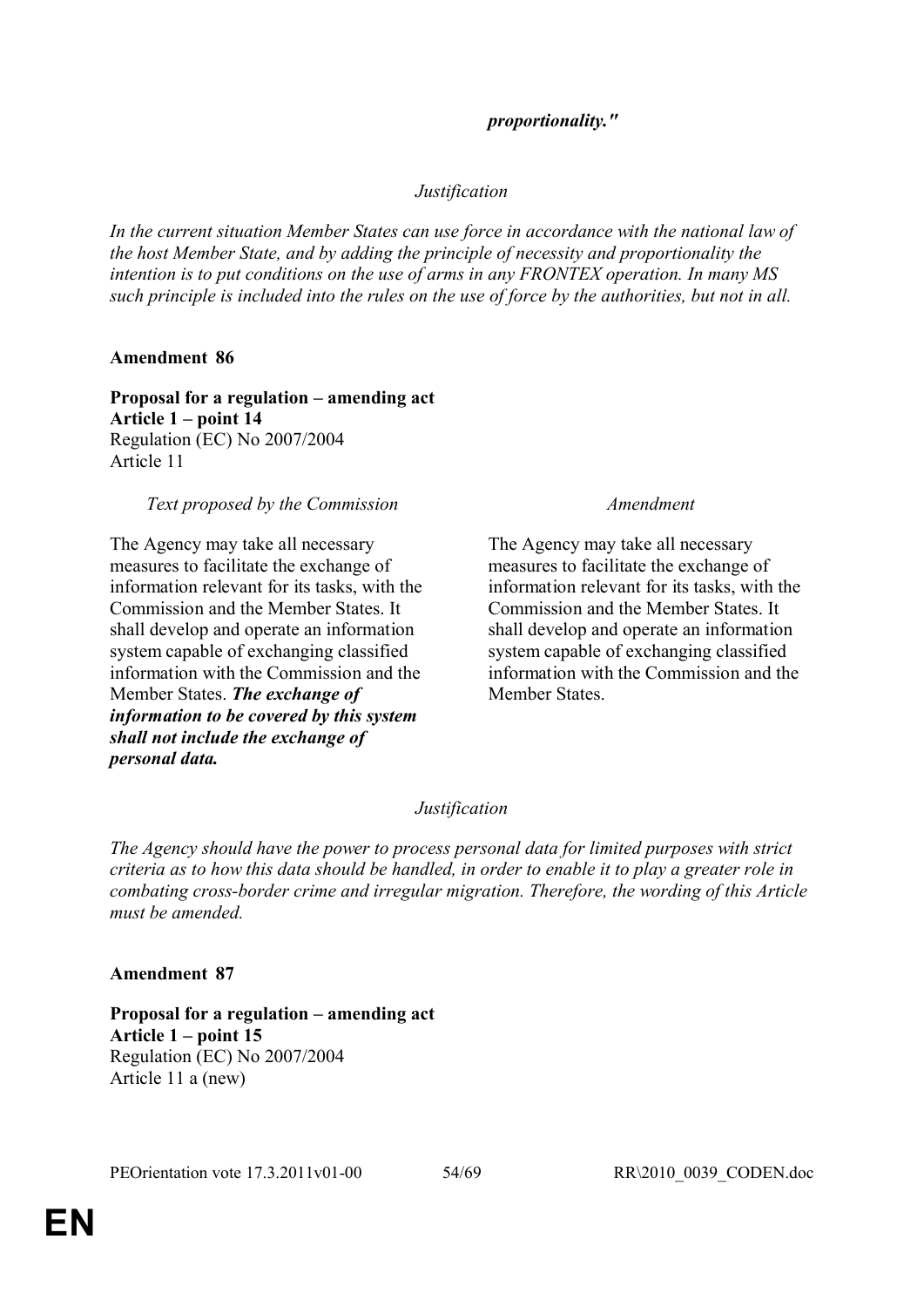***proportionality."***

*Justification*

*In the current situation Member States can use force in accordance with the national law of the host Member State, and by adding the principle of necessity and proportionality the intention is to put conditions on the use of arms in any FRONTEX operation. In many MS such principle is included into the rules on the use of force by the authorities, but not in all.*

**Amendment 86**

**Proposal for a regulation – amending act**
**Article 1 – point 14**
Regulation (EC) No 2007/2004
Article 11

| *Text proposed by the Commission* | *Amendment* |
|---|---|
| The Agency may take all necessary measures to facilitate the exchange of information relevant for its tasks, with the Commission and the Member States. It shall develop and operate an information system capable of exchanging classified information with the Commission and the Member States. ***The exchange of information to be covered by this system shall not include the exchange of personal data.*** | The Agency may take all necessary measures to facilitate the exchange of information relevant for its tasks, with the Commission and the Member States. It shall develop and operate an information system capable of exchanging classified information with the Commission and the Member States. |

*Justification*

*The Agency should have the power to process personal data for limited purposes with strict criteria as to how this data should be handled, in order to enable it to play a greater role in combating cross-border crime and irregular migration. Therefore, the wording of this Article must be amended.*

**Amendment 87**

**Proposal for a regulation – amending act**
**Article 1 – point 15**
Regulation (EC) No 2007/2004
Article 11 a (new)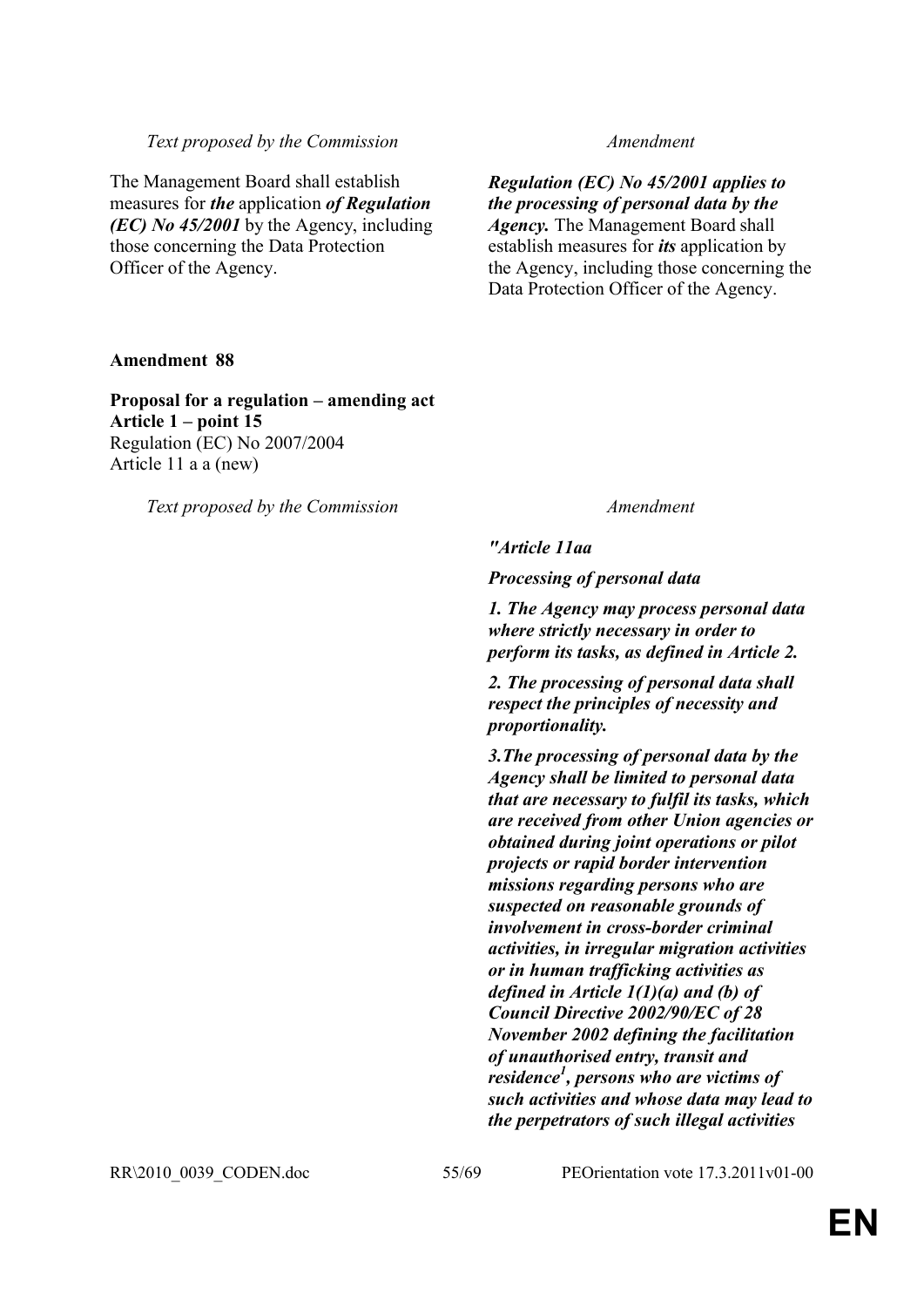| *Text proposed by the Commission* | *Amendment* |
|---|---|
| The Management Board shall establish measures for ***the*** application ***of Regulation (EC) No 45/2001*** by the Agency, including those concerning the Data Protection Officer of the Agency. | ***Regulation (EC) No 45/2001 applies to the processing of personal data by the Agency.*** The Management Board shall establish measures for ***its*** application by the Agency, including those concerning the Data Protection Officer of the Agency. |

**Amendment 88**

**Proposal for a regulation – amending act**
**Article 1 – point 15**
Regulation (EC) No 2007/2004
Article 11 a a (new)

| *Text proposed by the Commission* | *Amendment* |
|---|---|
| | ***"Article 11aa*** |
| | ***Processing of personal data*** |
| | ***1. The Agency may process personal data where strictly necessary in order to perform its tasks, as defined in Article 2.*** |
| | ***2. The processing of personal data shall respect the principles of necessity and proportionality.*** |
| | ***3.The processing of personal data by the Agency shall be limited to personal data that are necessary to fulfil its tasks, which are received from other Union agencies or obtained during joint operations or pilot projects or rapid border intervention missions regarding persons who are suspected on reasonable grounds of involvement in cross-border criminal activities, in irregular migration activities or in human trafficking activities as defined in Article 1(1)(a) and (b) of Council Directive 2002/90/EC of 28 November 2002 defining the facilitation of unauthorised entry, transit and residence[1], persons who are victims of such activities and whose data may lead to the perpetrators of such illegal activities*** |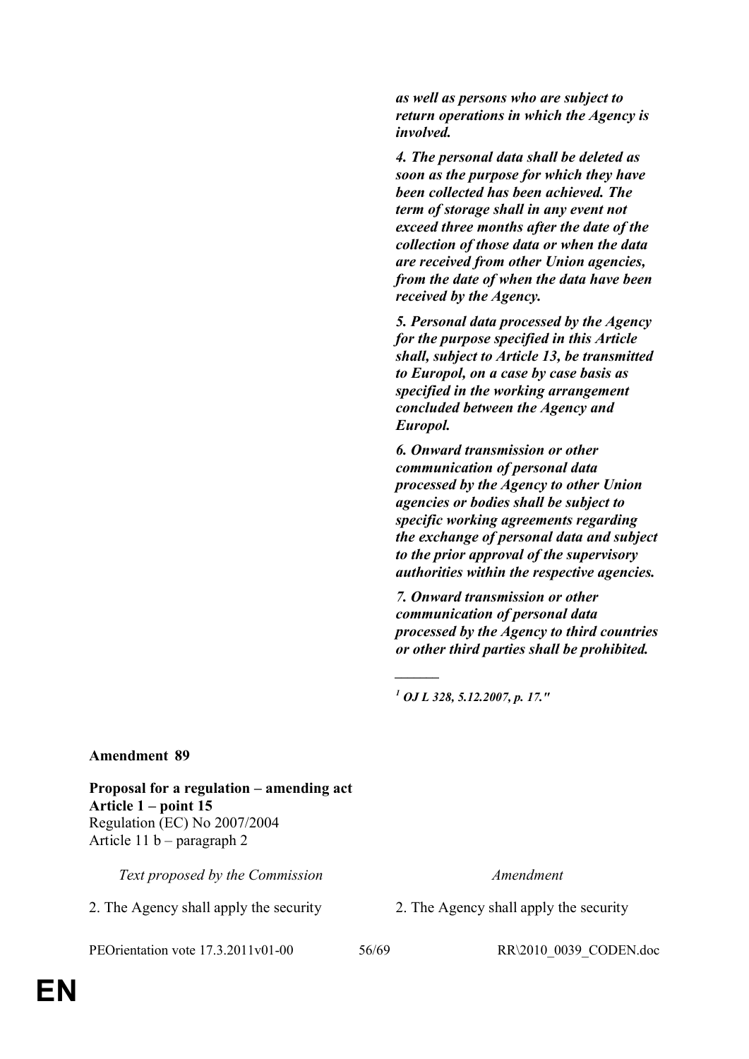| | |
|---|---|
| | ***as well as persons who are subject to return operations in which the Agency is involved.*** |
| | ***4. The personal data shall be deleted as soon as the purpose for which they have been collected has been achieved. The term of storage shall in any event not exceed three months after the date of the collection of those data or when the data are received from other Union agencies, from the date of when the data have been received by the Agency.*** |
| | ***5. Personal data processed by the Agency for the purpose specified in this Article shall, subject to Article 13, be transmitted to Europol, on a case by case basis as specified in the working arrangement concluded between the Agency and Europol.*** |
| | ***6. Onward transmission or other communication of personal data processed by the Agency to other Union agencies or bodies shall be subject to specific working agreements regarding the exchange of personal data and subject to the prior approval of the supervisory authorities within the respective agencies.*** |
| | ***7. Onward transmission or other communication of personal data processed by the Agency to third countries or other third parties shall be prohibited.*** |
| | ***______*** |
| | ***[1] OJ L 328, 5.12.2007, p. 17."*** |

**Amendment 89**

**Proposal for a regulation – amending act**
**Article 1 – point 15**
Regulation (EC) No 2007/2004
Article 11 b – paragraph 2

| *Text proposed by the Commission* | *Amendment* |
|---|---|
| 2. The Agency shall apply the security | 2. The Agency shall apply the security |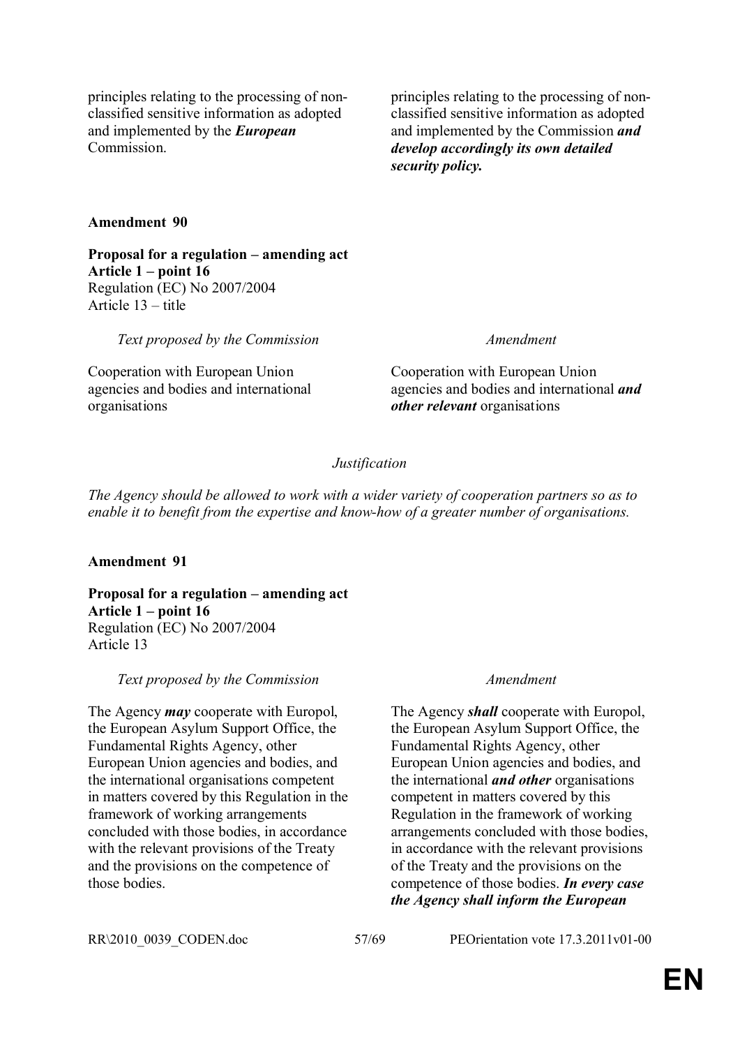| | |
|---|---|
| principles relating to the processing of non-classified sensitive information as adopted and implemented by the ***European*** Commission. | principles relating to the processing of non-classified sensitive information as adopted and implemented by the Commission ***and develop accordingly its own detailed security policy.*** |

**Amendment 90**

**Proposal for a regulation – amending act**
**Article 1 – point 16**
Regulation (EC) No 2007/2004
Article 13 – title

| *Text proposed by the Commission* | *Amendment* |
|---|---|
| Cooperation with European Union agencies and bodies and international organisations | Cooperation with European Union agencies and bodies and international ***and other relevant*** organisations |

*Justification*

*The Agency should be allowed to work with a wider variety of cooperation partners so as to enable it to benefit from the expertise and know-how of a greater number of organisations.*

**Amendment 91**

**Proposal for a regulation – amending act**
**Article 1 – point 16**
Regulation (EC) No 2007/2004
Article 13

| *Text proposed by the Commission* | *Amendment* |
|---|---|
| The Agency ***may*** cooperate with Europol, the European Asylum Support Office, the Fundamental Rights Agency, other European Union agencies and bodies, and the international organisations competent in matters covered by this Regulation in the framework of working arrangements concluded with those bodies, in accordance with the relevant provisions of the Treaty and the provisions on the competence of those bodies. | The Agency ***shall*** cooperate with Europol, the European Asylum Support Office, the Fundamental Rights Agency, other European Union agencies and bodies, and the international ***and other*** organisations competent in matters covered by this Regulation in the framework of working arrangements concluded with those bodies, in accordance with the relevant provisions of the Treaty and the provisions on the competence of those bodies. ***In every case the Agency shall inform the European*** |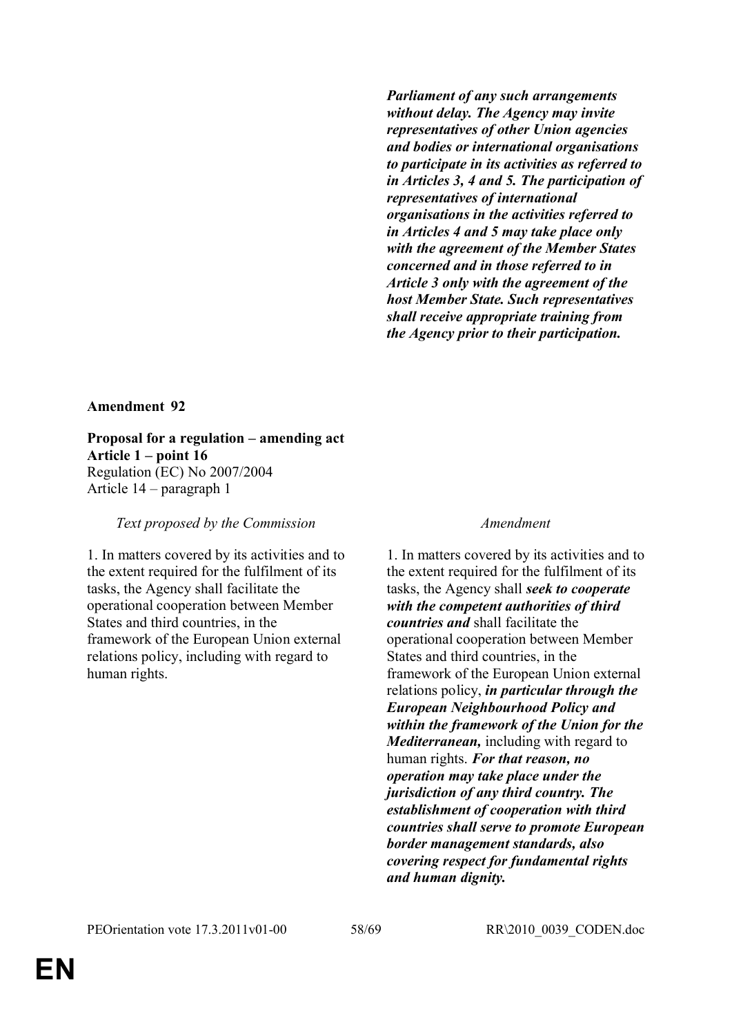| | |
|---|---|
| | ***Parliament of any such arrangements without delay. The Agency may invite representatives of other Union agencies and bodies or international organisations to participate in its activities as referred to in Articles 3, 4 and 5. The participation of representatives of international organisations in the activities referred to in Articles 4 and 5 may take place only with the agreement of the Member States concerned and in those referred to in Article 3 only with the agreement of the host Member State. Such representatives shall receive appropriate training from the Agency prior to their participation.*** |

**Amendment 92**

**Proposal for a regulation – amending act**
**Article 1 – point 16**
Regulation (EC) No 2007/2004
Article 14 – paragraph 1

| *Text proposed by the Commission* | *Amendment* |
|---|---|
| 1. In matters covered by its activities and to the extent required for the fulfilment of its tasks, the Agency shall facilitate the operational cooperation between Member States and third countries, in the framework of the European Union external relations policy, including with regard to human rights. | 1. In matters covered by its activities and to the extent required for the fulfilment of its tasks, the Agency shall ***seek to cooperate with the competent authorities of third countries and*** shall facilitate the operational cooperation between Member States and third countries, in the framework of the European Union external relations policy, ***in particular through the European Neighbourhood Policy and within the framework of the Union for the Mediterranean,*** including with regard to human rights. ***For that reason, no operation may take place under the jurisdiction of any third country. The establishment of cooperation with third countries shall serve to promote European border management standards, also covering respect for fundamental rights and human dignity.*** |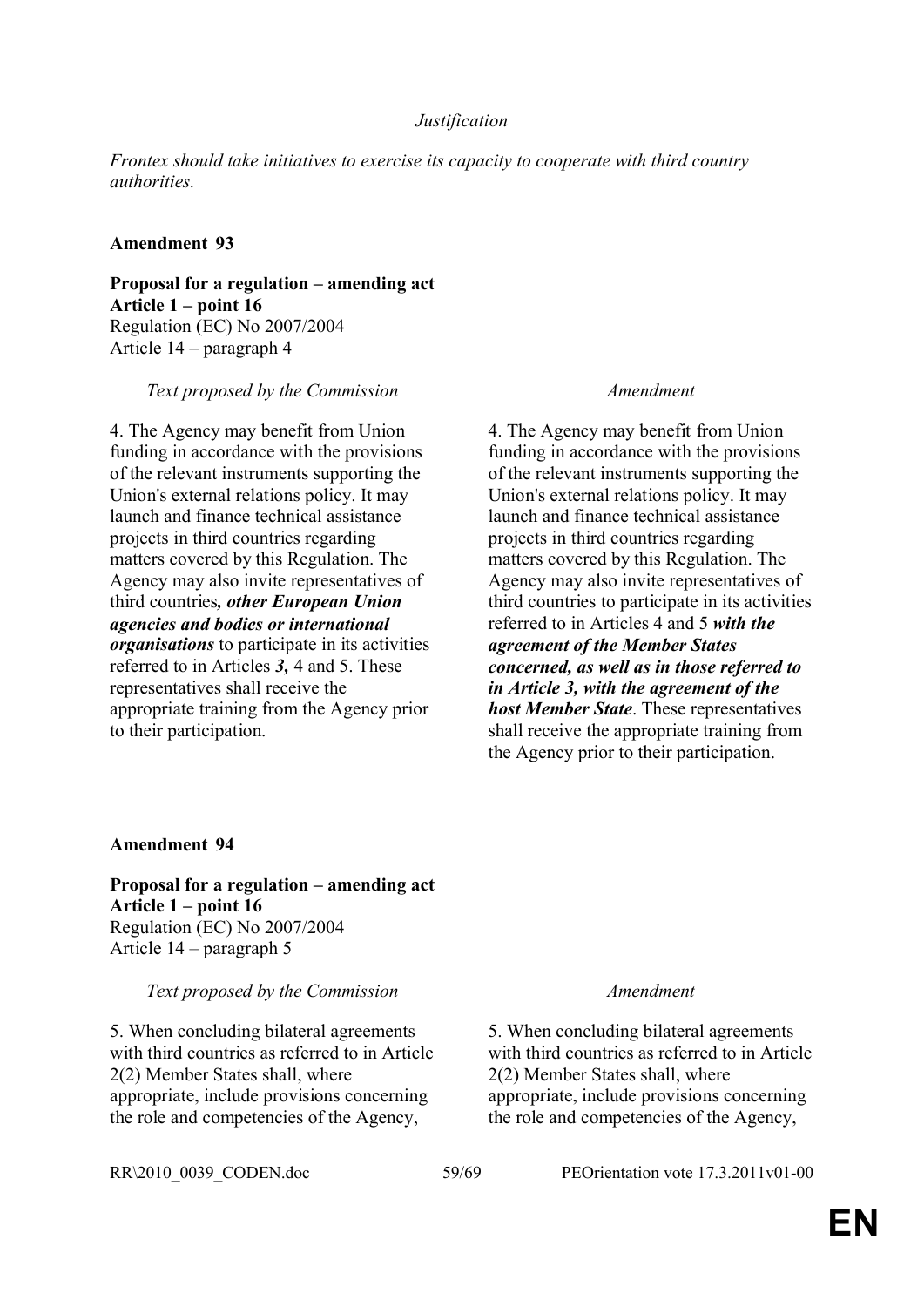*Justification*

*Frontex should take initiatives to exercise its capacity to cooperate with third country authorities.*

**Amendment 93**

**Proposal for a regulation – amending act**
**Article 1 – point 16**
Regulation (EC) No 2007/2004
Article 14 – paragraph 4

| *Text proposed by the Commission* | *Amendment* |
|---|---|
| 4. The Agency may benefit from Union funding in accordance with the provisions of the relevant instruments supporting the Union's external relations policy. It may launch and finance technical assistance projects in third countries regarding matters covered by this Regulation. The Agency may also invite representatives of third countries***, other European Union agencies and bodies or international organisations*** to participate in its activities referred to in Articles ***3,*** 4 and 5. These representatives shall receive the appropriate training from the Agency prior to their participation. | 4. The Agency may benefit from Union funding in accordance with the provisions of the relevant instruments supporting the Union's external relations policy. It may launch and finance technical assistance projects in third countries regarding matters covered by this Regulation. The Agency may also invite representatives of third countries to participate in its activities referred to in Articles 4 and 5 ***with the agreement of the Member States concerned, as well as in those referred to in Article 3, with the agreement of the host Member State***. These representatives shall receive the appropriate training from the Agency prior to their participation. |

**Amendment 94**

**Proposal for a regulation – amending act**
**Article 1 – point 16**
Regulation (EC) No 2007/2004
Article 14 – paragraph 5

| *Text proposed by the Commission* | *Amendment* |
|---|---|
| 5. When concluding bilateral agreements with third countries as referred to in Article 2(2) Member States shall, where appropriate, include provisions concerning the role and competencies of the Agency, | 5. When concluding bilateral agreements with third countries as referred to in Article 2(2) Member States shall, where appropriate, include provisions concerning the role and competencies of the Agency, |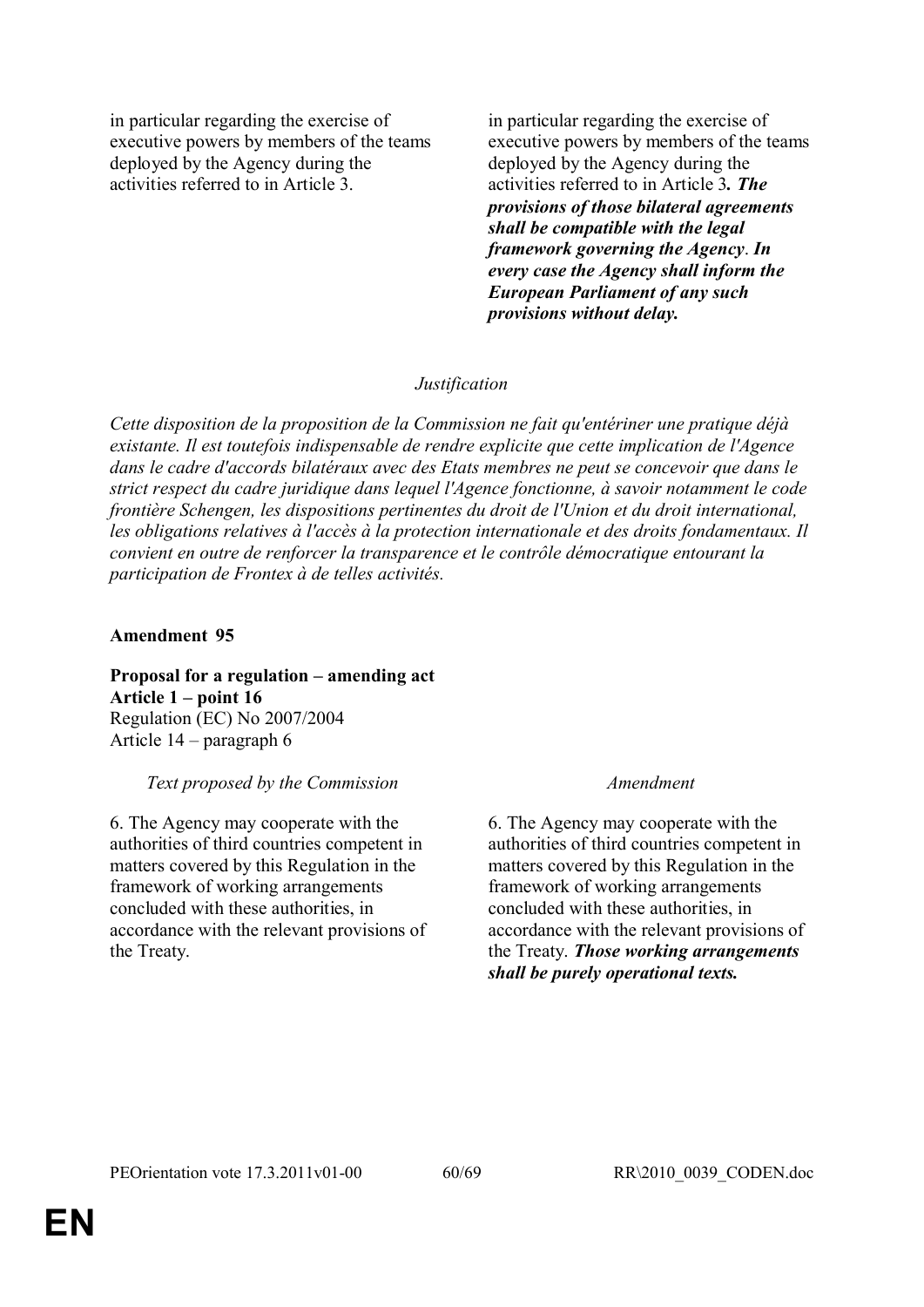| | |
|---|---|
| in particular regarding the exercise of executive powers by members of the teams deployed by the Agency during the activities referred to in Article 3. | in particular regarding the exercise of executive powers by members of the teams deployed by the Agency during the activities referred to in Article 3***. The provisions of those bilateral agreements shall be compatible with the legal framework governing the Agency. In every case the Agency shall inform the European Parliament of any such provisions without delay.*** |

*Justification*

*Cette disposition de la proposition de la Commission ne fait qu'entériner une pratique déjà existante. Il est toutefois indispensable de rendre explicite que cette implication de l'Agence dans le cadre d'accords bilatéraux avec des Etats membres ne peut se concevoir que dans le strict respect du cadre juridique dans lequel l'Agence fonctionne, à savoir notamment le code frontière Schengen, les dispositions pertinentes du droit de l'Union et du droit international, les obligations relatives à l'accès à la protection internationale et des droits fondamentaux. Il convient en outre de renforcer la transparence et le contrôle démocratique entourant la participation de Frontex à de telles activités.*

**Amendment 95**

**Proposal for a regulation – amending act**
**Article 1 – point 16**
Regulation (EC) No 2007/2004
Article 14 – paragraph 6

| *Text proposed by the Commission* | *Amendment* |
|---|---|
| 6. The Agency may cooperate with the authorities of third countries competent in matters covered by this Regulation in the framework of working arrangements concluded with these authorities, in accordance with the relevant provisions of the Treaty. | 6. The Agency may cooperate with the authorities of third countries competent in matters covered by this Regulation in the framework of working arrangements concluded with these authorities, in accordance with the relevant provisions of the Treaty. ***Those working arrangements shall be purely operational texts.*** |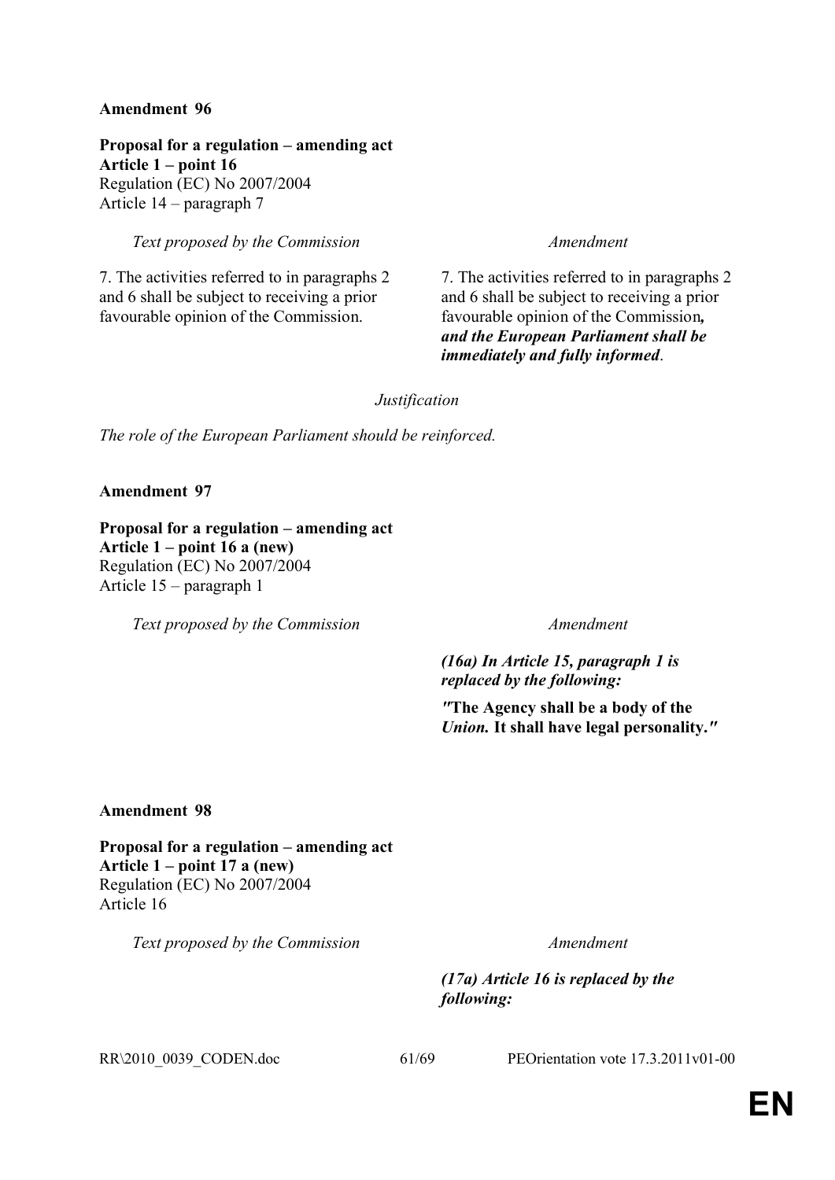**Amendment 96**

**Proposal for a regulation – amending act**
**Article 1 – point 16**
Regulation (EC) No 2007/2004
Article 14 – paragraph 7

| *Text proposed by the Commission* | *Amendment* |
| --- | --- |
| 7. The activities referred to in paragraphs 2 and 6 shall be subject to receiving a prior favourable opinion of the Commission. | 7. The activities referred to in paragraphs 2 and 6 shall be subject to receiving a prior favourable opinion of the Commission***, and the European Parliament shall be immediately and fully informed***. |

*Justification*

*The role of the European Parliament should be reinforced.*

**Amendment 97**

**Proposal for a regulation – amending act**
**Article 1 – point 16 a (new)**
Regulation (EC) No 2007/2004
Article 15 – paragraph 1

| *Text proposed by the Commission* | *Amendment* |
| --- | --- |
| | ***(16a) In Article 15, paragraph 1 is replaced by the following:*** |
| | ***"*The Agency shall be a body of the *Union.* It shall have legal personality.*"*** |

**Amendment 98**

**Proposal for a regulation – amending act**
**Article 1 – point 17 a (new)**
Regulation (EC) No 2007/2004
Article 16

| *Text proposed by the Commission* | *Amendment* |
| --- | --- |
| | ***(17a) Article 16 is replaced by the following:*** |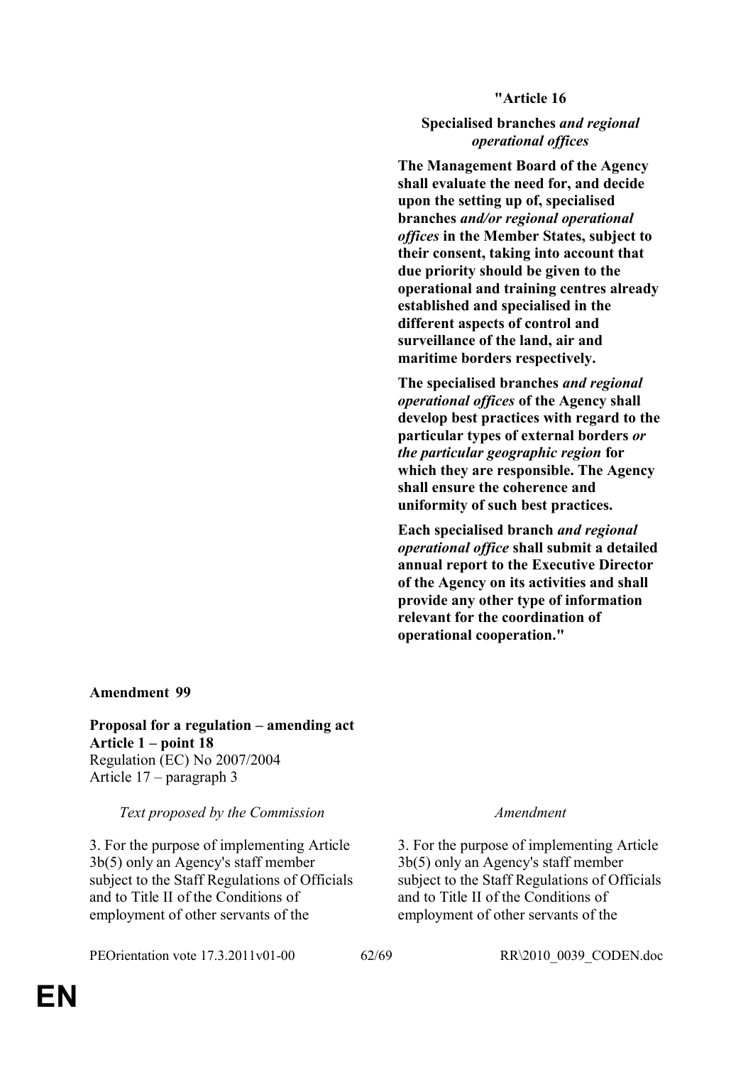| | **"Article 16** |
|---|---|
| | **Specialised branches *and regional operational offices*** |
| | **The Management Board of the Agency shall evaluate the need for, and decide upon the setting up of, specialised branches *and/or regional operational offices* in the Member States, subject to their consent, taking into account that due priority should be given to the operational and training centres already established and specialised in the different aspects of control and surveillance of the land, air and maritime borders respectively.** |
| | **The specialised branches *and regional operational offices* of the Agency shall develop best practices with regard to the particular types of external borders *or the particular geographic region* for which they are responsible. The Agency shall ensure the coherence and uniformity of such best practices.** |
| | **Each specialised branch *and regional operational office* shall submit a detailed annual report to the Executive Director of the Agency on its activities and shall provide any other type of information relevant for the coordination of operational cooperation."** |

**Amendment 99**

**Proposal for a regulation – amending act**
**Article 1 – point 18**
Regulation (EC) No 2007/2004
Article 17 – paragraph 3

| *Text proposed by the Commission* | *Amendment* |
|---|---|
| 3. For the purpose of implementing Article 3b(5) only an Agency's staff member subject to the Staff Regulations of Officials and to Title II of the Conditions of employment of other servants of the | 3. For the purpose of implementing Article 3b(5) only an Agency's staff member subject to the Staff Regulations of Officials and to Title II of the Conditions of employment of other servants of the |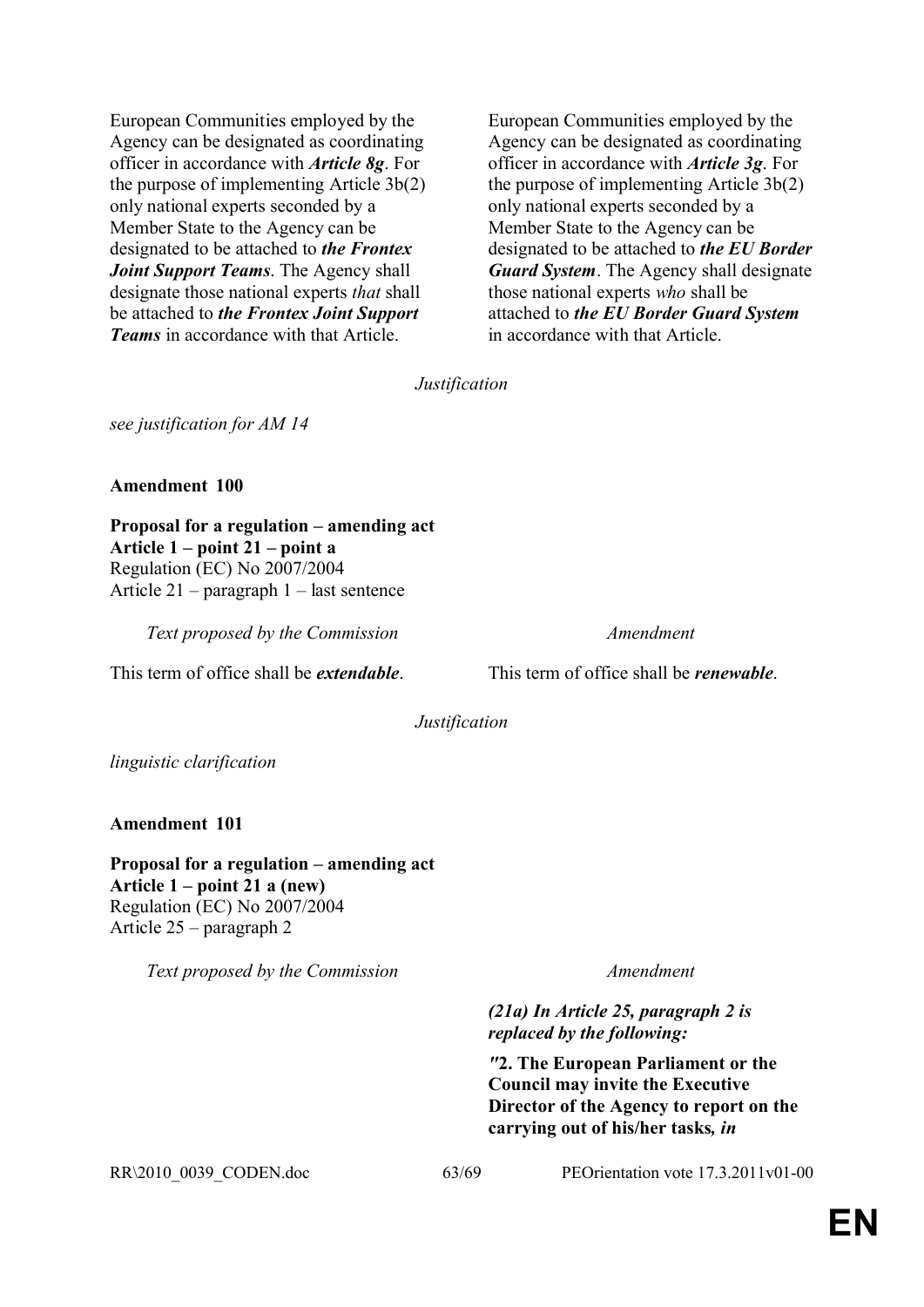| | |
|---|---|
| European Communities employed by the Agency can be designated as coordinating officer in accordance with ***Article 8g***. For the purpose of implementing Article 3b(2) only national experts seconded by a Member State to the Agency can be designated to be attached to ***the Frontex Joint Support Teams***. The Agency shall designate those national experts *that* shall be attached to ***the Frontex Joint Support Teams*** in accordance with that Article. | European Communities employed by the Agency can be designated as coordinating officer in accordance with ***Article 3g***. For the purpose of implementing Article 3b(2) only national experts seconded by a Member State to the Agency can be designated to be attached to ***the EU Border Guard System***. The Agency shall designate those national experts *who* shall be attached to ***the EU Border Guard System*** in accordance with that Article. |

*Justification*

*see justification for AM 14*

**Amendment 100**

**Proposal for a regulation – amending act**
**Article 1 – point 21 – point a**
Regulation (EC) No 2007/2004
Article 21 – paragraph 1 – last sentence

| *Text proposed by the Commission* | *Amendment* |
|---|---|
| This term of office shall be ***extendable***. | This term of office shall be ***renewable***. |

*Justification*

*linguistic clarification*

**Amendment 101**

**Proposal for a regulation – amending act**
**Article 1 – point 21 a (new)**
Regulation (EC) No 2007/2004
Article 25 – paragraph 2

| *Text proposed by the Commission* | *Amendment* |
|---|---|
| | ***(21a) In Article 25, paragraph 2 is replaced by the following:*** |
| | ***"*2. The European Parliament or the Council may invite the Executive Director of the Agency to report on the carrying out of his/her tasks*, in*** |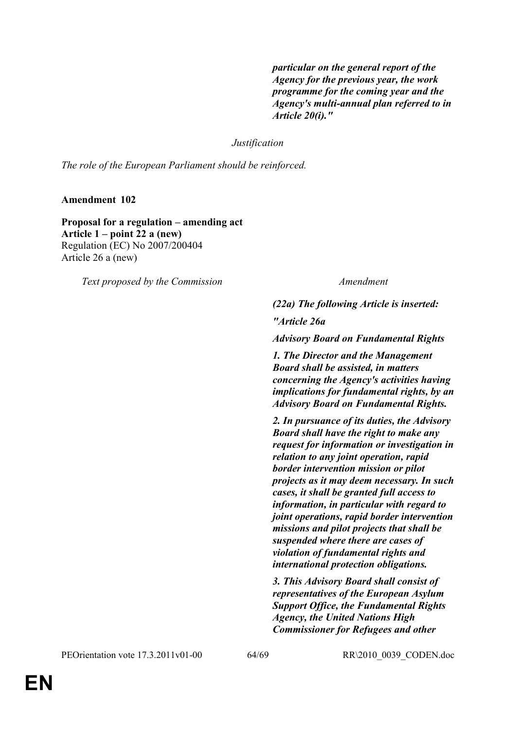| | |
|---|---|
| | ***particular on the general report of the Agency for the previous year, the work programme for the coming year and the Agency's multi-annual plan referred to in Article 20(i)."*** |

*Justification*

*The role of the European Parliament should be reinforced.*

**Amendment 102**

**Proposal for a regulation – amending act**
**Article 1 – point 22 a (new)**
Regulation (EC) No 2007/200404
Article 26 a (new)

| *Text proposed by the Commission* | *Amendment* |
|---|---|
| | ***(22a) The following Article is inserted:*** |
| | ***"Article 26a*** |
| | ***Advisory Board on Fundamental Rights*** |
| | ***1. The Director and the Management Board shall be assisted, in matters concerning the Agency's activities having implications for fundamental rights, by an Advisory Board on Fundamental Rights.*** |
| | ***2. In pursuance of its duties, the Advisory Board shall have the right to make any request for information or investigation in relation to any joint operation, rapid border intervention mission or pilot projects as it may deem necessary. In such cases, it shall be granted full access to information, in particular with regard to joint operations, rapid border intervention missions and pilot projects that shall be suspended where there are cases of violation of fundamental rights and international protection obligations.*** |
| | ***3. This Advisory Board shall consist of representatives of the European Asylum Support Office, the Fundamental Rights Agency, the United Nations High Commissioner for Refugees and other*** |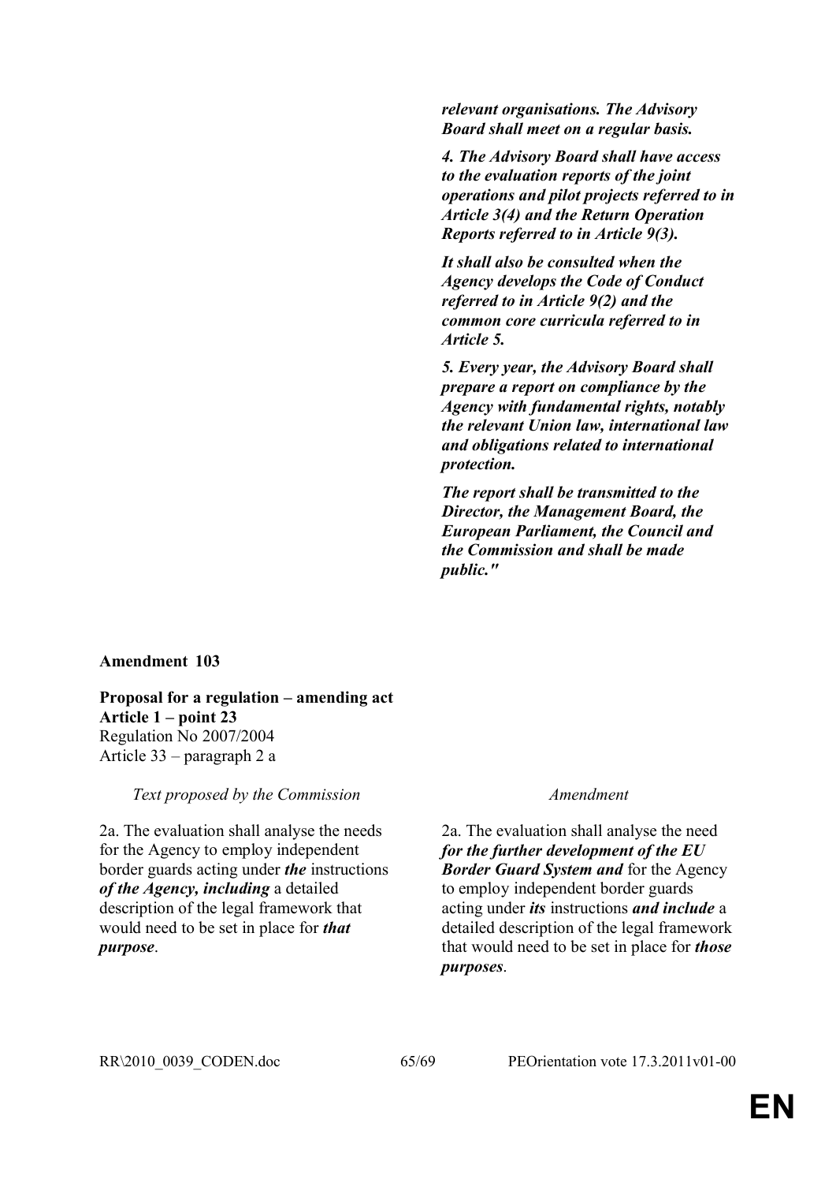| | |
|---|---|
| | ***relevant organisations. The Advisory Board shall meet on a regular basis.*** |
| | ***4. The Advisory Board shall have access to the evaluation reports of the joint operations and pilot projects referred to in Article 3(4) and the Return Operation Reports referred to in Article 9(3).*** |
| | ***It shall also be consulted when the Agency develops the Code of Conduct referred to in Article 9(2) and the common core curricula referred to in Article 5.*** |
| | ***5. Every year, the Advisory Board shall prepare a report on compliance by the Agency with fundamental rights, notably the relevant Union law, international law and obligations related to international protection.*** |
| | ***The report shall be transmitted to the Director, the Management Board, the European Parliament, the Council and the Commission and shall be made public."*** |

**Amendment 103**

**Proposal for a regulation – amending act**
**Article 1 – point 23**
Regulation No 2007/2004
Article 33 – paragraph 2 a

| *Text proposed by the Commission* | *Amendment* |
|---|---|
| 2a. The evaluation shall analyse the needs for the Agency to employ independent border guards acting under ***the*** instructions ***of the Agency, including*** a detailed description of the legal framework that would need to be set in place for ***that purpose***. | 2a. The evaluation shall analyse the need ***for the further development of the EU Border Guard System and*** for the Agency to employ independent border guards acting under ***its*** instructions ***and include*** a detailed description of the legal framework that would need to be set in place for ***those purposes***. |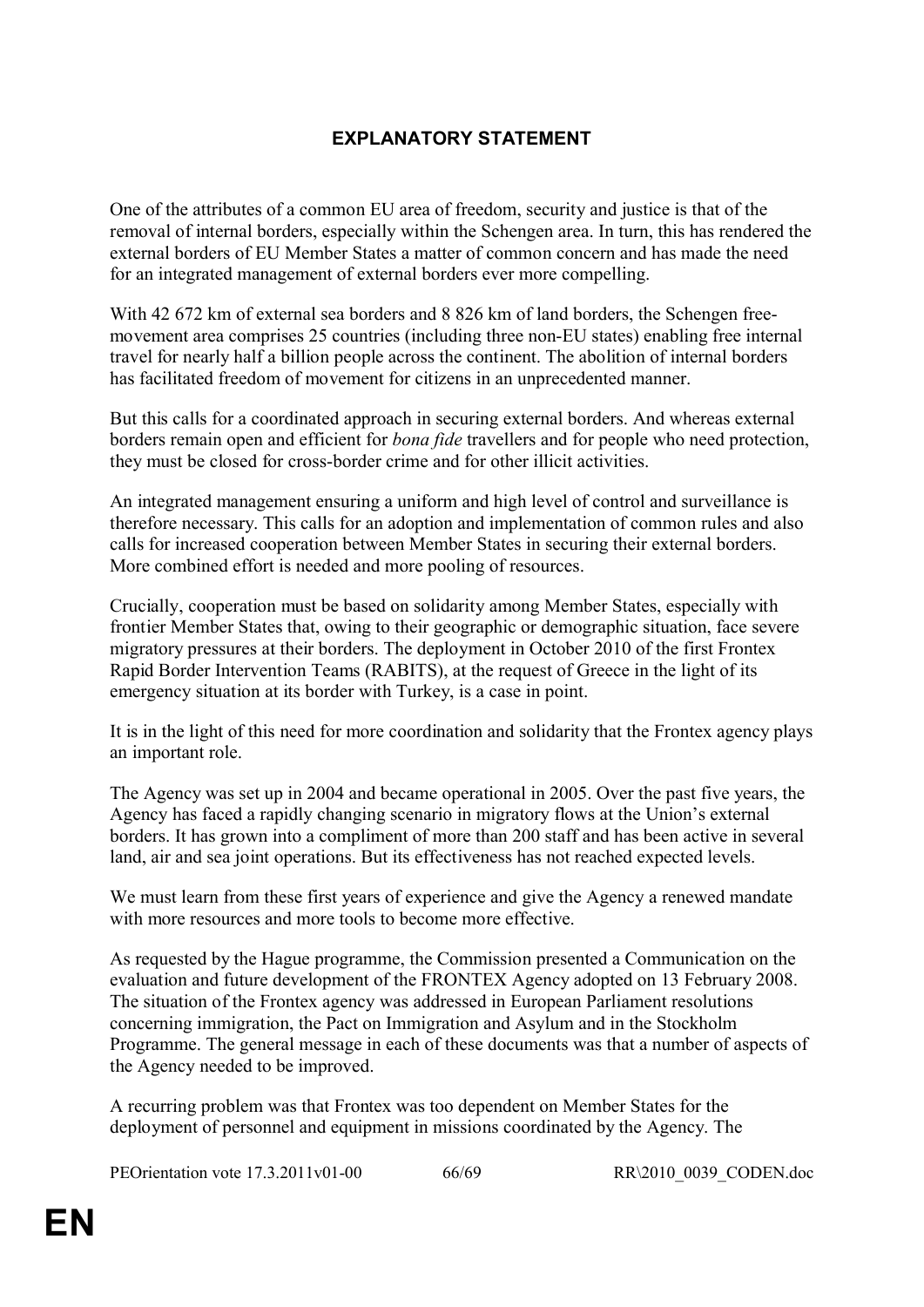# EXPLANATORY STATEMENT

One of the attributes of a common EU area of freedom, security and justice is that of the removal of internal borders, especially within the Schengen area. In turn, this has rendered the external borders of EU Member States a matter of common concern and has made the need for an integrated management of external borders ever more compelling.

With 42 672 km of external sea borders and 8 826 km of land borders, the Schengen free-movement area comprises 25 countries (including three non-EU states) enabling free internal travel for nearly half a billion people across the continent. The abolition of internal borders has facilitated freedom of movement for citizens in an unprecedented manner.

But this calls for a coordinated approach in securing external borders. And whereas external borders remain open and efficient for *bona fide* travellers and for people who need protection, they must be closed for cross-border crime and for other illicit activities.

An integrated management ensuring a uniform and high level of control and surveillance is therefore necessary. This calls for an adoption and implementation of common rules and also calls for increased cooperation between Member States in securing their external borders. More combined effort is needed and more pooling of resources.

Crucially, cooperation must be based on solidarity among Member States, especially with frontier Member States that, owing to their geographic or demographic situation, face severe migratory pressures at their borders. The deployment in October 2010 of the first Frontex Rapid Border Intervention Teams (RABITS), at the request of Greece in the light of its emergency situation at its border with Turkey, is a case in point.

It is in the light of this need for more coordination and solidarity that the Frontex agency plays an important role.

The Agency was set up in 2004 and became operational in 2005. Over the past five years, the Agency has faced a rapidly changing scenario in migratory flows at the Union's external borders. It has grown into a compliment of more than 200 staff and has been active in several land, air and sea joint operations. But its effectiveness has not reached expected levels.

We must learn from these first years of experience and give the Agency a renewed mandate with more resources and more tools to become more effective.

As requested by the Hague programme, the Commission presented a Communication on the evaluation and future development of the FRONTEX Agency adopted on 13 February 2008. The situation of the Frontex agency was addressed in European Parliament resolutions concerning immigration, the Pact on Immigration and Asylum and in the Stockholm Programme. The general message in each of these documents was that a number of aspects of the Agency needed to be improved.

A recurring problem was that Frontex was too dependent on Member States for the deployment of personnel and equipment in missions coordinated by the Agency. The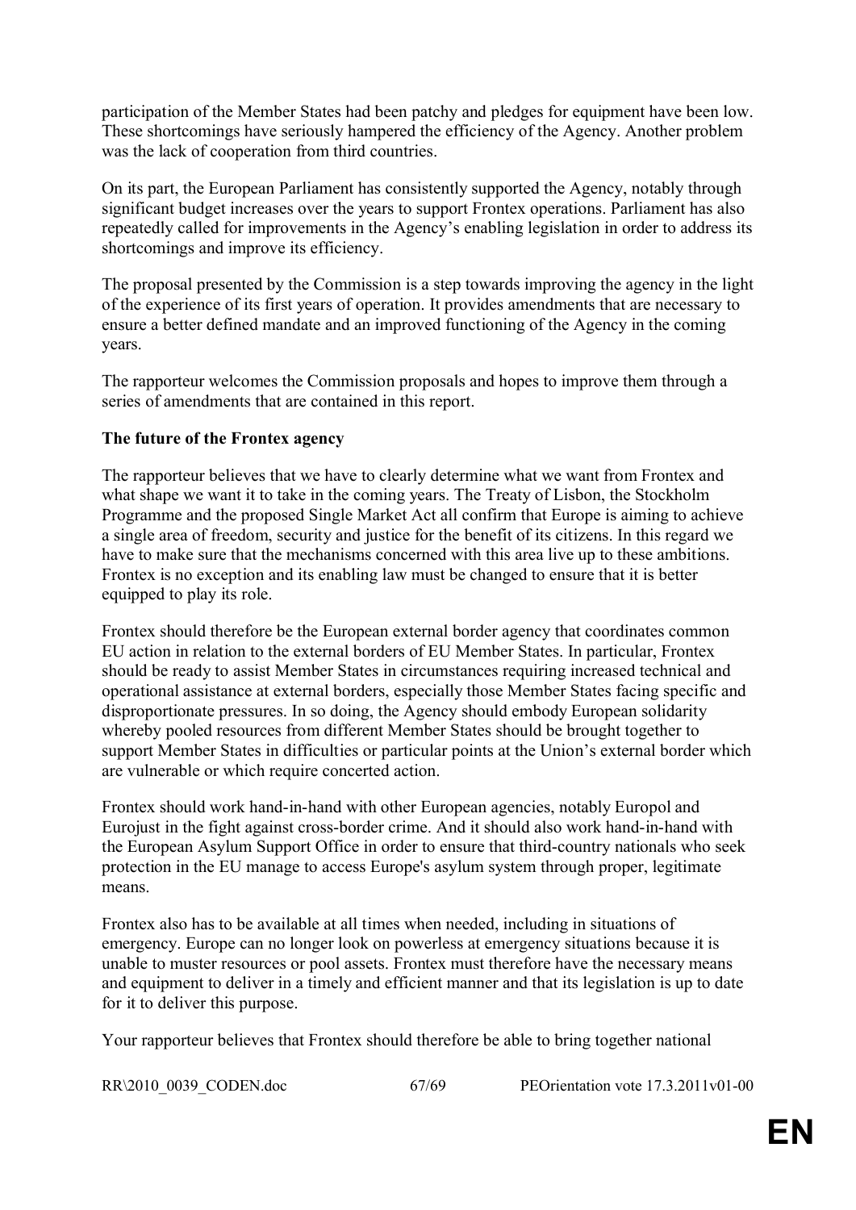participation of the Member States had been patchy and pledges for equipment have been low. These shortcomings have seriously hampered the efficiency of the Agency. Another problem was the lack of cooperation from third countries.

On its part, the European Parliament has consistently supported the Agency, notably through significant budget increases over the years to support Frontex operations. Parliament has also repeatedly called for improvements in the Agency's enabling legislation in order to address its shortcomings and improve its efficiency.

The proposal presented by the Commission is a step towards improving the agency in the light of the experience of its first years of operation. It provides amendments that are necessary to ensure a better defined mandate and an improved functioning of the Agency in the coming years.

The rapporteur welcomes the Commission proposals and hopes to improve them through a series of amendments that are contained in this report.

**The future of the Frontex agency**

The rapporteur believes that we have to clearly determine what we want from Frontex and what shape we want it to take in the coming years. The Treaty of Lisbon, the Stockholm Programme and the proposed Single Market Act all confirm that Europe is aiming to achieve a single area of freedom, security and justice for the benefit of its citizens. In this regard we have to make sure that the mechanisms concerned with this area live up to these ambitions. Frontex is no exception and its enabling law must be changed to ensure that it is better equipped to play its role.

Frontex should therefore be the European external border agency that coordinates common EU action in relation to the external borders of EU Member States. In particular, Frontex should be ready to assist Member States in circumstances requiring increased technical and operational assistance at external borders, especially those Member States facing specific and disproportionate pressures. In so doing, the Agency should embody European solidarity whereby pooled resources from different Member States should be brought together to support Member States in difficulties or particular points at the Union's external border which are vulnerable or which require concerted action.

Frontex should work hand-in-hand with other European agencies, notably Europol and Eurojust in the fight against cross-border crime. And it should also work hand-in-hand with the European Asylum Support Office in order to ensure that third-country nationals who seek protection in the EU manage to access Europe's asylum system through proper, legitimate means.

Frontex also has to be available at all times when needed, including in situations of emergency. Europe can no longer look on powerless at emergency situations because it is unable to muster resources or pool assets. Frontex must therefore have the necessary means and equipment to deliver in a timely and efficient manner and that its legislation is up to date for it to deliver this purpose.

Your rapporteur believes that Frontex should therefore be able to bring together national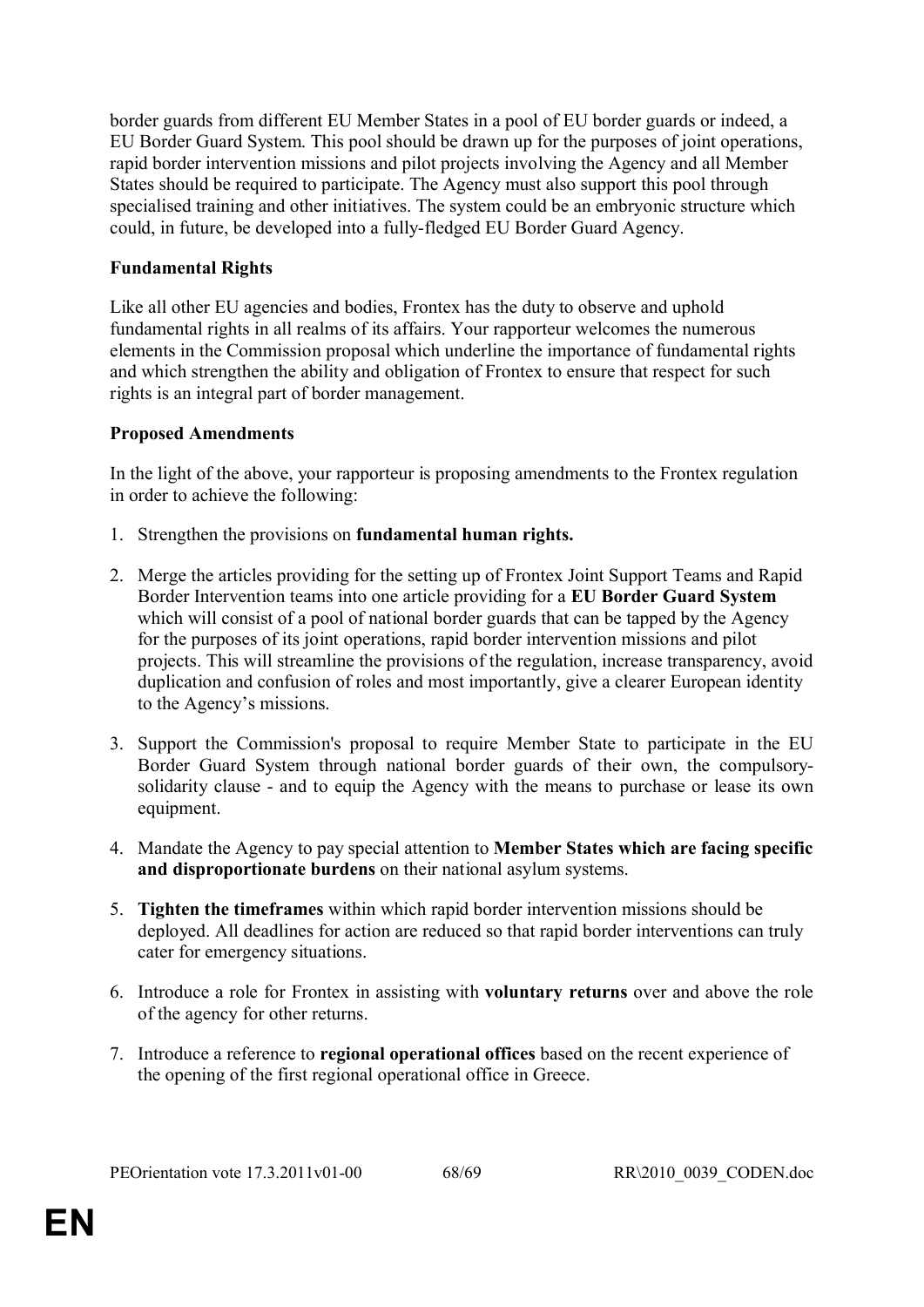border guards from different EU Member States in a pool of EU border guards or indeed, a EU Border Guard System. This pool should be drawn up for the purposes of joint operations, rapid border intervention missions and pilot projects involving the Agency and all Member States should be required to participate. The Agency must also support this pool through specialised training and other initiatives. The system could be an embryonic structure which could, in future, be developed into a fully-fledged EU Border Guard Agency.

**Fundamental Rights**

Like all other EU agencies and bodies, Frontex has the duty to observe and uphold fundamental rights in all realms of its affairs. Your rapporteur welcomes the numerous elements in the Commission proposal which underline the importance of fundamental rights and which strengthen the ability and obligation of Frontex to ensure that respect for such rights is an integral part of border management.

**Proposed Amendments**

In the light of the above, your rapporteur is proposing amendments to the Frontex regulation in order to achieve the following:

1. Strengthen the provisions on **fundamental human rights.**

2. Merge the articles providing for the setting up of Frontex Joint Support Teams and Rapid Border Intervention teams into one article providing for a **EU Border Guard System** which will consist of a pool of national border guards that can be tapped by the Agency for the purposes of its joint operations, rapid border intervention missions and pilot projects. This will streamline the provisions of the regulation, increase transparency, avoid duplication and confusion of roles and most importantly, give a clearer European identity to the Agency's missions.

3. Support the Commission's proposal to require Member State to participate in the EU Border Guard System through national border guards of their own, the compulsory-solidarity clause - and to equip the Agency with the means to purchase or lease its own equipment.

4. Mandate the Agency to pay special attention to **Member States which are facing specific and disproportionate burdens** on their national asylum systems.

5. **Tighten the timeframes** within which rapid border intervention missions should be deployed. All deadlines for action are reduced so that rapid border interventions can truly cater for emergency situations.

6. Introduce a role for Frontex in assisting with **voluntary returns** over and above the role of the agency for other returns.

7. Introduce a reference to **regional operational offices** based on the recent experience of the opening of the first regional operational office in Greece.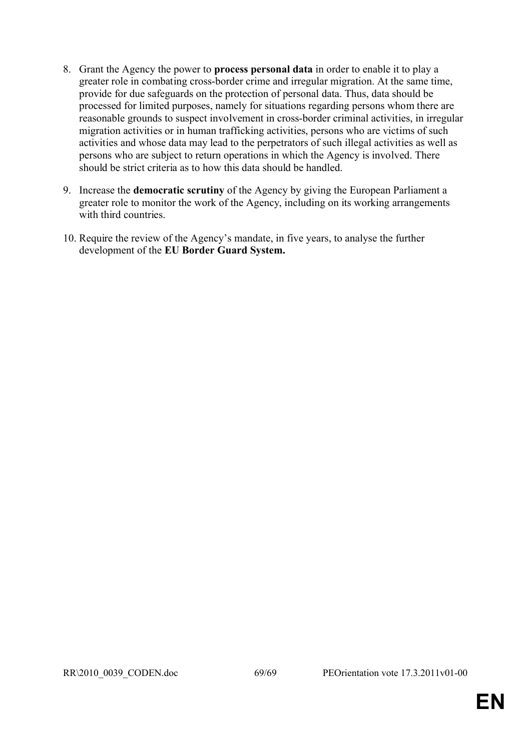8. Grant the Agency the power to **process personal data** in order to enable it to play a greater role in combating cross-border crime and irregular migration. At the same time, provide for due safeguards on the protection of personal data. Thus, data should be processed for limited purposes, namely for situations regarding persons whom there are reasonable grounds to suspect involvement in cross-border criminal activities, in irregular migration activities or in human trafficking activities, persons who are victims of such activities and whose data may lead to the perpetrators of such illegal activities as well as persons who are subject to return operations in which the Agency is involved. There should be strict criteria as to how this data should be handled.

9. Increase the **democratic scrutiny** of the Agency by giving the European Parliament a greater role to monitor the work of the Agency, including on its working arrangements with third countries.

10. Require the review of the Agency's mandate, in five years, to analyse the further development of the **EU Border Guard System.**